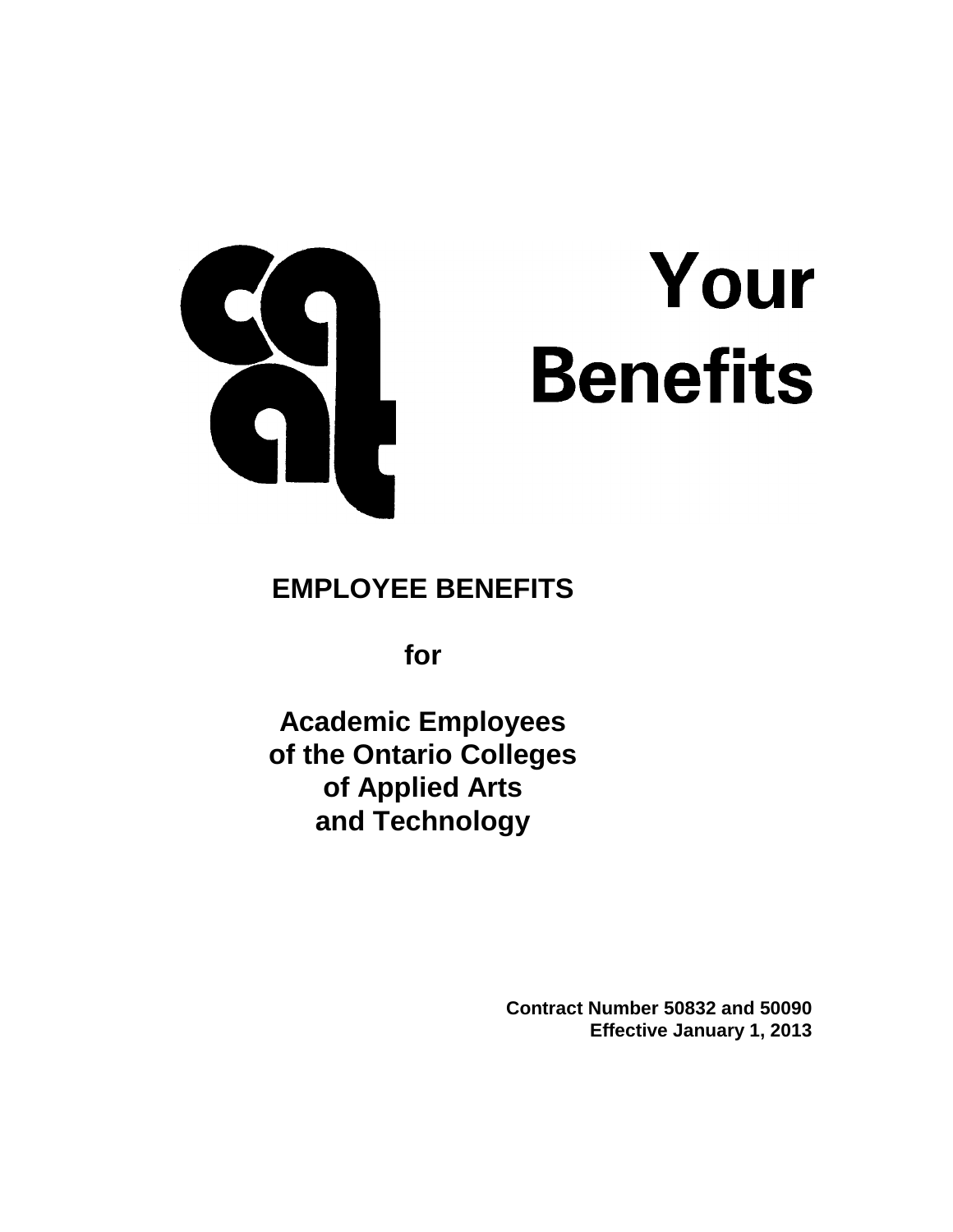# Your Benefits

## EMPLOYEE BENEFITS

**for**

**Academic Employees of the Ontario Colleges of Applied Arts and Technology**

**Contract Number 50832 and 50090**
**Effective January 1, 2013**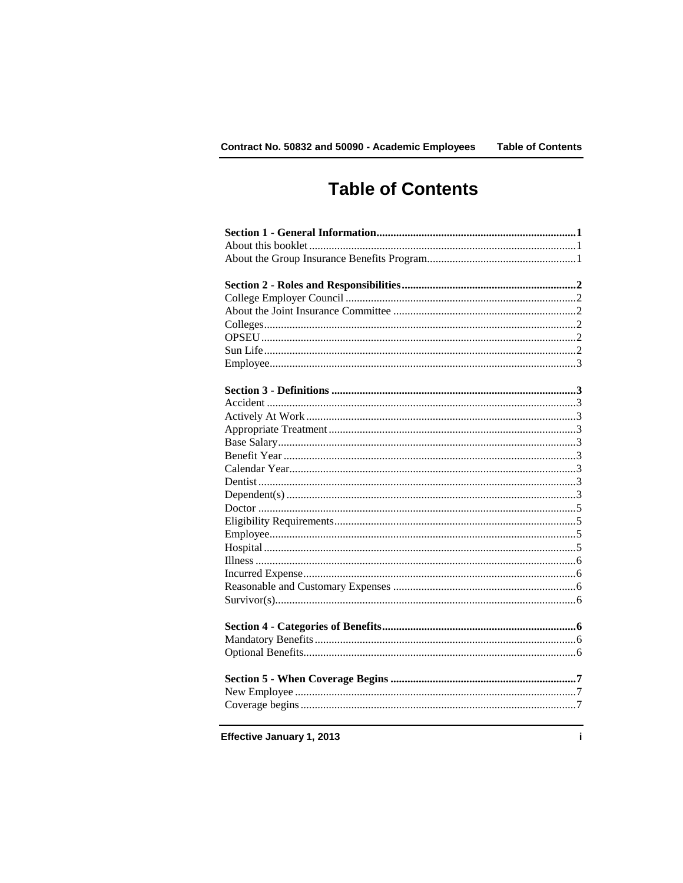# Table of Contents

| | |
|---|---|
| **Section 1 - General Information** | **1** |
| About this booklet | 1 |
| About the Group Insurance Benefits Program | 1 |
| **Section 2 - Roles and Responsibilities** | **2** |
| College Employer Council | 2 |
| About the Joint Insurance Committee | 2 |
| Colleges | 2 |
| OPSEU | 2 |
| Sun Life | 2 |
| Employee | 3 |
| **Section 3 - Definitions** | **3** |
| Accident | 3 |
| Actively At Work | 3 |
| Appropriate Treatment | 3 |
| Base Salary | 3 |
| Benefit Year | 3 |
| Calendar Year | 3 |
| Dentist | 3 |
| Dependent(s) | 3 |
| Doctor | 5 |
| Eligibility Requirements | 5 |
| Employee | 5 |
| Hospital | 5 |
| Illness | 6 |
| Incurred Expense | 6 |
| Reasonable and Customary Expenses | 6 |
| Survivor(s) | 6 |
| **Section 4 - Categories of Benefits** | **6** |
| Mandatory Benefits | 6 |
| Optional Benefits | 6 |
| **Section 5 - When Coverage Begins** | **7** |
| New Employee | 7 |
| Coverage begins | 7 |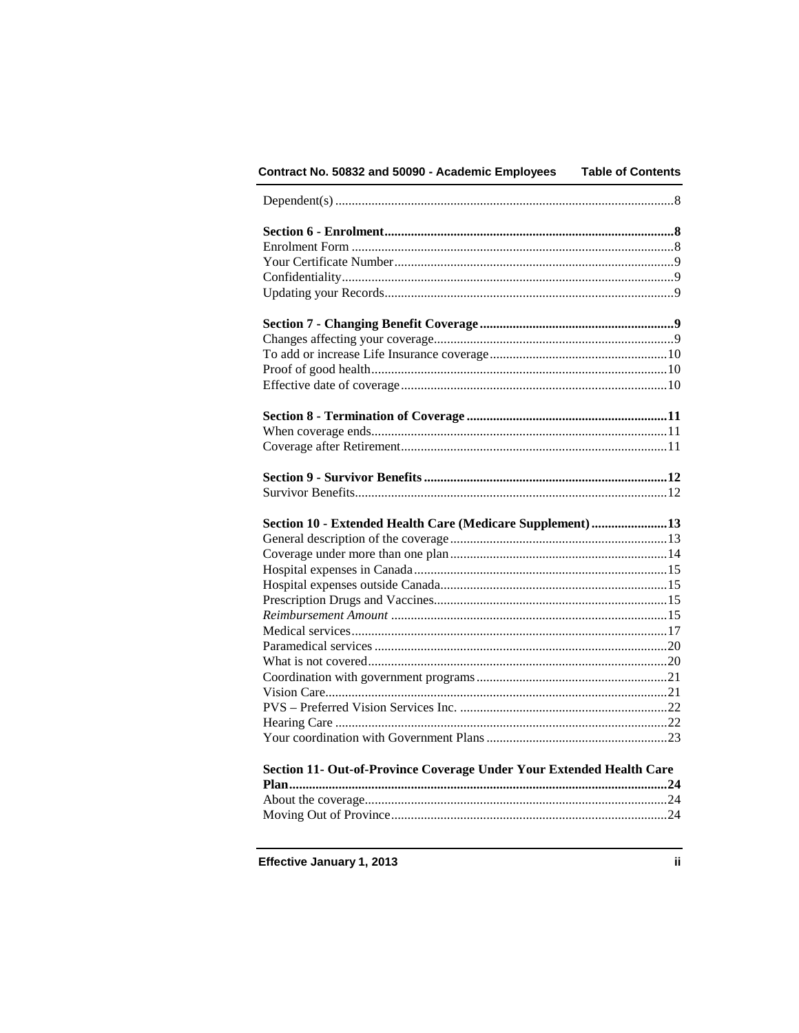Dependent(s) ...................................................................................................8

**Section 6 - Enrolment......................................................................................8**

Enrolment Form ..................................................................................................8

Your Certificate Number.....................................................................................9

Confidentiality.....................................................................................................9

Updating your Records........................................................................................9

**Section 7 - Changing Benefit Coverage ...........................................................9**

Changes affecting your coverage.........................................................................9

To add or increase Life Insurance coverage......................................................10

Proof of good health...........................................................................................10

Effective date of coverage..................................................................................10

**Section 8 - Termination of Coverage .............................................................11**

When coverage ends...........................................................................................11

Coverage after Retirement..................................................................................11

**Section 9 - Survivor Benefits ...........................................................................12**

Survivor Benefits................................................................................................12

**Section 10 - Extended Health Care (Medicare Supplement) .......................13**

General description of the coverage..................................................................13

Coverage under more than one plan..................................................................14

Hospital expenses in Canada.............................................................................15

Hospital expenses outside Canada.....................................................................15

Prescription Drugs and Vaccines.......................................................................15

*Reimbursement Amount* ....................................................................................15

Medical services.................................................................................................17

Paramedical services .........................................................................................20

What is not covered............................................................................................20

Coordination with government programs..........................................................21

Vision Care.........................................................................................................21

PVS – Preferred Vision Services Inc. ...............................................................22

Hearing Care ......................................................................................................22

Your coordination with Government Plans .......................................................23

**Section 11- Out-of-Province Coverage Under Your Extended Health Care Plan..................................................................................................................24**

About the coverage............................................................................................24

Moving Out of Province.....................................................................................24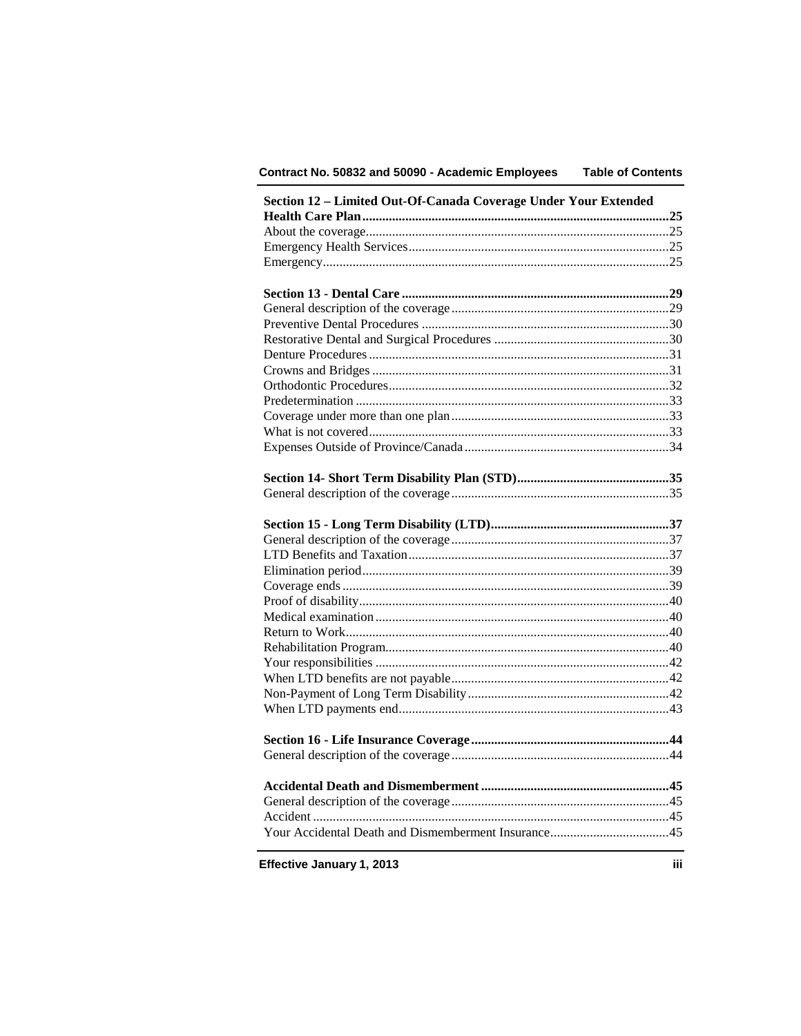**Section 12 – Limited Out-Of-Canada Coverage Under Your Extended Health Care Plan** ........ 25
About the coverage ........ 25
Emergency Health Services ........ 25
Emergency ........ 25

**Section 13 - Dental Care** ........ 29
General description of the coverage ........ 29
Preventive Dental Procedures ........ 30
Restorative Dental and Surgical Procedures ........ 30
Denture Procedures ........ 31
Crowns and Bridges ........ 31
Orthodontic Procedures ........ 32
Predetermination ........ 33
Coverage under more than one plan ........ 33
What is not covered ........ 33
Expenses Outside of Province/Canada ........ 34

**Section 14- Short Term Disability Plan (STD)** ........ 35
General description of the coverage ........ 35

**Section 15 - Long Term Disability (LTD)** ........ 37
General description of the coverage ........ 37
LTD Benefits and Taxation ........ 37
Elimination period ........ 39
Coverage ends ........ 39
Proof of disability ........ 40
Medical examination ........ 40
Return to Work ........ 40
Rehabilitation Program ........ 40
Your responsibilities ........ 42
When LTD benefits are not payable ........ 42
Non-Payment of Long Term Disability ........ 42
When LTD payments end ........ 43

**Section 16 - Life Insurance Coverage** ........ 44
General description of the coverage ........ 44

**Accidental Death and Dismemberment** ........ 45
General description of the coverage ........ 45
Accident ........ 45
Your Accidental Death and Dismemberment Insurance ........ 45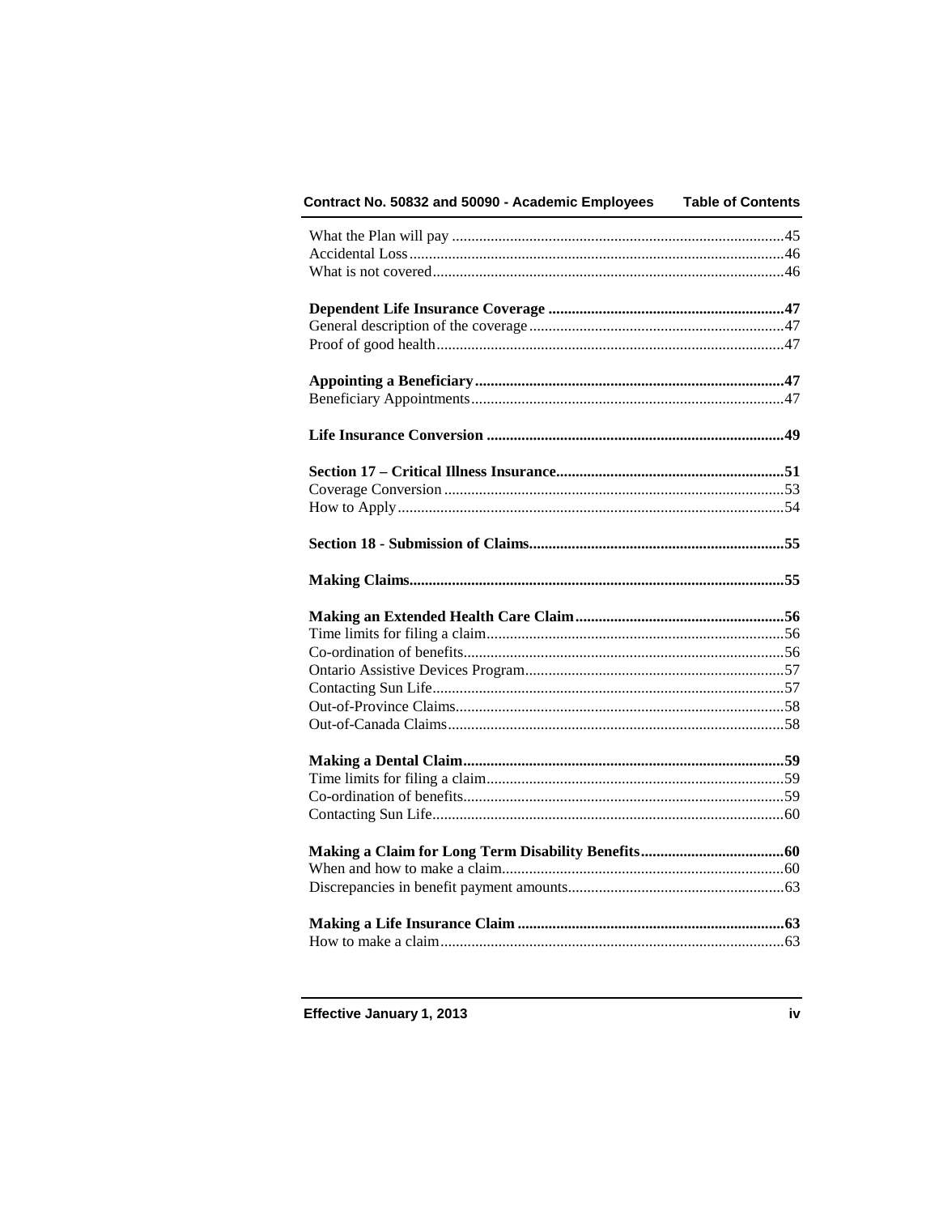What the Plan will pay ....................................................................................45
Accidental Loss ...............................................................................................46
What is not covered .........................................................................................46

**Dependent Life Insurance Coverage ............................................................47**
General description of the coverage .................................................................47
Proof of good health .........................................................................................47

**Appointing a Beneficiary ...............................................................................47**
Beneficiary Appointments ................................................................................47

**Life Insurance Conversion ............................................................................49**

**Section 17 – Critical Illness Insurance ..........................................................51**
Coverage Conversion .......................................................................................53
How to Apply ...................................................................................................54

**Section 18 - Submission of Claims .................................................................55**

**Making Claims ...............................................................................................55**

**Making an Extended Health Care Claim .....................................................56**
Time limits for filing a claim ............................................................................56
Co-ordination of benefits ..................................................................................56
Ontario Assistive Devices Program ..................................................................57
Contacting Sun Life ..........................................................................................57
Out-of-Province Claims ....................................................................................58
Out-of-Canada Claims ......................................................................................58

**Making a Dental Claim .................................................................................59**
Time limits for filing a claim ............................................................................59
Co-ordination of benefits ..................................................................................59
Contacting Sun Life ..........................................................................................60

**Making a Claim for Long Term Disability Benefits ....................................60**
When and how to make a claim ........................................................................60
Discrepancies in benefit payment amounts .......................................................63

**Making a Life Insurance Claim ....................................................................63**
How to make a claim ........................................................................................63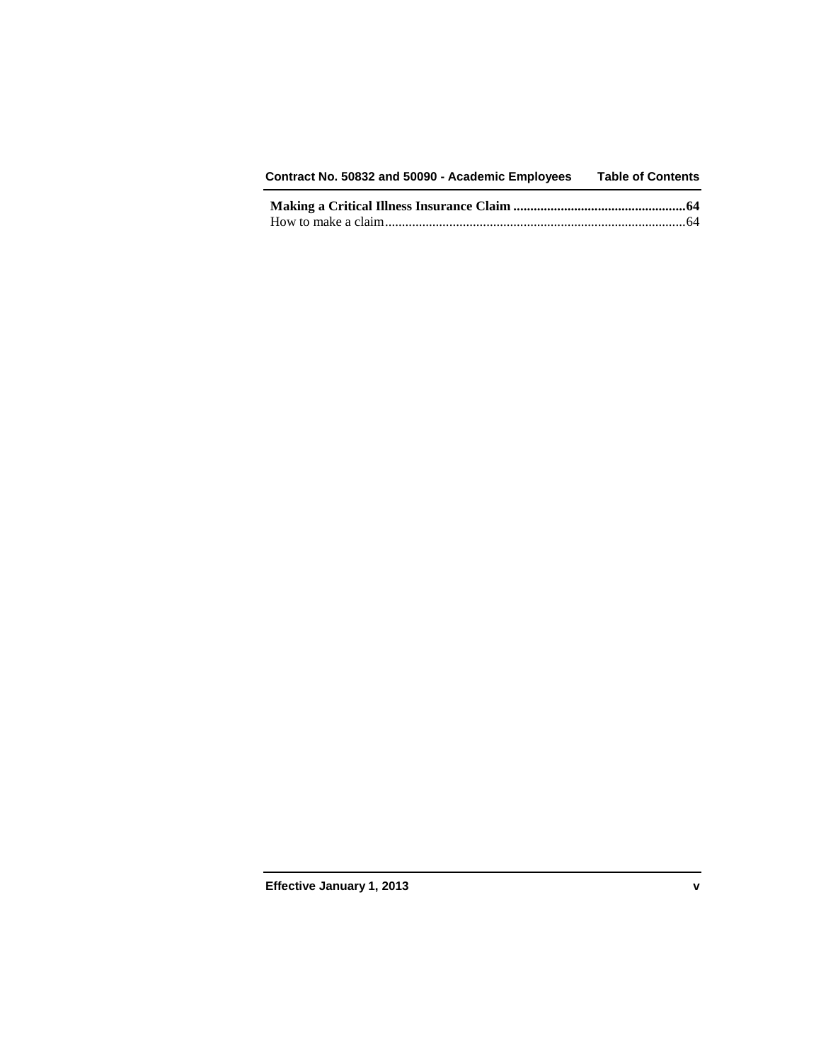**Making a Critical Illness Insurance Claim ....................................................64**

How to make a claim.........................................................................................64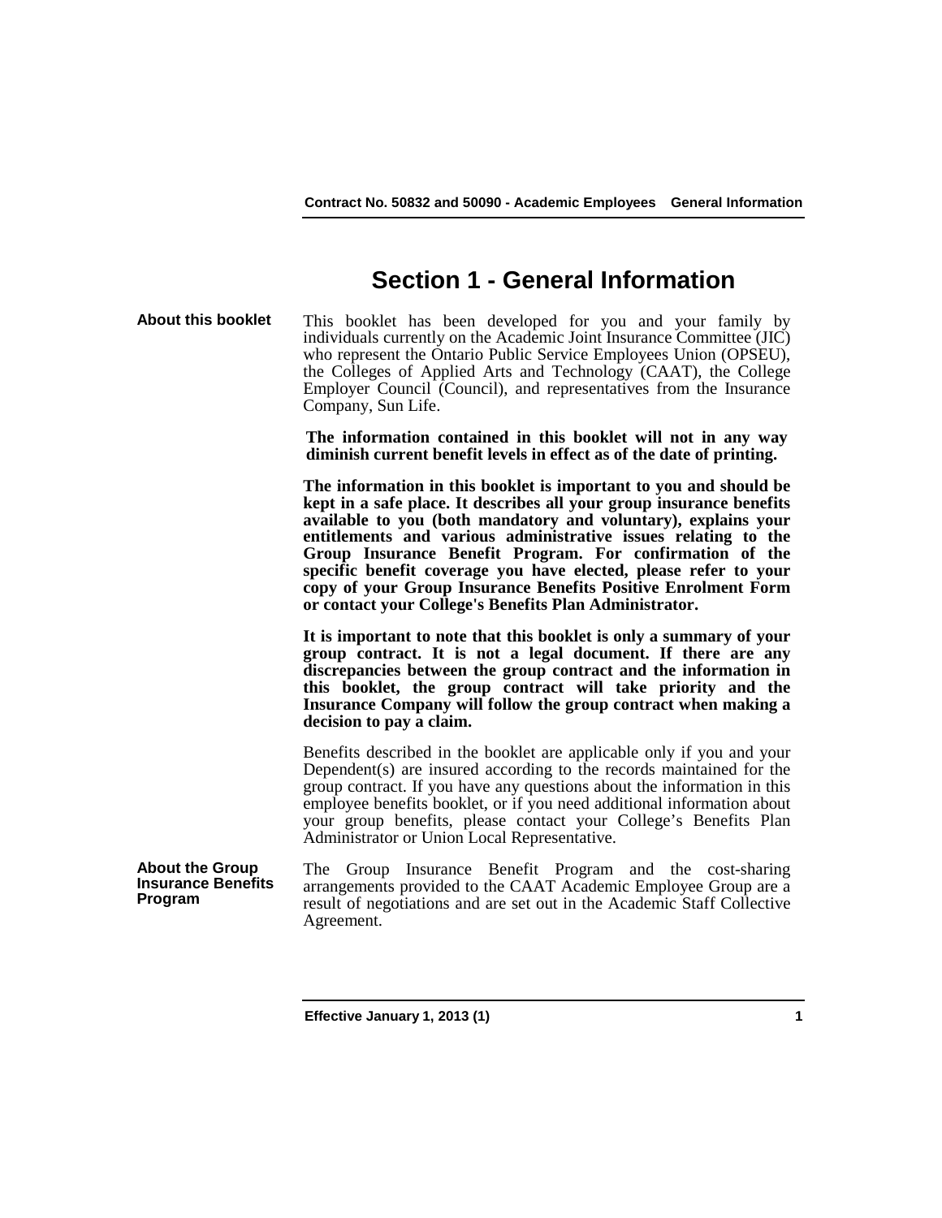# Section 1 - General Information

**About this booklet**

This booklet has been developed for you and your family by individuals currently on the Academic Joint Insurance Committee (JIC) who represent the Ontario Public Service Employees Union (OPSEU), the Colleges of Applied Arts and Technology (CAAT), the College Employer Council (Council), and representatives from the Insurance Company, Sun Life.

**The information contained in this booklet will not in any way diminish current benefit levels in effect as of the date of printing.**

**The information in this booklet is important to you and should be kept in a safe place. It describes all your group insurance benefits available to you (both mandatory and voluntary), explains your entitlements and various administrative issues relating to the Group Insurance Benefit Program. For confirmation of the specific benefit coverage you have elected, please refer to your copy of your Group Insurance Benefits Positive Enrolment Form or contact your College's Benefits Plan Administrator.**

**It is important to note that this booklet is only a summary of your group contract. It is not a legal document. If there are any discrepancies between the group contract and the information in this booklet, the group contract will take priority and the Insurance Company will follow the group contract when making a decision to pay a claim.**

Benefits described in the booklet are applicable only if you and your Dependent(s) are insured according to the records maintained for the group contract. If you have any questions about the information in this employee benefits booklet, or if you need additional information about your group benefits, please contact your College's Benefits Plan Administrator or Union Local Representative.

**About the Group Insurance Benefits Program**

The Group Insurance Benefit Program and the cost-sharing arrangements provided to the CAAT Academic Employee Group are a result of negotiations and are set out in the Academic Staff Collective Agreement.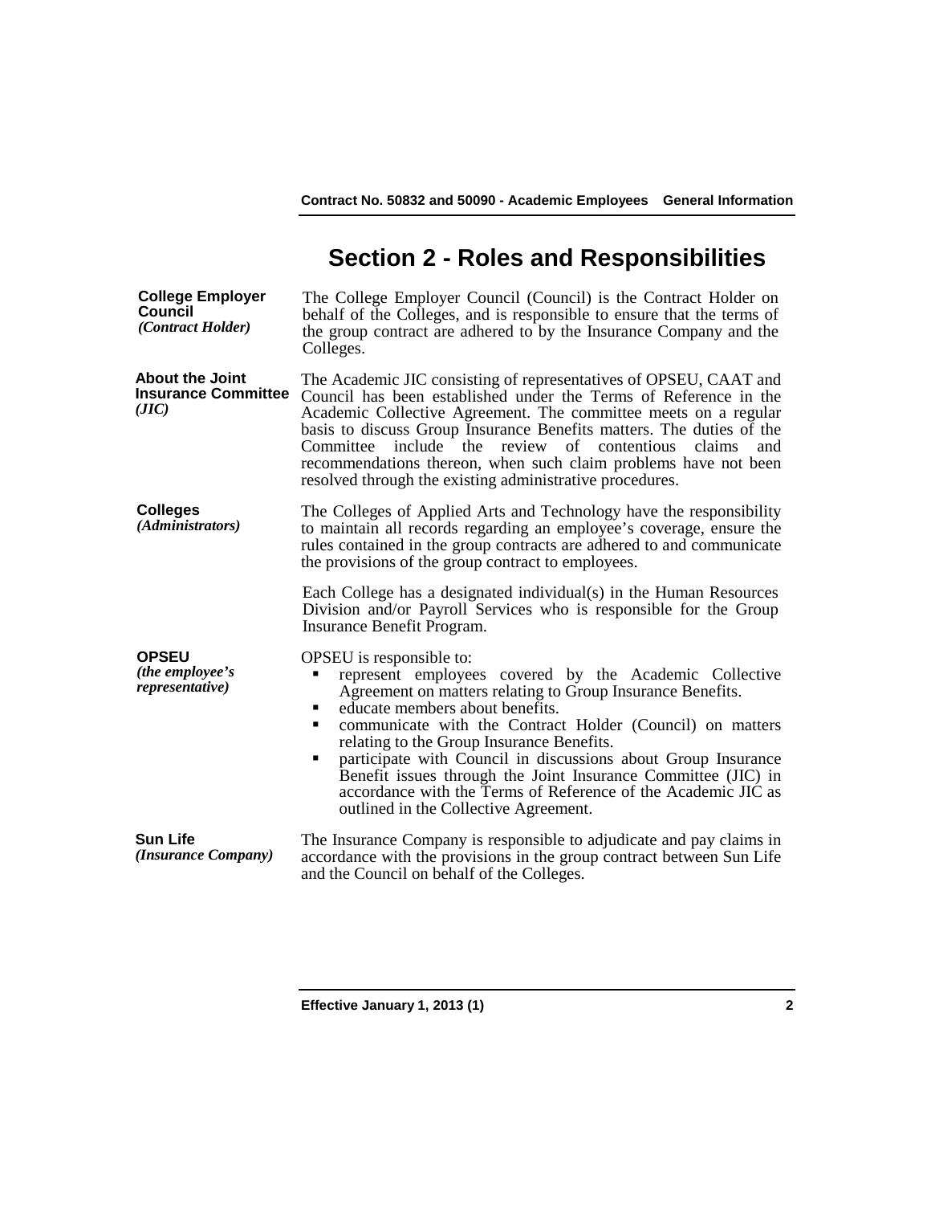# Section 2 - Roles and Responsibilities

**College Employer Council**
***(Contract Holder)***

The College Employer Council (Council) is the Contract Holder on behalf of the Colleges, and is responsible to ensure that the terms of the group contract are adhered to by the Insurance Company and the Colleges.

**About the Joint Insurance Committee**
***(JIC)***

The Academic JIC consisting of representatives of OPSEU, CAAT and Council has been established under the Terms of Reference in the Academic Collective Agreement. The committee meets on a regular basis to discuss Group Insurance Benefits matters. The duties of the Committee include the review of contentious claims and recommendations thereon, when such claim problems have not been resolved through the existing administrative procedures.

**Colleges**
***(Administrators)***

The Colleges of Applied Arts and Technology have the responsibility to maintain all records regarding an employee's coverage, ensure the rules contained in the group contracts are adhered to and communicate the provisions of the group contract to employees.

Each College has a designated individual(s) in the Human Resources Division and/or Payroll Services who is responsible for the Group Insurance Benefit Program.

**OPSEU**
***(the employee's representative)***

OPSEU is responsible to:

- represent employees covered by the Academic Collective Agreement on matters relating to Group Insurance Benefits.
- educate members about benefits.
- communicate with the Contract Holder (Council) on matters relating to the Group Insurance Benefits.
- participate with Council in discussions about Group Insurance Benefit issues through the Joint Insurance Committee (JIC) in accordance with the Terms of Reference of the Academic JIC as outlined in the Collective Agreement.

**Sun Life**
***(Insurance Company)***

The Insurance Company is responsible to adjudicate and pay claims in accordance with the provisions in the group contract between Sun Life and the Council on behalf of the Colleges.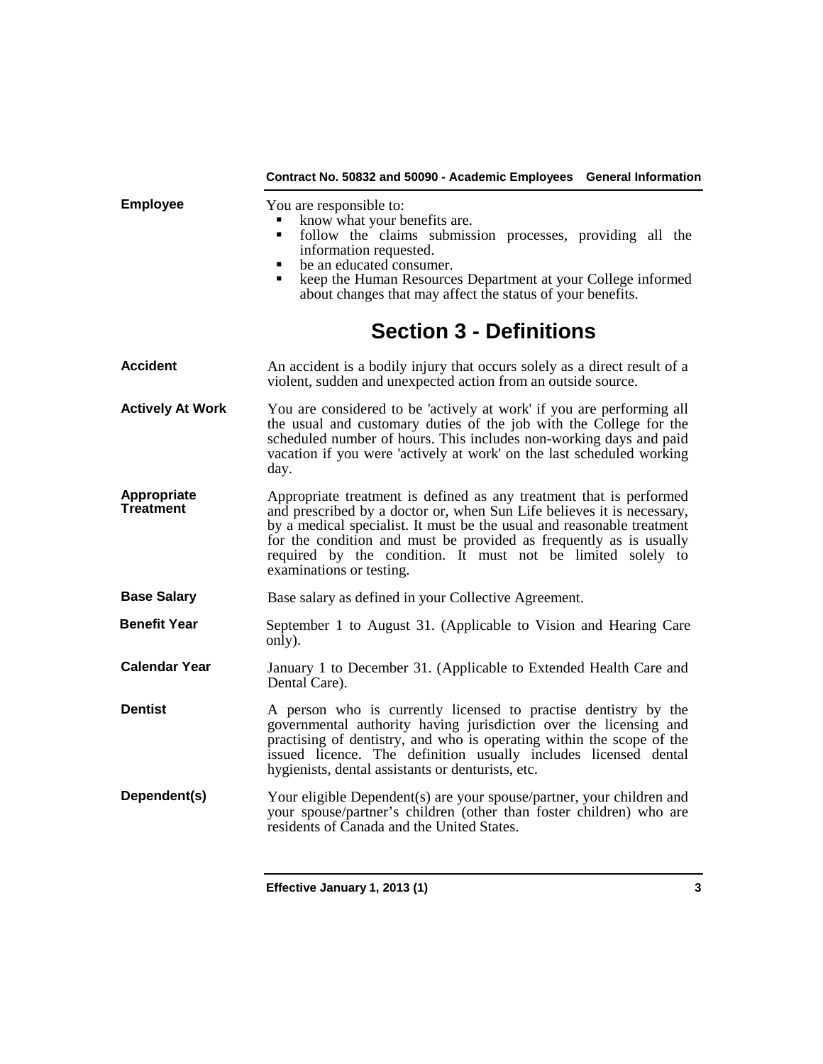**Employee**

You are responsible to:

- know what your benefits are.
- follow the claims submission processes, providing all the information requested.
- be an educated consumer.
- keep the Human Resources Department at your College informed about changes that may affect the status of your benefits.

# Section 3 - Definitions

**Accident**

An accident is a bodily injury that occurs solely as a direct result of a violent, sudden and unexpected action from an outside source.

**Actively At Work**

You are considered to be 'actively at work' if you are performing all the usual and customary duties of the job with the College for the scheduled number of hours. This includes non-working days and paid vacation if you were 'actively at work' on the last scheduled working day.

**Appropriate Treatment**

Appropriate treatment is defined as any treatment that is performed and prescribed by a doctor or, when Sun Life believes it is necessary, by a medical specialist. It must be the usual and reasonable treatment for the condition and must be provided as frequently as is usually required by the condition. It must not be limited solely to examinations or testing.

**Base Salary**

Base salary as defined in your Collective Agreement.

**Benefit Year**

September 1 to August 31. (Applicable to Vision and Hearing Care only).

**Calendar Year**

January 1 to December 31. (Applicable to Extended Health Care and Dental Care).

**Dentist**

A person who is currently licensed to practise dentistry by the governmental authority having jurisdiction over the licensing and practising of dentistry, and who is operating within the scope of the issued licence. The definition usually includes licensed dental hygienists, dental assistants or denturists, etc.

**Dependent(s)**

Your eligible Dependent(s) are your spouse/partner, your children and your spouse/partner's children (other than foster children) who are residents of Canada and the United States.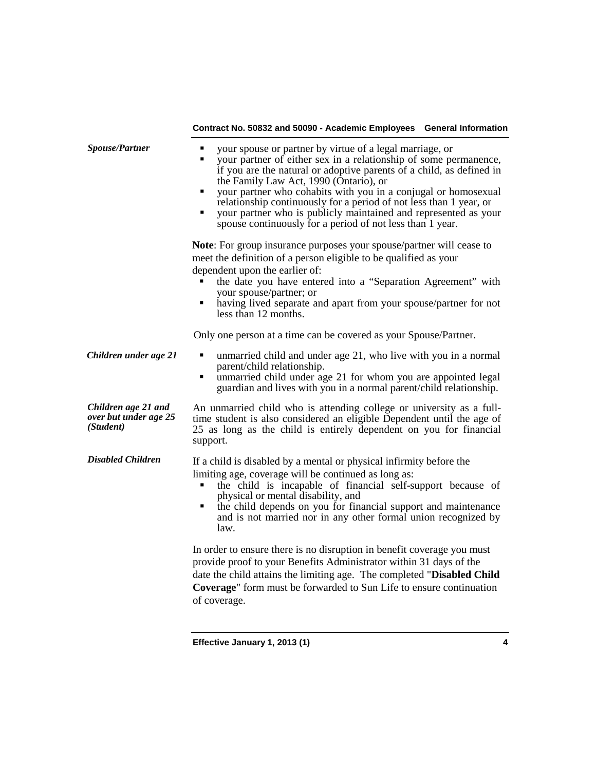***Spouse/Partner***

- your spouse or partner by virtue of a legal marriage, or
- your partner of either sex in a relationship of some permanence, if you are the natural or adoptive parents of a child, as defined in the Family Law Act, 1990 (Ontario), or
- your partner who cohabits with you in a conjugal or homosexual relationship continuously for a period of not less than 1 year, or
- your partner who is publicly maintained and represented as your spouse continuously for a period of not less than 1 year.

**Note**: For group insurance purposes your spouse/partner will cease to meet the definition of a person eligible to be qualified as your dependent upon the earlier of:

- the date you have entered into a "Separation Agreement" with your spouse/partner; or
- having lived separate and apart from your spouse/partner for not less than 12 months.

Only one person at a time can be covered as your Spouse/Partner.

***Children under age 21***

- unmarried child and under age 21, who live with you in a normal parent/child relationship.
- unmarried child under age 21 for whom you are appointed legal guardian and lives with you in a normal parent/child relationship.

***Children age 21 and over but under age 25 (Student)***

An unmarried child who is attending college or university as a full-time student is also considered an eligible Dependent until the age of 25 as long as the child is entirely dependent on you for financial support.

***Disabled Children***

If a child is disabled by a mental or physical infirmity before the limiting age, coverage will be continued as long as:

- the child is incapable of financial self-support because of physical or mental disability, and
- the child depends on you for financial support and maintenance and is not married nor in any other formal union recognized by law.

In order to ensure there is no disruption in benefit coverage you must provide proof to your Benefits Administrator within 31 days of the date the child attains the limiting age. The completed "**Disabled Child Coverage**" form must be forwarded to Sun Life to ensure continuation of coverage.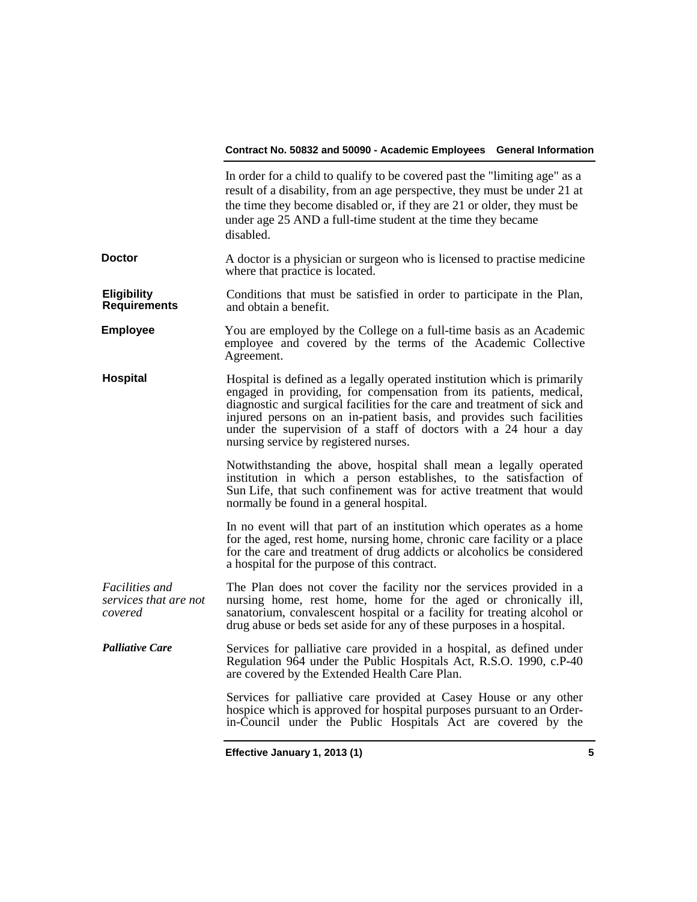In order for a child to qualify to be covered past the "limiting age" as a result of a disability, from an age perspective, they must be under 21 at the time they become disabled or, if they are 21 or older, they must be under age 25 AND a full-time student at the time they became disabled.

**Doctor**

A doctor is a physician or surgeon who is licensed to practise medicine where that practice is located.

**Eligibility Requirements**

Conditions that must be satisfied in order to participate in the Plan, and obtain a benefit.

**Employee**

You are employed by the College on a full-time basis as an Academic employee and covered by the terms of the Academic Collective Agreement.

**Hospital**

Hospital is defined as a legally operated institution which is primarily engaged in providing, for compensation from its patients, medical, diagnostic and surgical facilities for the care and treatment of sick and injured persons on an in-patient basis, and provides such facilities under the supervision of a staff of doctors with a 24 hour a day nursing service by registered nurses.

Notwithstanding the above, hospital shall mean a legally operated institution in which a person establishes, to the satisfaction of Sun Life, that such confinement was for active treatment that would normally be found in a general hospital.

In no event will that part of an institution which operates as a home for the aged, rest home, nursing home, chronic care facility or a place for the care and treatment of drug addicts or alcoholics be considered a hospital for the purpose of this contract.

*Facilities and services that are not covered*

The Plan does not cover the facility nor the services provided in a nursing home, rest home, home for the aged or chronically ill, sanatorium, convalescent hospital or a facility for treating alcohol or drug abuse or beds set aside for any of these purposes in a hospital.

***Palliative Care***

Services for palliative care provided in a hospital, as defined under Regulation 964 under the Public Hospitals Act, R.S.O. 1990, c.P-40 are covered by the Extended Health Care Plan.

Services for palliative care provided at Casey House or any other hospice which is approved for hospital purposes pursuant to an Order-in-Council under the Public Hospitals Act are covered by the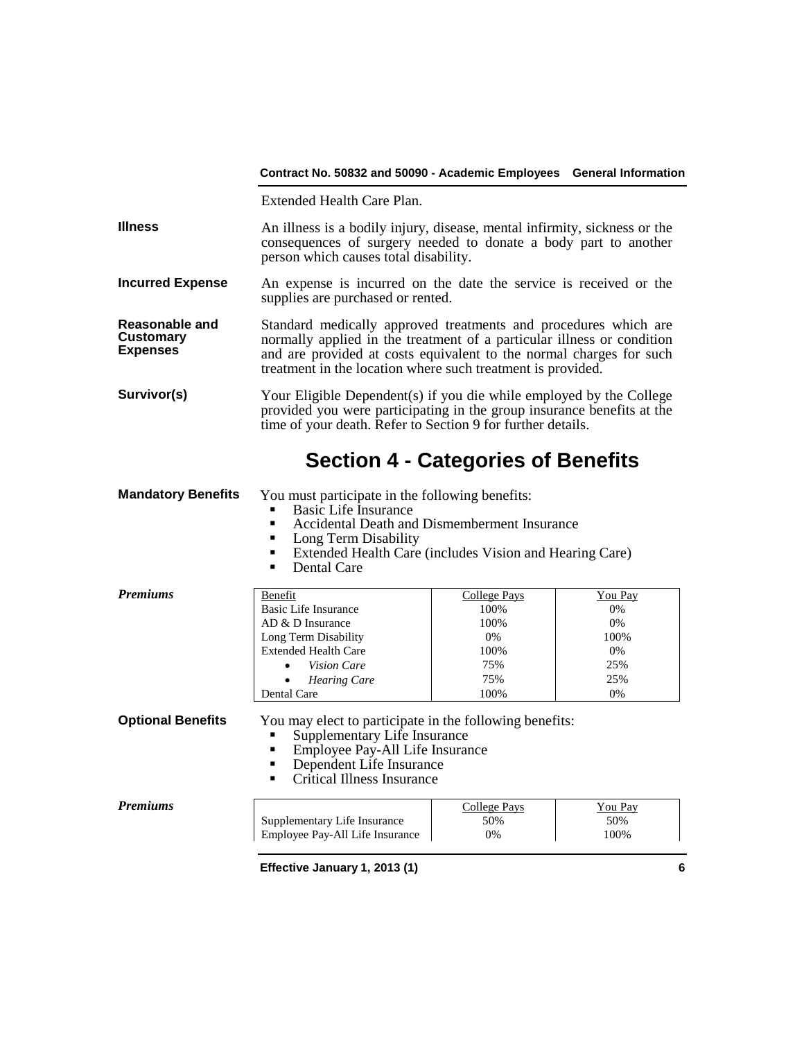Extended Health Care Plan.

**Illness**

An illness is a bodily injury, disease, mental infirmity, sickness or the consequences of surgery needed to donate a body part to another person which causes total disability.

**Incurred Expense**

An expense is incurred on the date the service is received or the supplies are purchased or rented.

**Reasonable and Customary Expenses**

Standard medically approved treatments and procedures which are normally applied in the treatment of a particular illness or condition and are provided at costs equivalent to the normal charges for such treatment in the location where such treatment is provided.

**Survivor(s)**

Your Eligible Dependent(s) if you die while employed by the College provided you were participating in the group insurance benefits at the time of your death. Refer to Section 9 for further details.

# Section 4 - Categories of Benefits

**Mandatory Benefits**

You must participate in the following benefits:

- Basic Life Insurance
- Accidental Death and Dismemberment Insurance
- Long Term Disability
- Extended Health Care (includes Vision and Hearing Care)
- Dental Care

***Premiums***

| Benefit | College Pays | You Pay |
|---|---|---|
| Basic Life Insurance | 100% | 0% |
| AD & D Insurance | 100% | 0% |
| Long Term Disability | 0% | 100% |
| Extended Health Care | 100% | 0% |
| • *Vision Care* | 75% | 25% |
| • *Hearing Care* | 75% | 25% |
| Dental Care | 100% | 0% |

**Optional Benefits**

You may elect to participate in the following benefits:

- Supplementary Life Insurance
- Employee Pay-All Life Insurance
- Dependent Life Insurance
- Critical Illness Insurance

***Premiums***

| | College Pays | You Pay |
|---|---|---|
| Supplementary Life Insurance | 50% | 50% |
| Employee Pay-All Life Insurance | 0% | 100% |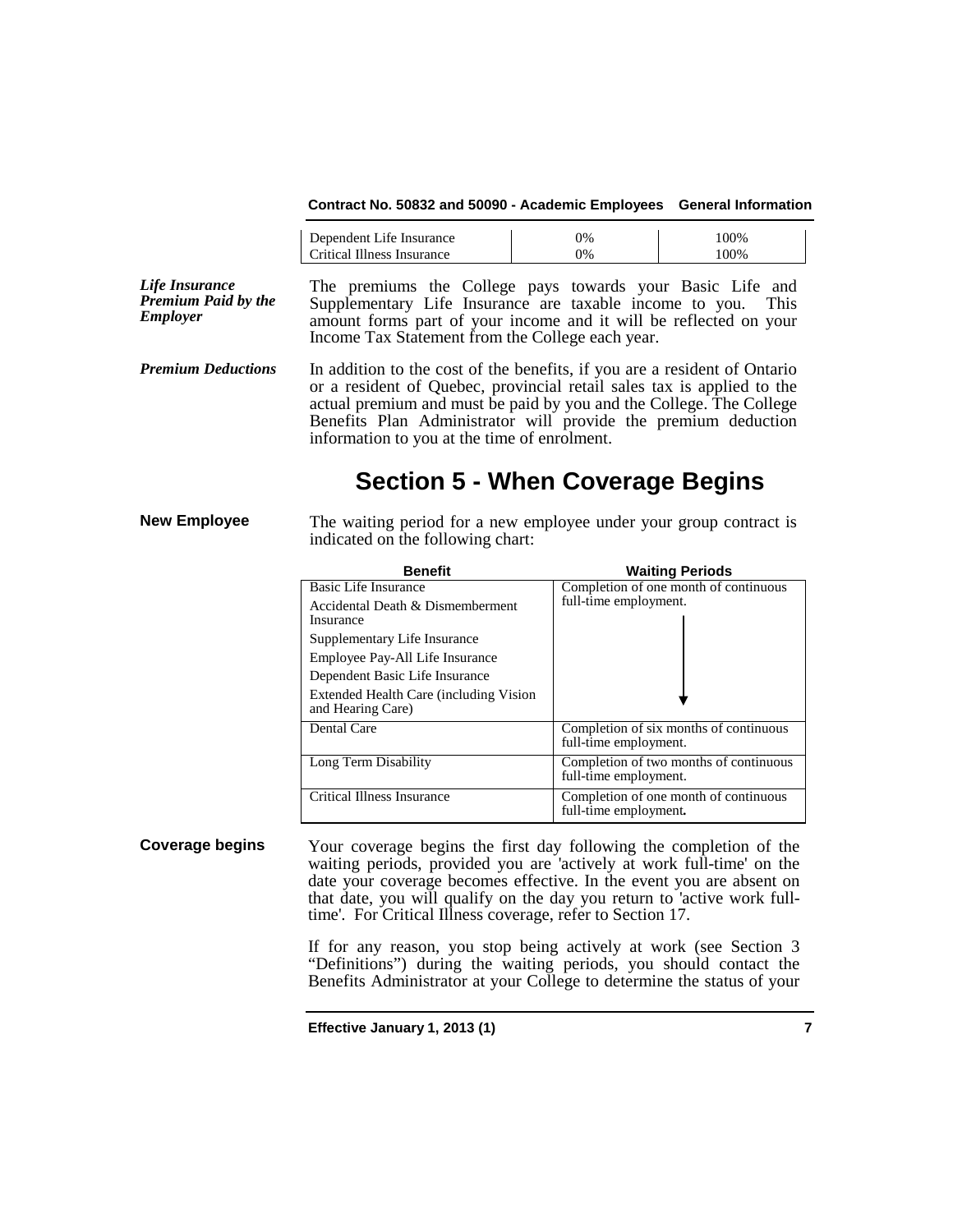| Dependent Life Insurance | 0% | 100% |
|---|---|---|
| Critical Illness Insurance | 0% | 100% |

***Life Insurance Premium Paid by the Employer***

The premiums the College pays towards your Basic Life and Supplementary Life Insurance are taxable income to you. This amount forms part of your income and it will be reflected on your Income Tax Statement from the College each year.

***Premium Deductions***

In addition to the cost of the benefits, if you are a resident of Ontario or a resident of Quebec, provincial retail sales tax is applied to the actual premium and must be paid by you and the College. The College Benefits Plan Administrator will provide the premium deduction information to you at the time of enrolment.

# Section 5 - When Coverage Begins

**New Employee**

The waiting period for a new employee under your group contract is indicated on the following chart:

| Benefit | Waiting Periods |
|---|---|
| Basic Life Insurance<br>Accidental Death & Dismemberment Insurance<br>Supplementary Life Insurance<br>Employee Pay-All Life Insurance<br>Dependent Basic Life Insurance<br>Extended Health Care (including Vision and Hearing Care) | Completion of one month of continuous full-time employment. |
| Dental Care | Completion of six months of continuous full-time employment. |
| Long Term Disability | Completion of two months of continuous full-time employment. |
| Critical Illness Insurance | Completion of one month of continuous full-time employment. |

**Coverage begins**

Your coverage begins the first day following the completion of the waiting periods, provided you are 'actively at work full-time' on the date your coverage becomes effective. In the event you are absent on that date, you will qualify on the day you return to 'active work full-time'. For Critical Illness coverage, refer to Section 17.

If for any reason, you stop being actively at work (see Section 3 "Definitions") during the waiting periods, you should contact the Benefits Administrator at your College to determine the status of your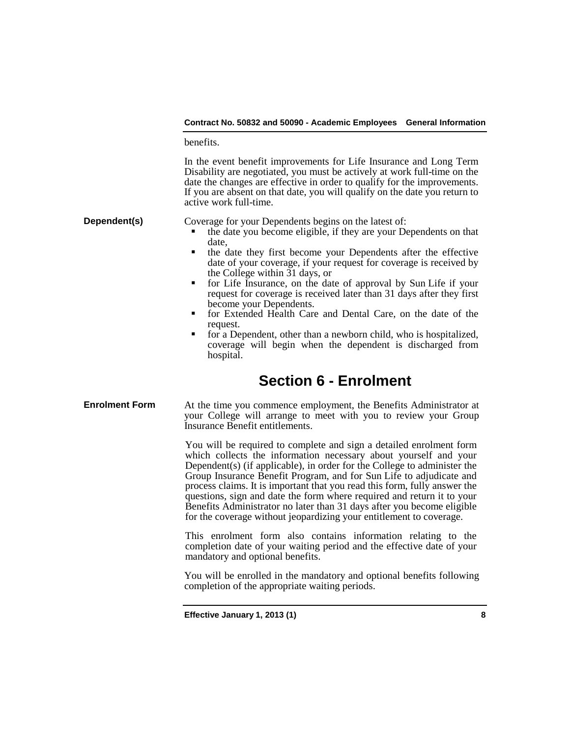benefits.

In the event benefit improvements for Life Insurance and Long Term Disability are negotiated, you must be actively at work full-time on the date the changes are effective in order to qualify for the improvements. If you are absent on that date, you will qualify on the date you return to active work full-time.

**Dependent(s)**

Coverage for your Dependents begins on the latest of:

- the date you become eligible, if they are your Dependents on that date,
- the date they first become your Dependents after the effective date of your coverage, if your request for coverage is received by the College within 31 days, or
- for Life Insurance, on the date of approval by Sun Life if your request for coverage is received later than 31 days after they first become your Dependents.
- for Extended Health Care and Dental Care, on the date of the request.
- for a Dependent, other than a newborn child, who is hospitalized, coverage will begin when the dependent is discharged from hospital.

# Section 6 - Enrolment

**Enrolment Form**

At the time you commence employment, the Benefits Administrator at your College will arrange to meet with you to review your Group Insurance Benefit entitlements.

You will be required to complete and sign a detailed enrolment form which collects the information necessary about yourself and your Dependent(s) (if applicable), in order for the College to administer the Group Insurance Benefit Program, and for Sun Life to adjudicate and process claims. It is important that you read this form, fully answer the questions, sign and date the form where required and return it to your Benefits Administrator no later than 31 days after you become eligible for the coverage without jeopardizing your entitlement to coverage.

This enrolment form also contains information relating to the completion date of your waiting period and the effective date of your mandatory and optional benefits.

You will be enrolled in the mandatory and optional benefits following completion of the appropriate waiting periods.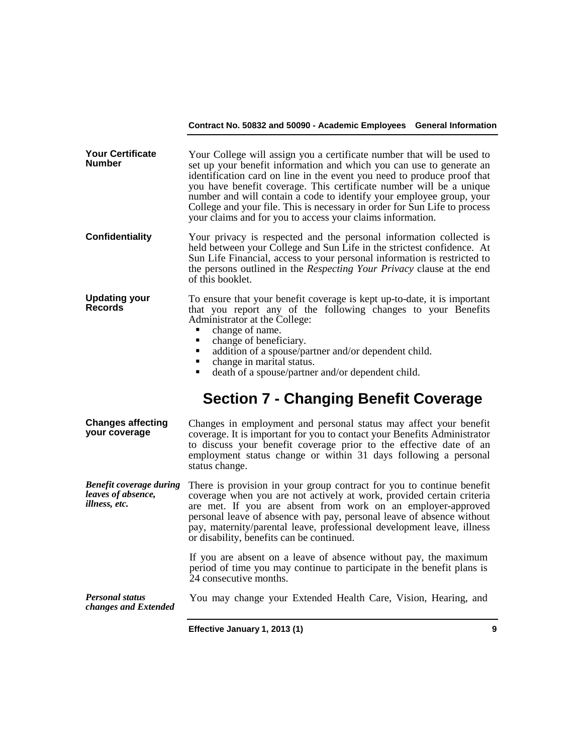**Your Certificate Number**

Your College will assign you a certificate number that will be used to set up your benefit information and which you can use to generate an identification card on line in the event you need to produce proof that you have benefit coverage. This certificate number will be a unique number and will contain a code to identify your employee group, your College and your file. This is necessary in order for Sun Life to process your claims and for you to access your claims information.

**Confidentiality**

Your privacy is respected and the personal information collected is held between your College and Sun Life in the strictest confidence. At Sun Life Financial, access to your personal information is restricted to the persons outlined in the *Respecting Your Privacy* clause at the end of this booklet.

**Updating your Records**

To ensure that your benefit coverage is kept up-to-date, it is important that you report any of the following changes to your Benefits Administrator at the College:

- change of name.
- change of beneficiary.
- addition of a spouse/partner and/or dependent child.
- change in marital status.
- death of a spouse/partner and/or dependent child.

# Section 7 - Changing Benefit Coverage

**Changes affecting your coverage**

Changes in employment and personal status may affect your benefit coverage. It is important for you to contact your Benefits Administrator to discuss your benefit coverage prior to the effective date of an employment status change or within 31 days following a personal status change.

***Benefit coverage during leaves of absence, illness, etc.***

There is provision in your group contract for you to continue benefit coverage when you are not actively at work, provided certain criteria are met. If you are absent from work on an employer-approved personal leave of absence with pay, personal leave of absence without pay, maternity/parental leave, professional development leave, illness or disability, benefits can be continued.

If you are absent on a leave of absence without pay, the maximum period of time you may continue to participate in the benefit plans is 24 consecutive months.

***Personal status changes and Extended***

You may change your Extended Health Care, Vision, Hearing, and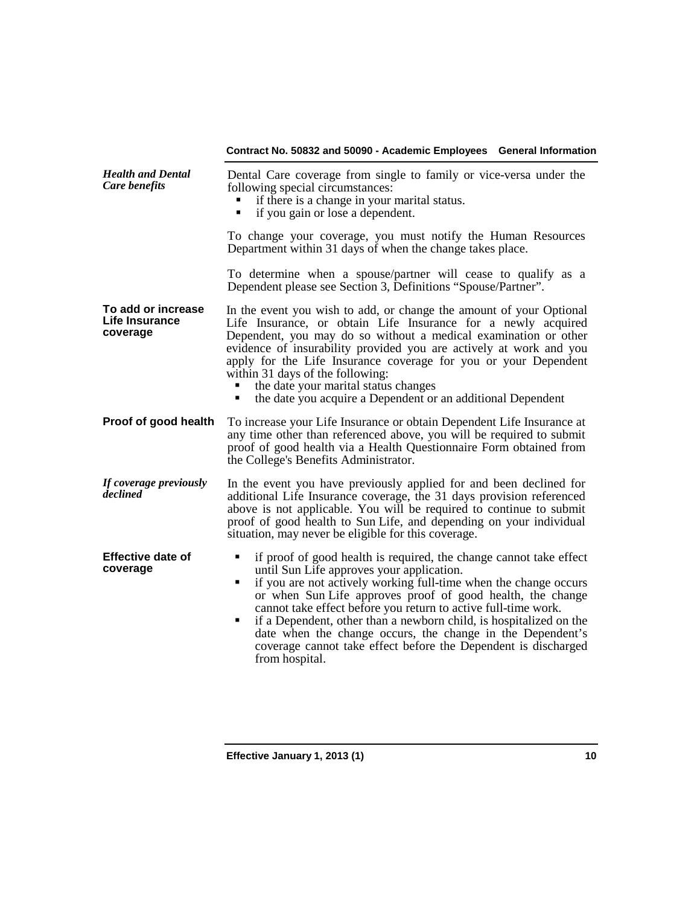***Health and Dental Care benefits***

Dental Care coverage from single to family or vice-versa under the following special circumstances:

- if there is a change in your marital status.
- if you gain or lose a dependent.

To change your coverage, you must notify the Human Resources Department within 31 days of when the change takes place.

To determine when a spouse/partner will cease to qualify as a Dependent please see Section 3, Definitions "Spouse/Partner".

**To add or increase Life Insurance coverage**

In the event you wish to add, or change the amount of your Optional Life Insurance, or obtain Life Insurance for a newly acquired Dependent, you may do so without a medical examination or other evidence of insurability provided you are actively at work and you apply for the Life Insurance coverage for you or your Dependent within 31 days of the following:

- the date your marital status changes
- the date you acquire a Dependent or an additional Dependent

**Proof of good health**

To increase your Life Insurance or obtain Dependent Life Insurance at any time other than referenced above, you will be required to submit proof of good health via a Health Questionnaire Form obtained from the College's Benefits Administrator.

***If coverage previously declined***

In the event you have previously applied for and been declined for additional Life Insurance coverage, the 31 days provision referenced above is not applicable. You will be required to continue to submit proof of good health to Sun Life, and depending on your individual situation, may never be eligible for this coverage.

**Effective date of coverage**

- if proof of good health is required, the change cannot take effect until Sun Life approves your application.
- if you are not actively working full-time when the change occurs or when Sun Life approves proof of good health, the change cannot take effect before you return to active full-time work.
- if a Dependent, other than a newborn child, is hospitalized on the date when the change occurs, the change in the Dependent's coverage cannot take effect before the Dependent is discharged from hospital.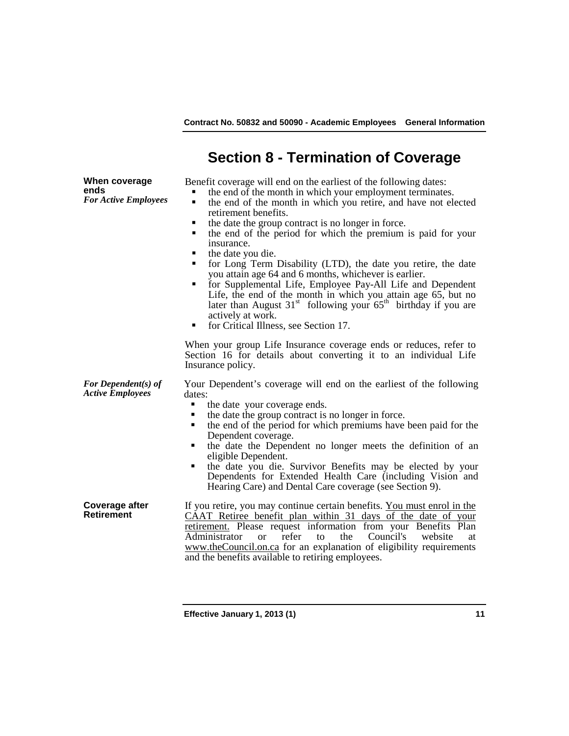# Section 8 - Termination of Coverage

**When coverage ends**
***For Active Employees***

Benefit coverage will end on the earliest of the following dates:

- the end of the month in which your employment terminates.
- the end of the month in which you retire, and have not elected retirement benefits.
- the date the group contract is no longer in force.
- the end of the period for which the premium is paid for your insurance.
- the date you die.
- for Long Term Disability (LTD), the date you retire, the date you attain age 64 and 6 months, whichever is earlier.
- for Supplemental Life, Employee Pay-All Life and Dependent Life, the end of the month in which you attain age 65, but no later than August 31st following your 65th birthday if you are actively at work.
- for Critical Illness, see Section 17.

When your group Life Insurance coverage ends or reduces, refer to Section 16 for details about converting it to an individual Life Insurance policy.

***For Dependent(s) of Active Employees***

Your Dependent's coverage will end on the earliest of the following dates:

- the date your coverage ends.
- the date the group contract is no longer in force.
- the end of the period for which premiums have been paid for the Dependent coverage.
- the date the Dependent no longer meets the definition of an eligible Dependent.
- the date you die. Survivor Benefits may be elected by your Dependents for Extended Health Care (including Vision and Hearing Care) and Dental Care coverage (see Section 9).

**Coverage after Retirement**

If you retire, you may continue certain benefits. You must enrol in the CAAT Retiree benefit plan within 31 days of the date of your retirement. Please request information from your Benefits Plan Administrator or refer to the Council's website at www.theCouncil.on.ca for an explanation of eligibility requirements and the benefits available to retiring employees.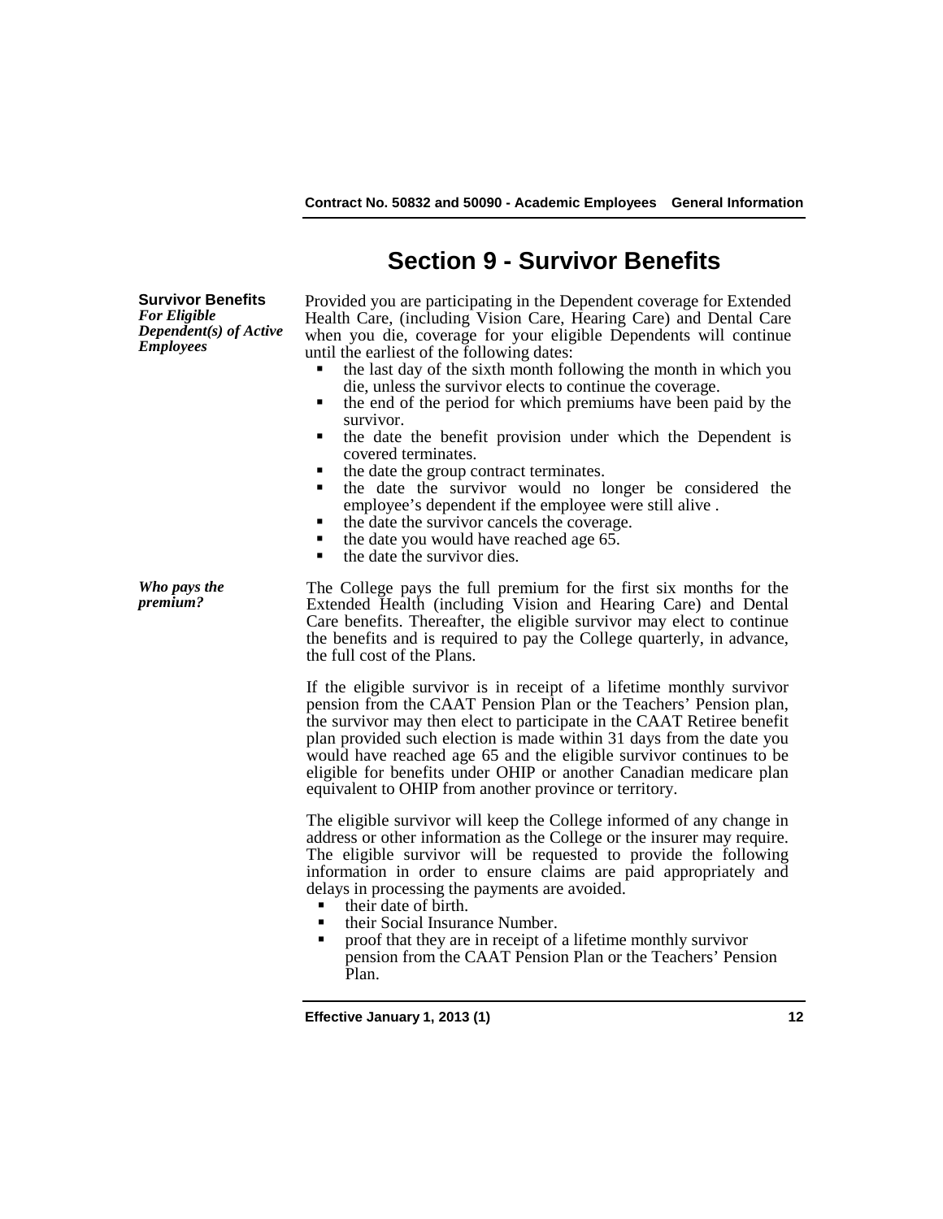# Section 9 - Survivor Benefits

**Survivor Benefits**
***For Eligible Dependent(s) of Active Employees***

Provided you are participating in the Dependent coverage for Extended Health Care, (including Vision Care, Hearing Care) and Dental Care when you die, coverage for your eligible Dependents will continue until the earliest of the following dates:

- the last day of the sixth month following the month in which you die, unless the survivor elects to continue the coverage.
- the end of the period for which premiums have been paid by the survivor.
- the date the benefit provision under which the Dependent is covered terminates.
- the date the group contract terminates.
- the date the survivor would no longer be considered the employee's dependent if the employee were still alive .
- the date the survivor cancels the coverage.
- the date you would have reached age 65.
- the date the survivor dies.

***Who pays the premium?***

The College pays the full premium for the first six months for the Extended Health (including Vision and Hearing Care) and Dental Care benefits. Thereafter, the eligible survivor may elect to continue the benefits and is required to pay the College quarterly, in advance, the full cost of the Plans.

If the eligible survivor is in receipt of a lifetime monthly survivor pension from the CAAT Pension Plan or the Teachers' Pension plan, the survivor may then elect to participate in the CAAT Retiree benefit plan provided such election is made within 31 days from the date you would have reached age 65 and the eligible survivor continues to be eligible for benefits under OHIP or another Canadian medicare plan equivalent to OHIP from another province or territory.

The eligible survivor will keep the College informed of any change in address or other information as the College or the insurer may require. The eligible survivor will be requested to provide the following information in order to ensure claims are paid appropriately and delays in processing the payments are avoided.

- their date of birth.
- their Social Insurance Number.
- proof that they are in receipt of a lifetime monthly survivor pension from the CAAT Pension Plan or the Teachers' Pension Plan.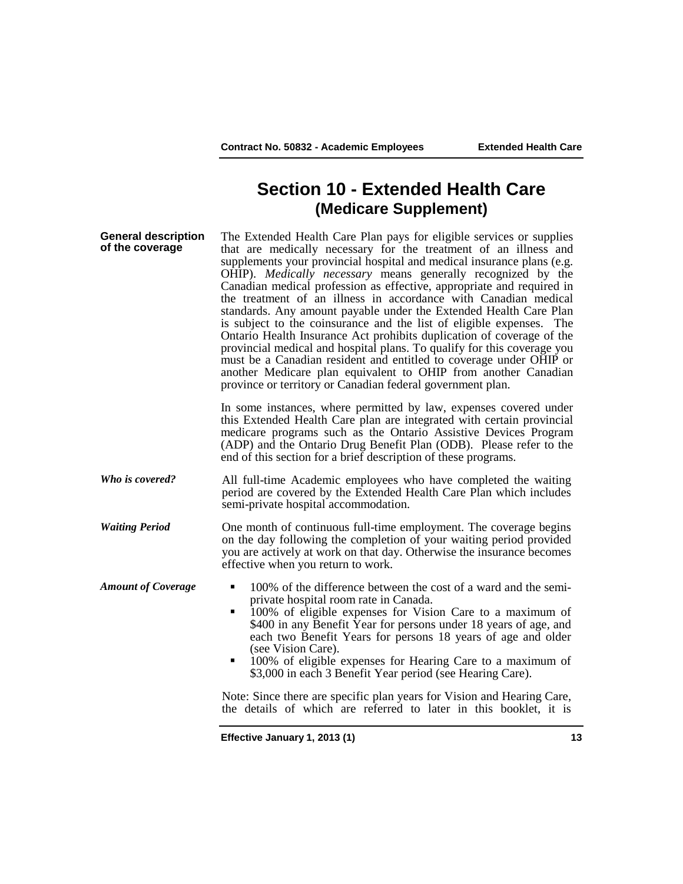# Section 10 - Extended Health Care
## (Medicare Supplement)

**General description of the coverage**

The Extended Health Care Plan pays for eligible services or supplies that are medically necessary for the treatment of an illness and supplements your provincial hospital and medical insurance plans (e.g. OHIP). *Medically necessary* means generally recognized by the Canadian medical profession as effective, appropriate and required in the treatment of an illness in accordance with Canadian medical standards. Any amount payable under the Extended Health Care Plan is subject to the coinsurance and the list of eligible expenses. The Ontario Health Insurance Act prohibits duplication of coverage of the provincial medical and hospital plans. To qualify for this coverage you must be a Canadian resident and entitled to coverage under OHIP or another Medicare plan equivalent to OHIP from another Canadian province or territory or Canadian federal government plan.

In some instances, where permitted by law, expenses covered under this Extended Health Care plan are integrated with certain provincial medicare programs such as the Ontario Assistive Devices Program (ADP) and the Ontario Drug Benefit Plan (ODB). Please refer to the end of this section for a brief description of these programs.

***Who is covered?***

All full-time Academic employees who have completed the waiting period are covered by the Extended Health Care Plan which includes semi-private hospital accommodation.

***Waiting Period***

One month of continuous full-time employment. The coverage begins on the day following the completion of your waiting period provided you are actively at work on that day. Otherwise the insurance becomes effective when you return to work.

***Amount of Coverage***

- 100% of the difference between the cost of a ward and the semi-private hospital room rate in Canada.
- 100% of eligible expenses for Vision Care to a maximum of $400 in any Benefit Year for persons under 18 years of age, and each two Benefit Years for persons 18 years of age and older (see Vision Care).
- 100% of eligible expenses for Hearing Care to a maximum of $3,000 in each 3 Benefit Year period (see Hearing Care).

Note: Since there are specific plan years for Vision and Hearing Care, the details of which are referred to later in this booklet, it is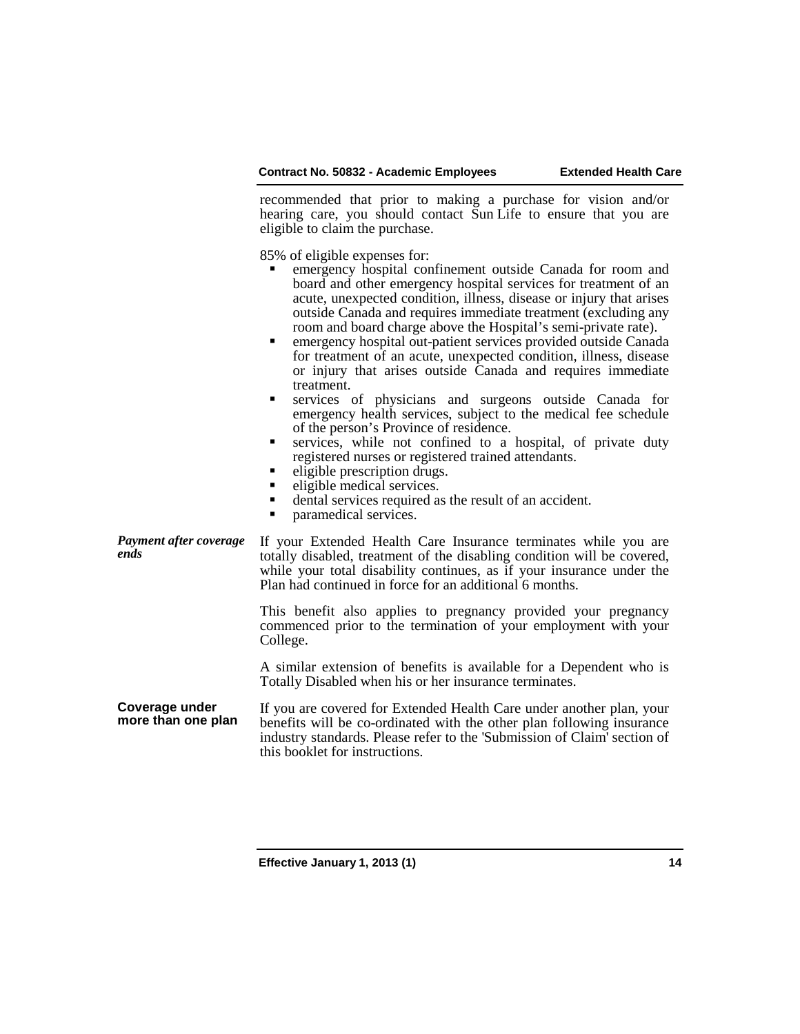recommended that prior to making a purchase for vision and/or hearing care, you should contact Sun Life to ensure that you are eligible to claim the purchase.

85% of eligible expenses for:

- emergency hospital confinement outside Canada for room and board and other emergency hospital services for treatment of an acute, unexpected condition, illness, disease or injury that arises outside Canada and requires immediate treatment (excluding any room and board charge above the Hospital's semi-private rate).
- emergency hospital out-patient services provided outside Canada for treatment of an acute, unexpected condition, illness, disease or injury that arises outside Canada and requires immediate treatment.
- services of physicians and surgeons outside Canada for emergency health services, subject to the medical fee schedule of the person's Province of residence.
- services, while not confined to a hospital, of private duty registered nurses or registered trained attendants.
- eligible prescription drugs.
- eligible medical services.
- dental services required as the result of an accident.
- paramedical services.

***Payment after coverage ends***

If your Extended Health Care Insurance terminates while you are totally disabled, treatment of the disabling condition will be covered, while your total disability continues, as if your insurance under the Plan had continued in force for an additional 6 months.

This benefit also applies to pregnancy provided your pregnancy commenced prior to the termination of your employment with your College.

A similar extension of benefits is available for a Dependent who is Totally Disabled when his or her insurance terminates.

**Coverage under more than one plan**

If you are covered for Extended Health Care under another plan, your benefits will be co-ordinated with the other plan following insurance industry standards. Please refer to the 'Submission of Claim' section of this booklet for instructions.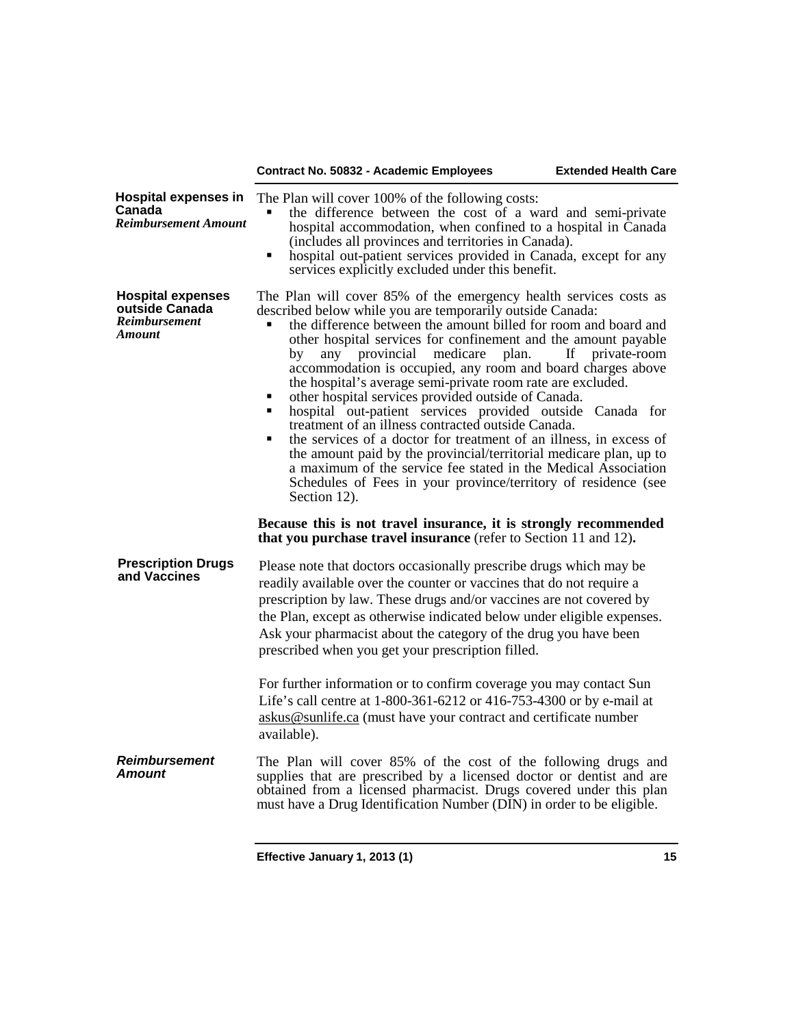**Hospital expenses in Canada**
***Reimbursement Amount***

The Plan will cover 100% of the following costs:

- the difference between the cost of a ward and semi-private hospital accommodation, when confined to a hospital in Canada (includes all provinces and territories in Canada).
- hospital out-patient services provided in Canada, except for any services explicitly excluded under this benefit.

**Hospital expenses outside Canada**
***Reimbursement Amount***

The Plan will cover 85% of the emergency health services costs as described below while you are temporarily outside Canada:

- the difference between the amount billed for room and board and other hospital services for confinement and the amount payable by any provincial medicare plan. If private-room accommodation is occupied, any room and board charges above the hospital's average semi-private room rate are excluded.
- other hospital services provided outside of Canada.
- hospital out-patient services provided outside Canada for treatment of an illness contracted outside Canada.
- the services of a doctor for treatment of an illness, in excess of the amount paid by the provincial/territorial medicare plan, up to a maximum of the service fee stated in the Medical Association Schedules of Fees in your province/territory of residence (see Section 12).

**Because this is not travel insurance, it is strongly recommended that you purchase travel insurance** (refer to Section 11 and 12)**.**

**Prescription Drugs and Vaccines**

Please note that doctors occasionally prescribe drugs which may be readily available over the counter or vaccines that do not require a prescription by law. These drugs and/or vaccines are not covered by the Plan, except as otherwise indicated below under eligible expenses. Ask your pharmacist about the category of the drug you have been prescribed when you get your prescription filled.

For further information or to confirm coverage you may contact Sun Life's call centre at 1-800-361-6212 or 416-753-4300 or by e-mail at askus@sunlife.ca (must have your contract and certificate number available).

***Reimbursement Amount***

The Plan will cover 85% of the cost of the following drugs and supplies that are prescribed by a licensed doctor or dentist and are obtained from a licensed pharmacist. Drugs covered under this plan must have a Drug Identification Number (DIN) in order to be eligible.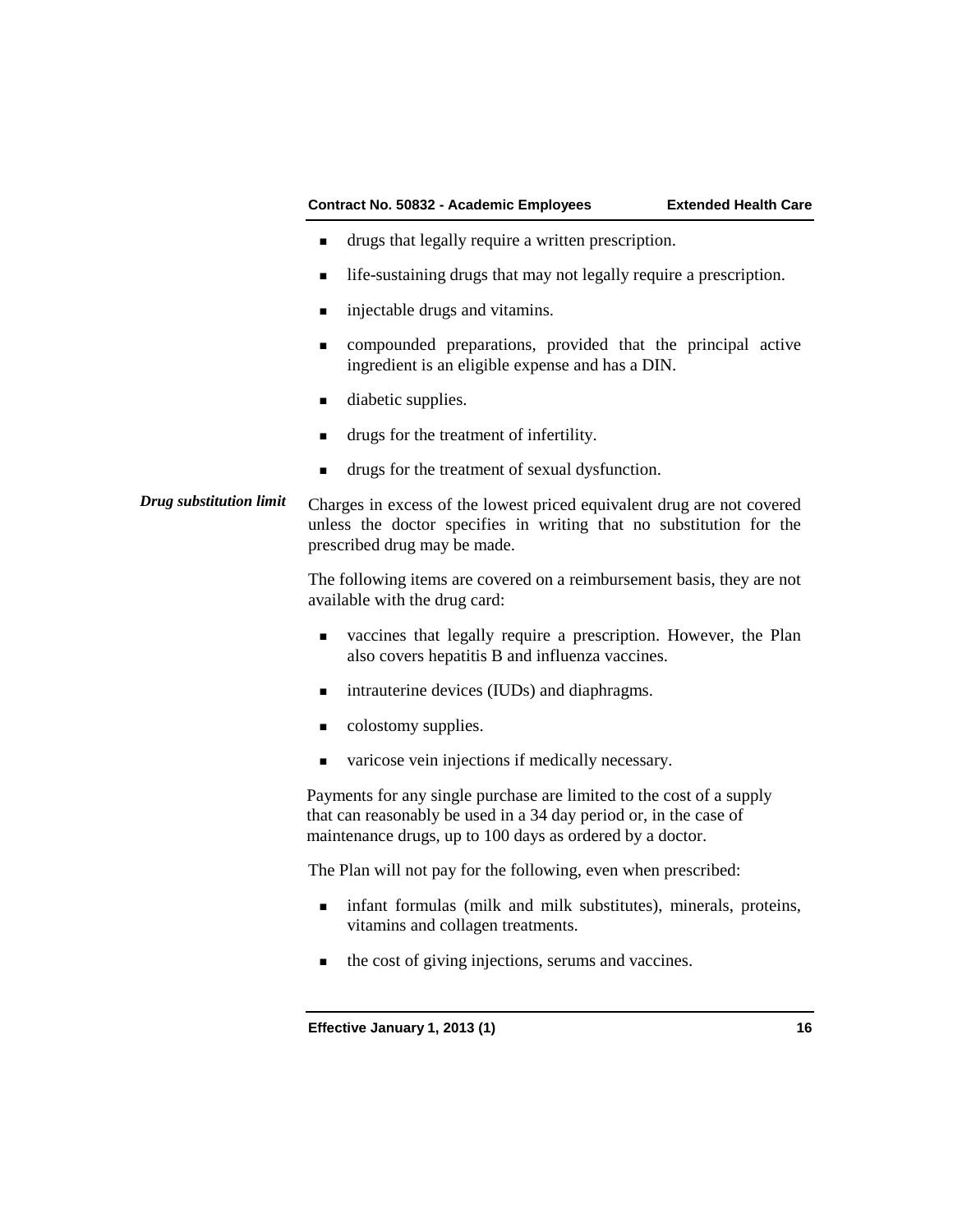- drugs that legally require a written prescription.
- life-sustaining drugs that may not legally require a prescription.
- injectable drugs and vitamins.
- compounded preparations, provided that the principal active ingredient is an eligible expense and has a DIN.
- diabetic supplies.
- drugs for the treatment of infertility.
- drugs for the treatment of sexual dysfunction.

***Drug substitution limit***

Charges in excess of the lowest priced equivalent drug are not covered unless the doctor specifies in writing that no substitution for the prescribed drug may be made.

The following items are covered on a reimbursement basis, they are not available with the drug card:

- vaccines that legally require a prescription. However, the Plan also covers hepatitis B and influenza vaccines.
- intrauterine devices (IUDs) and diaphragms.
- colostomy supplies.
- varicose vein injections if medically necessary.

Payments for any single purchase are limited to the cost of a supply that can reasonably be used in a 34 day period or, in the case of maintenance drugs, up to 100 days as ordered by a doctor.

The Plan will not pay for the following, even when prescribed:

- infant formulas (milk and milk substitutes), minerals, proteins, vitamins and collagen treatments.
- the cost of giving injections, serums and vaccines.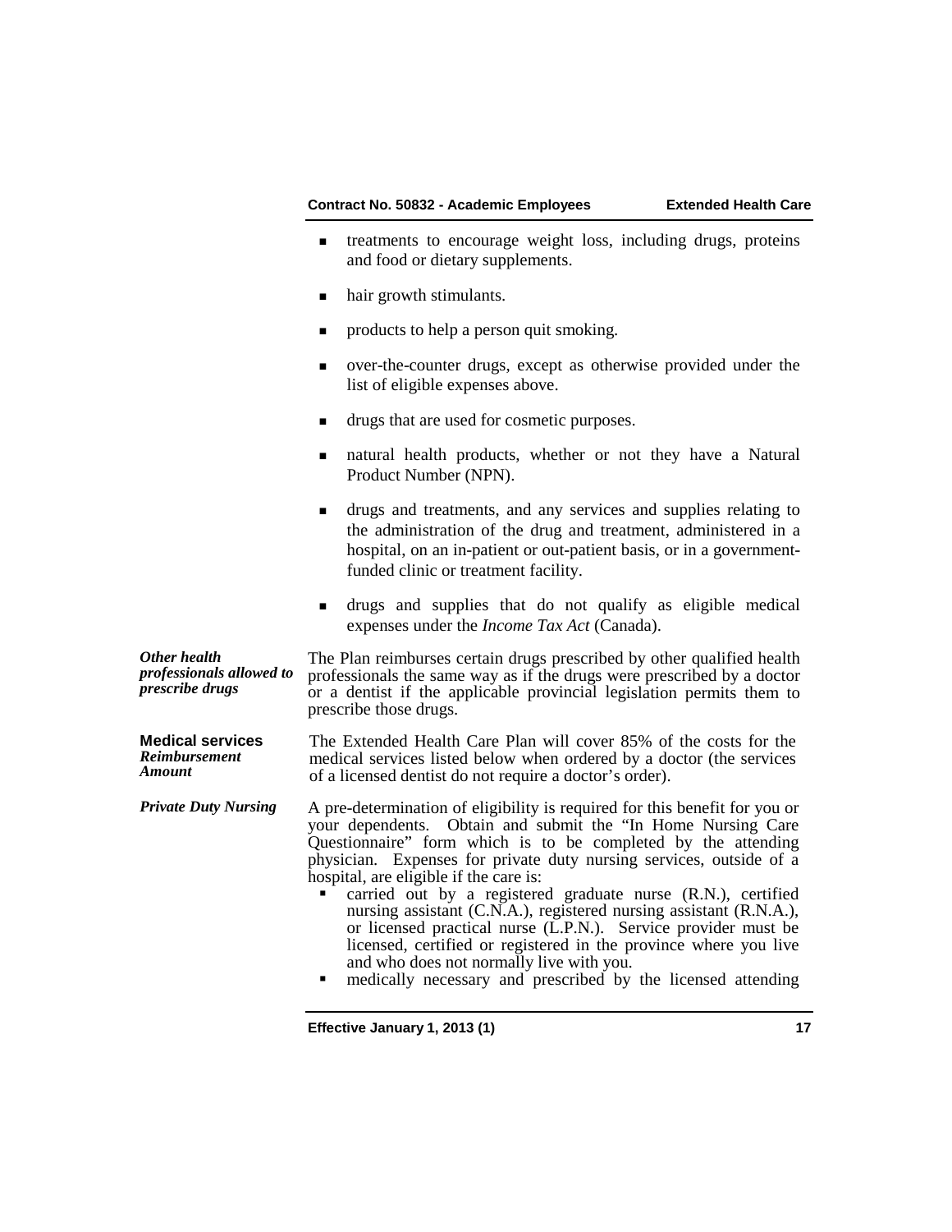- treatments to encourage weight loss, including drugs, proteins and food or dietary supplements.
- hair growth stimulants.
- products to help a person quit smoking.
- over-the-counter drugs, except as otherwise provided under the list of eligible expenses above.
- drugs that are used for cosmetic purposes.
- natural health products, whether or not they have a Natural Product Number (NPN).
- drugs and treatments, and any services and supplies relating to the administration of the drug and treatment, administered in a hospital, on an in-patient or out-patient basis, or in a government-funded clinic or treatment facility.
- drugs and supplies that do not qualify as eligible medical expenses under the *Income Tax Act* (Canada).

***Other health professionals allowed to prescribe drugs***

The Plan reimburses certain drugs prescribed by other qualified health professionals the same way as if the drugs were prescribed by a doctor or a dentist if the applicable provincial legislation permits them to prescribe those drugs.

**Medical services**

***Reimbursement Amount***

The Extended Health Care Plan will cover 85% of the costs for the medical services listed below when ordered by a doctor (the services of a licensed dentist do not require a doctor's order).

***Private Duty Nursing***

A pre-determination of eligibility is required for this benefit for you or your dependents. Obtain and submit the "In Home Nursing Care Questionnaire" form which is to be completed by the attending physician. Expenses for private duty nursing services, outside of a hospital, are eligible if the care is:

- carried out by a registered graduate nurse (R.N.), certified nursing assistant (C.N.A.), registered nursing assistant (R.N.A.), or licensed practical nurse (L.P.N.). Service provider must be licensed, certified or registered in the province where you live and who does not normally live with you.
- medically necessary and prescribed by the licensed attending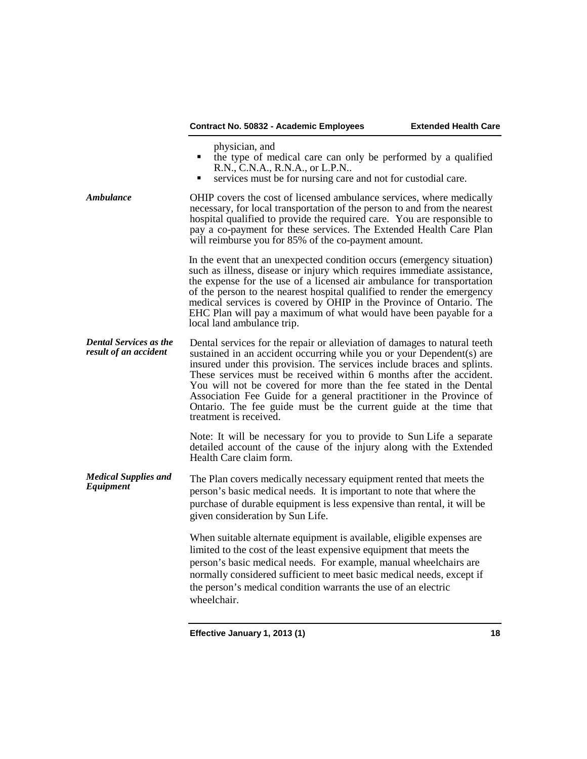physician, and

- the type of medical care can only be performed by a qualified R.N., C.N.A., R.N.A., or L.P.N..
- services must be for nursing care and not for custodial care.

***Ambulance***

OHIP covers the cost of licensed ambulance services, where medically necessary, for local transportation of the person to and from the nearest hospital qualified to provide the required care. You are responsible to pay a co-payment for these services. The Extended Health Care Plan will reimburse you for 85% of the co-payment amount.

In the event that an unexpected condition occurs (emergency situation) such as illness, disease or injury which requires immediate assistance, the expense for the use of a licensed air ambulance for transportation of the person to the nearest hospital qualified to render the emergency medical services is covered by OHIP in the Province of Ontario. The EHC Plan will pay a maximum of what would have been payable for a local land ambulance trip.

***Dental Services as the result of an accident***

Dental services for the repair or alleviation of damages to natural teeth sustained in an accident occurring while you or your Dependent(s) are insured under this provision. The services include braces and splints. These services must be received within 6 months after the accident. You will not be covered for more than the fee stated in the Dental Association Fee Guide for a general practitioner in the Province of Ontario. The fee guide must be the current guide at the time that treatment is received.

Note: It will be necessary for you to provide to Sun Life a separate detailed account of the cause of the injury along with the Extended Health Care claim form.

***Medical Supplies and Equipment***

The Plan covers medically necessary equipment rented that meets the person's basic medical needs. It is important to note that where the purchase of durable equipment is less expensive than rental, it will be given consideration by Sun Life.

When suitable alternate equipment is available, eligible expenses are limited to the cost of the least expensive equipment that meets the person's basic medical needs. For example, manual wheelchairs are normally considered sufficient to meet basic medical needs, except if the person's medical condition warrants the use of an electric wheelchair.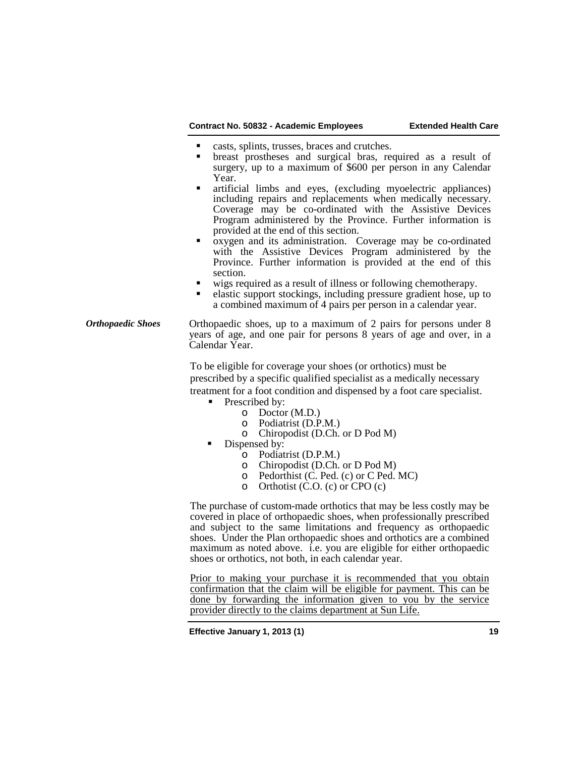- casts, splints, trusses, braces and crutches.
- breast prostheses and surgical bras, required as a result of surgery, up to a maximum of $600 per person in any Calendar Year.
- artificial limbs and eyes, (excluding myoelectric appliances) including repairs and replacements when medically necessary. Coverage may be co-ordinated with the Assistive Devices Program administered by the Province. Further information is provided at the end of this section.
- oxygen and its administration. Coverage may be co-ordinated with the Assistive Devices Program administered by the Province. Further information is provided at the end of this section.
- wigs required as a result of illness or following chemotherapy.
- elastic support stockings, including pressure gradient hose, up to a combined maximum of 4 pairs per person in a calendar year.

***Orthopaedic Shoes***

Orthopaedic shoes, up to a maximum of 2 pairs for persons under 8 years of age, and one pair for persons 8 years of age and over, in a Calendar Year.

To be eligible for coverage your shoes (or orthotics) must be prescribed by a specific qualified specialist as a medically necessary treatment for a foot condition and dispensed by a foot care specialist.

- Prescribed by:
  - Doctor (M.D.)
  - Podiatrist (D.P.M.)
  - Chiropodist (D.Ch. or D Pod M)
- Dispensed by:
  - Podiatrist (D.P.M.)
  - Chiropodist (D.Ch. or D Pod M)
  - Pedorthist (C. Ped. (c) or C Ped. MC)
  - Orthotist (C.O. (c) or CPO (c)

The purchase of custom-made orthotics that may be less costly may be covered in place of orthopaedic shoes, when professionally prescribed and subject to the same limitations and frequency as orthopaedic shoes. Under the Plan orthopaedic shoes and orthotics are a combined maximum as noted above. i.e. you are eligible for either orthopaedic shoes or orthotics, not both, in each calendar year.

<u>Prior to making your purchase it is recommended that you obtain confirmation that the claim will be eligible for payment. This can be done by forwarding the information given to you by the service provider directly to the claims department at Sun Life.</u>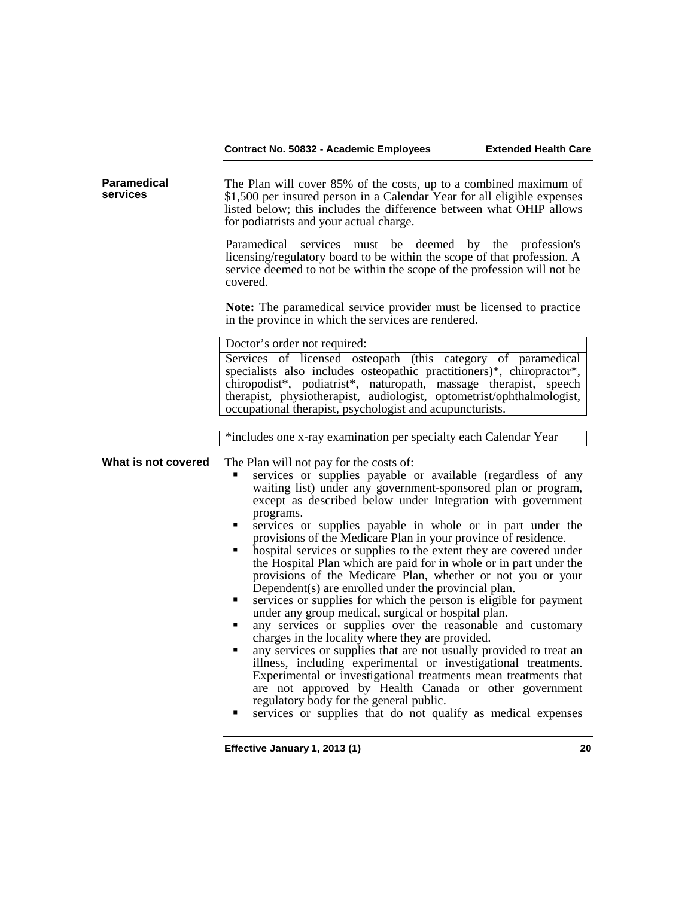## Paramedical services

The Plan will cover 85% of the costs, up to a combined maximum of $1,500 per insured person in a Calendar Year for all eligible expenses listed below; this includes the difference between what OHIP allows for podiatrists and your actual charge.

Paramedical services must be deemed by the profession's licensing/regulatory board to be within the scope of that profession. A service deemed to not be within the scope of the profession will not be covered.

**Note:** The paramedical service provider must be licensed to practice in the province in which the services are rendered.

| Doctor's order not required: |
| --- |
| Services of licensed osteopath (this category of paramedical specialists also includes osteopathic practitioners)*, chiropractor*, chiropodist*, podiatrist*, naturopath, massage therapist, speech therapist, physiotherapist, audiologist, optometrist/ophthalmologist, occupational therapist, psychologist and acupuncturists. |

*includes one x-ray examination per specialty each Calendar Year

## What is not covered

The Plan will not pay for the costs of:

- services or supplies payable or available (regardless of any waiting list) under any government-sponsored plan or program, except as described below under Integration with government programs.
- services or supplies payable in whole or in part under the provisions of the Medicare Plan in your province of residence.
- hospital services or supplies to the extent they are covered under the Hospital Plan which are paid for in whole or in part under the provisions of the Medicare Plan, whether or not you or your Dependent(s) are enrolled under the provincial plan.
- services or supplies for which the person is eligible for payment under any group medical, surgical or hospital plan.
- any services or supplies over the reasonable and customary charges in the locality where they are provided.
- any services or supplies that are not usually provided to treat an illness, including experimental or investigational treatments. Experimental or investigational treatments mean treatments that are not approved by Health Canada or other government regulatory body for the general public.
- services or supplies that do not qualify as medical expenses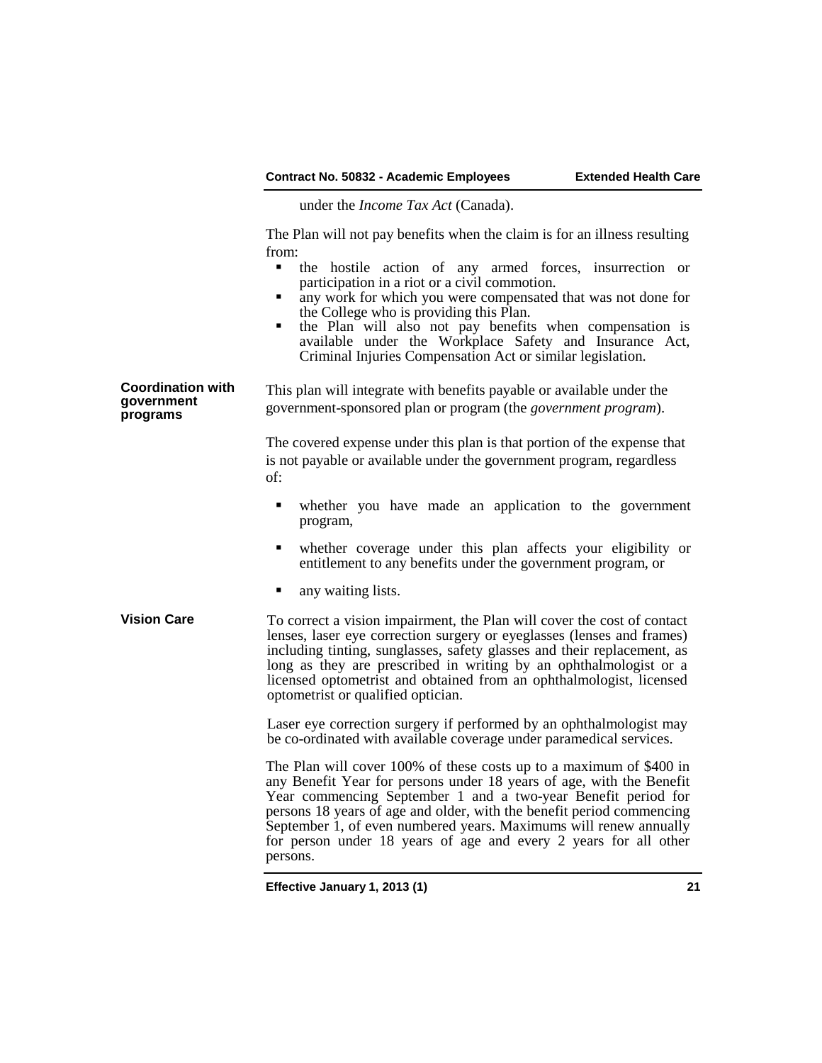under the *Income Tax Act* (Canada).

The Plan will not pay benefits when the claim is for an illness resulting from:

- the hostile action of any armed forces, insurrection or participation in a riot or a civil commotion.
- any work for which you were compensated that was not done for the College who is providing this Plan.
- the Plan will also not pay benefits when compensation is available under the Workplace Safety and Insurance Act, Criminal Injuries Compensation Act or similar legislation.

**Coordination with government programs**

This plan will integrate with benefits payable or available under the government-sponsored plan or program (the *government program*).

The covered expense under this plan is that portion of the expense that is not payable or available under the government program, regardless of:

- whether you have made an application to the government program,
- whether coverage under this plan affects your eligibility or entitlement to any benefits under the government program, or
- any waiting lists.

**Vision Care**

To correct a vision impairment, the Plan will cover the cost of contact lenses, laser eye correction surgery or eyeglasses (lenses and frames) including tinting, sunglasses, safety glasses and their replacement, as long as they are prescribed in writing by an ophthalmologist or a licensed optometrist and obtained from an ophthalmologist, licensed optometrist or qualified optician.

Laser eye correction surgery if performed by an ophthalmologist may be co-ordinated with available coverage under paramedical services.

The Plan will cover 100% of these costs up to a maximum of $400 in any Benefit Year for persons under 18 years of age, with the Benefit Year commencing September 1 and a two-year Benefit period for persons 18 years of age and older, with the benefit period commencing September 1, of even numbered years. Maximums will renew annually for person under 18 years of age and every 2 years for all other persons.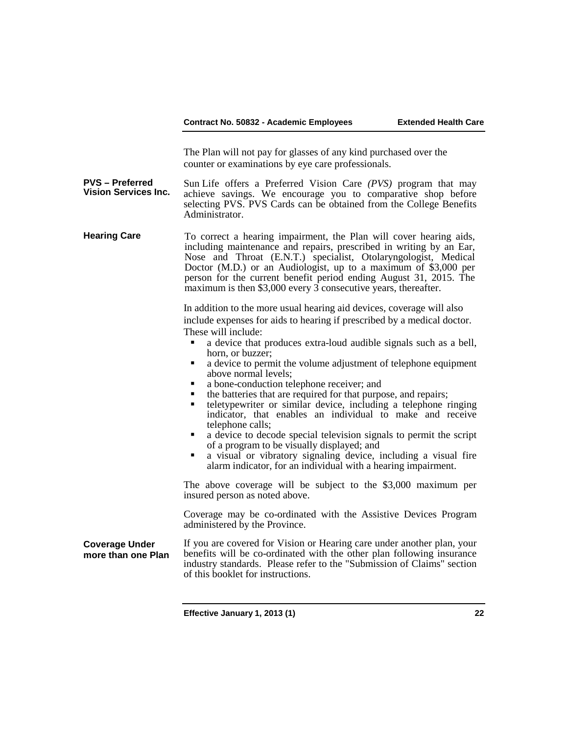The Plan will not pay for glasses of any kind purchased over the counter or examinations by eye care professionals.

**PVS – Preferred Vision Services Inc.**

Sun Life offers a Preferred Vision Care *(PVS)* program that may achieve savings. We encourage you to comparative shop before selecting PVS. PVS Cards can be obtained from the College Benefits Administrator.

**Hearing Care**

To correct a hearing impairment, the Plan will cover hearing aids, including maintenance and repairs, prescribed in writing by an Ear, Nose and Throat (E.N.T.) specialist, Otolaryngologist, Medical Doctor (M.D.) or an Audiologist, up to a maximum of $3,000 per person for the current benefit period ending August 31, 2015. The maximum is then $3,000 every 3 consecutive years, thereafter.

In addition to the more usual hearing aid devices, coverage will also include expenses for aids to hearing if prescribed by a medical doctor. These will include:

- a device that produces extra-loud audible signals such as a bell, horn, or buzzer;
- a device to permit the volume adjustment of telephone equipment above normal levels;
- a bone-conduction telephone receiver; and
- the batteries that are required for that purpose, and repairs;
- teletypewriter or similar device, including a telephone ringing indicator, that enables an individual to make and receive telephone calls;
- a device to decode special television signals to permit the script of a program to be visually displayed; and
- a visual or vibratory signaling device, including a visual fire alarm indicator, for an individual with a hearing impairment.

The above coverage will be subject to the $3,000 maximum per insured person as noted above.

Coverage may be co-ordinated with the Assistive Devices Program administered by the Province.

**Coverage Under more than one Plan**

If you are covered for Vision or Hearing care under another plan, your benefits will be co-ordinated with the other plan following insurance industry standards. Please refer to the "Submission of Claims" section of this booklet for instructions.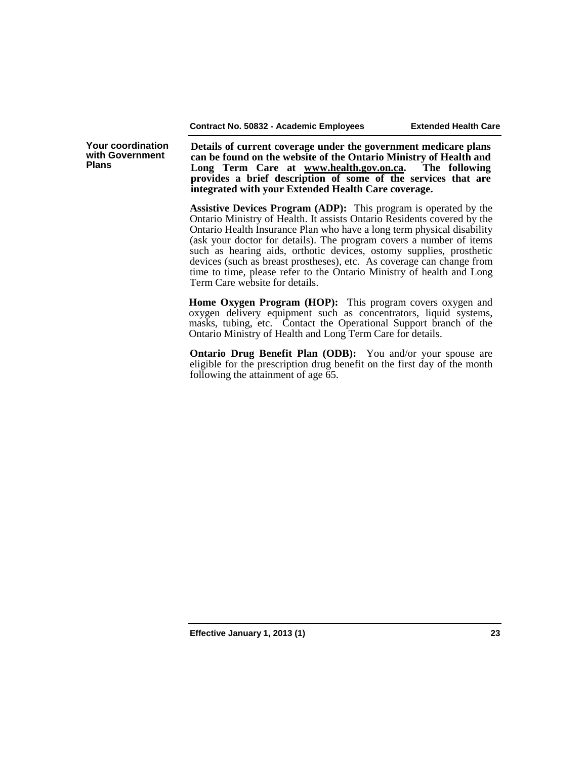### Your coordination with Government Plans

**Details of current coverage under the government medicare plans can be found on the website of the Ontario Ministry of Health and Long Term Care at www.health.gov.on.ca. The following provides a brief description of some of the services that are integrated with your Extended Health Care coverage.**

**Assistive Devices Program (ADP):** This program is operated by the Ontario Ministry of Health. It assists Ontario Residents covered by the Ontario Health Insurance Plan who have a long term physical disability (ask your doctor for details). The program covers a number of items such as hearing aids, orthotic devices, ostomy supplies, prosthetic devices (such as breast prostheses), etc. As coverage can change from time to time, please refer to the Ontario Ministry of health and Long Term Care website for details.

**Home Oxygen Program (HOP):** This program covers oxygen and oxygen delivery equipment such as concentrators, liquid systems, masks, tubing, etc. Contact the Operational Support branch of the Ontario Ministry of Health and Long Term Care for details.

**Ontario Drug Benefit Plan (ODB):** You and/or your spouse are eligible for the prescription drug benefit on the first day of the month following the attainment of age 65.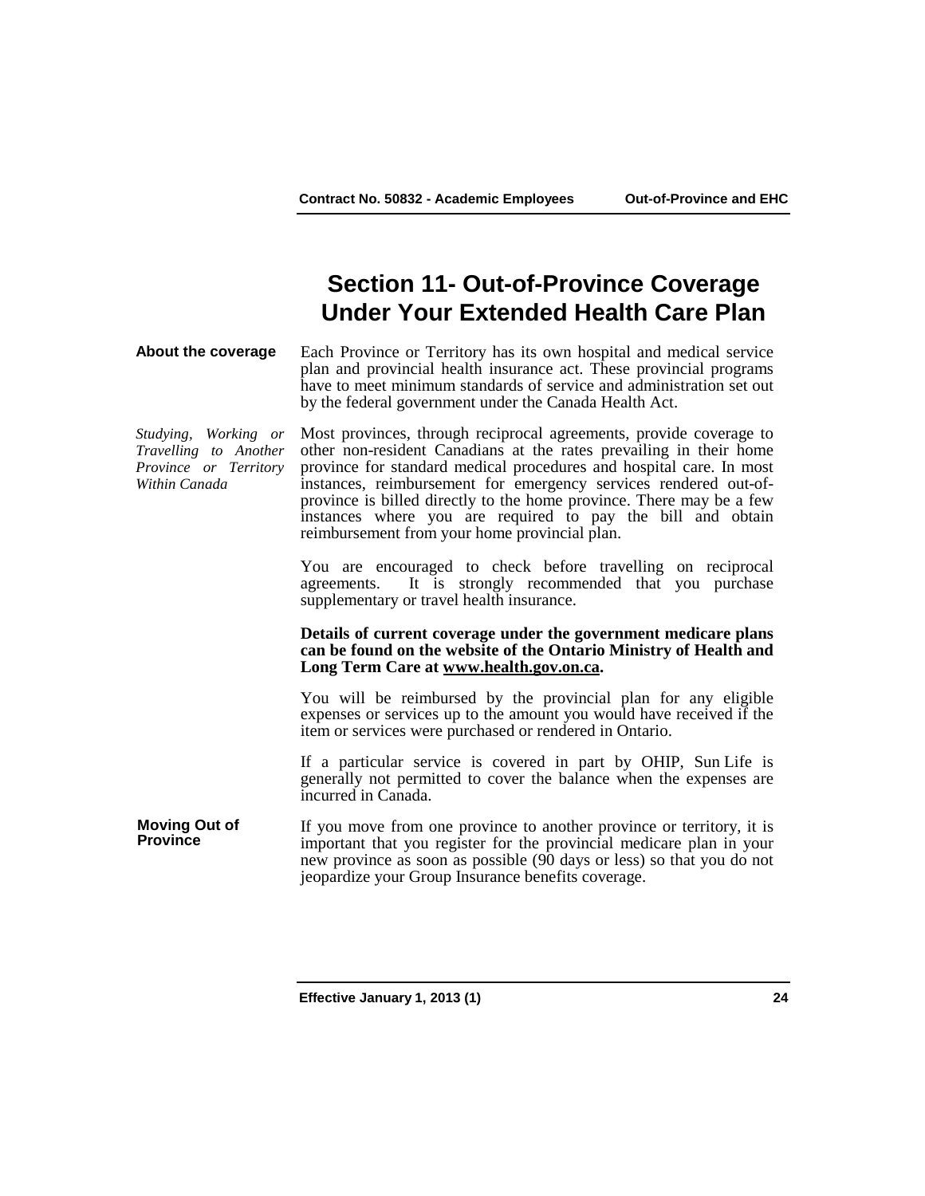# Section 11- Out-of-Province Coverage Under Your Extended Health Care Plan

**About the coverage**

Each Province or Territory has its own hospital and medical service plan and provincial health insurance act. These provincial programs have to meet minimum standards of service and administration set out by the federal government under the Canada Health Act.

*Studying, Working or Travelling to Another Province or Territory Within Canada*

Most provinces, through reciprocal agreements, provide coverage to other non-resident Canadians at the rates prevailing in their home province for standard medical procedures and hospital care. In most instances, reimbursement for emergency services rendered out-of-province is billed directly to the home province. There may be a few instances where you are required to pay the bill and obtain reimbursement from your home provincial plan.

You are encouraged to check before travelling on reciprocal agreements. It is strongly recommended that you purchase supplementary or travel health insurance.

**Details of current coverage under the government medicare plans can be found on the website of the Ontario Ministry of Health and Long Term Care at www.health.gov.on.ca.**

You will be reimbursed by the provincial plan for any eligible expenses or services up to the amount you would have received if the item or services were purchased or rendered in Ontario.

If a particular service is covered in part by OHIP, Sun Life is generally not permitted to cover the balance when the expenses are incurred in Canada.

**Moving Out of Province**

If you move from one province to another province or territory, it is important that you register for the provincial medicare plan in your new province as soon as possible (90 days or less) so that you do not jeopardize your Group Insurance benefits coverage.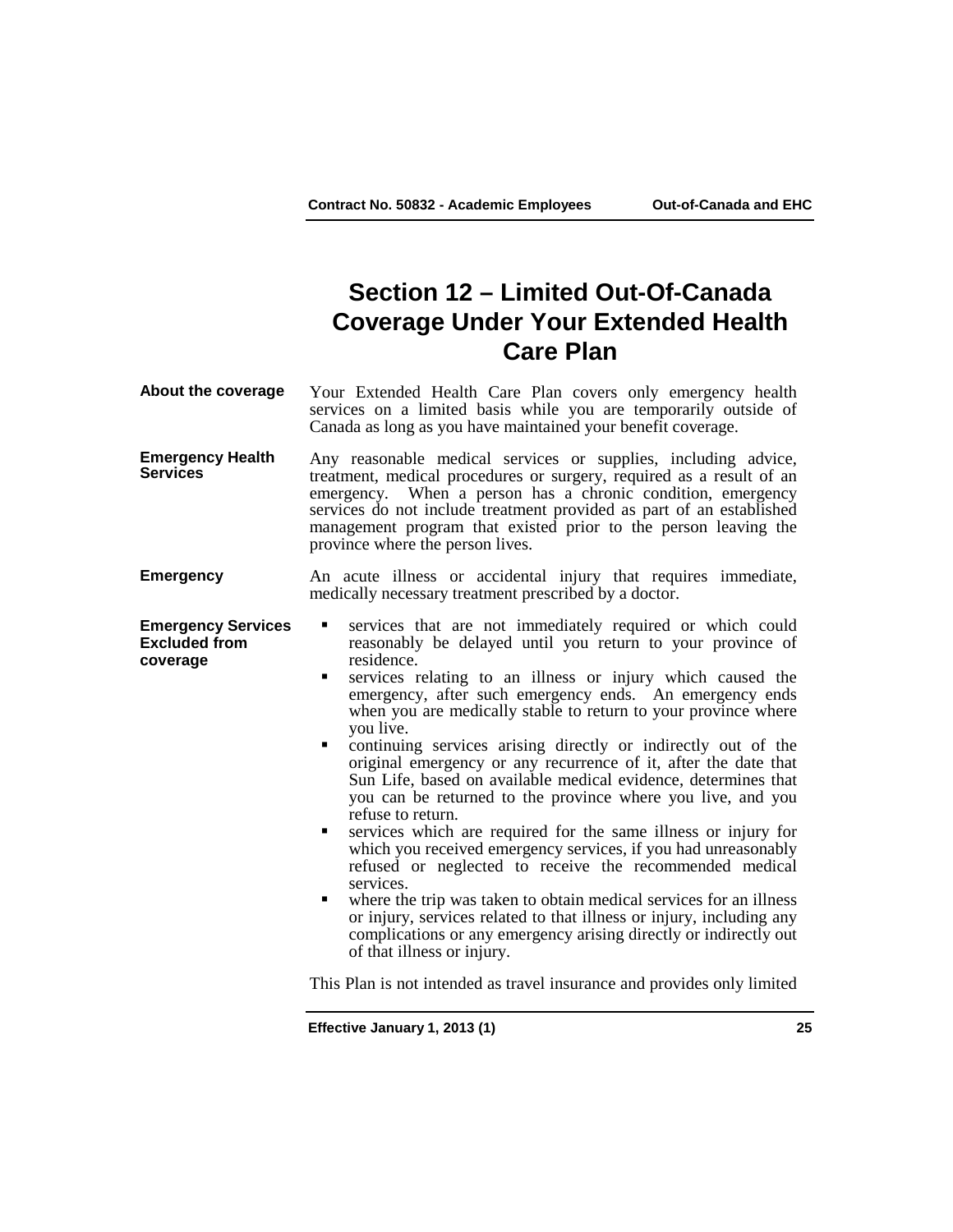# Section 12 – Limited Out-Of-Canada Coverage Under Your Extended Health Care Plan

**About the coverage**

Your Extended Health Care Plan covers only emergency health services on a limited basis while you are temporarily outside of Canada as long as you have maintained your benefit coverage.

**Emergency Health Services**

Any reasonable medical services or supplies, including advice, treatment, medical procedures or surgery, required as a result of an emergency. When a person has a chronic condition, emergency services do not include treatment provided as part of an established management program that existed prior to the person leaving the province where the person lives.

**Emergency**

An acute illness or accidental injury that requires immediate, medically necessary treatment prescribed by a doctor.

**Emergency Services Excluded from coverage**

- services that are not immediately required or which could reasonably be delayed until you return to your province of residence.
- services relating to an illness or injury which caused the emergency, after such emergency ends. An emergency ends when you are medically stable to return to your province where you live.
- continuing services arising directly or indirectly out of the original emergency or any recurrence of it, after the date that Sun Life, based on available medical evidence, determines that you can be returned to the province where you live, and you refuse to return.
- services which are required for the same illness or injury for which you received emergency services, if you had unreasonably refused or neglected to receive the recommended medical services.
- where the trip was taken to obtain medical services for an illness or injury, services related to that illness or injury, including any complications or any emergency arising directly or indirectly out of that illness or injury.

This Plan is not intended as travel insurance and provides only limited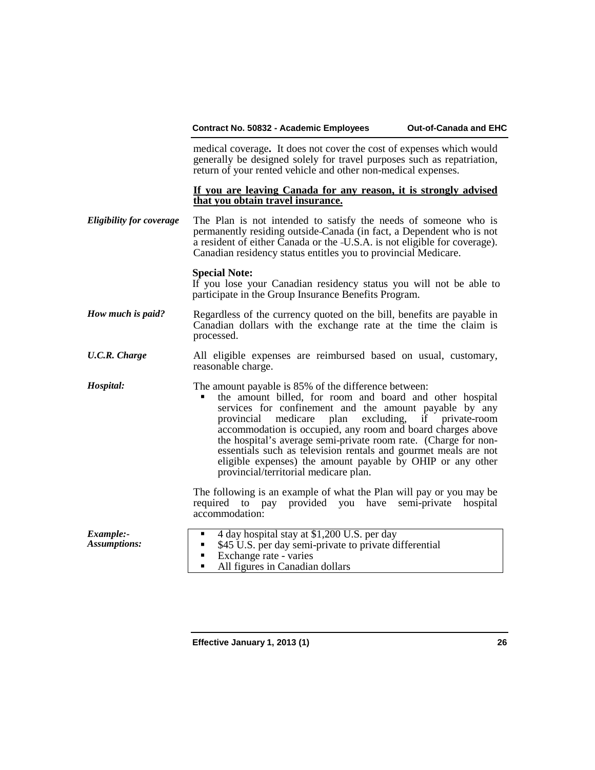medical coverage**.** It does not cover the cost of expenses which would generally be designed solely for travel purposes such as repatriation, return of your rented vehicle and other non-medical expenses.

**If you are leaving Canada for any reason, it is strongly advised that you obtain travel insurance.**

***Eligibility for coverage***

The Plan is not intended to satisfy the needs of someone who is permanently residing outside Canada (in fact, a Dependent who is not a resident of either Canada or the U.S.A. is not eligible for coverage). Canadian residency status entitles you to provincial Medicare.

**Special Note:**
If you lose your Canadian residency status you will not be able to participate in the Group Insurance Benefits Program.

***How much is paid?***

Regardless of the currency quoted on the bill, benefits are payable in Canadian dollars with the exchange rate at the time the claim is processed.

***U.C.R. Charge***

All eligible expenses are reimbursed based on usual, customary, reasonable charge.

***Hospital:***

The amount payable is 85% of the difference between:

- the amount billed, for room and board and other hospital services for confinement and the amount payable by any provincial medicare plan excluding, if private-room accommodation is occupied, any room and board charges above the hospital's average semi-private room rate. (Charge for non-essentials such as television rentals and gourmet meals are not eligible expenses) the amount payable by OHIP or any other provincial/territorial medicare plan.

The following is an example of what the Plan will pay or you may be required to pay provided you have semi-private hospital accommodation:

***Example:- Assumptions:***

- 4 day hospital stay at $1,200 U.S. per day
- $45 U.S. per day semi-private to private differential
- Exchange rate - varies
- All figures in Canadian dollars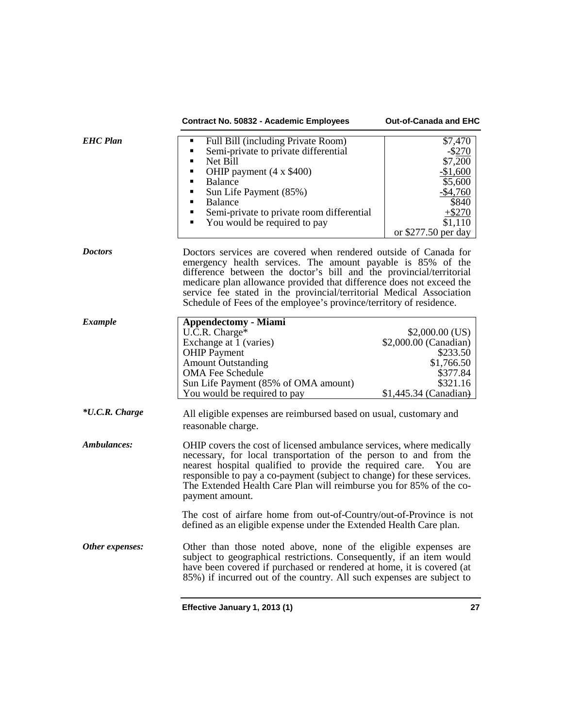***EHC Plan***

| Item | Amount |
|---|---|
| Full Bill (including Private Room) | $7,470 |
| Semi-private to private differential | -$270 |
| Net Bill | $7,200 |
| OHIP payment (4 x $400) | -$1,600 |
| Balance | $5,600 |
| Sun Life Payment (85%) | -$4,760 |
| Balance | $840 |
| Semi-private to private room differential | +$270 |
| You would be required to pay | $1,110 or $277.50 per day |

***Doctors***

Doctors services are covered when rendered outside of Canada for emergency health services. The amount payable is 85% of the difference between the doctor's bill and the provincial/territorial medicare plan allowance provided that difference does not exceed the service fee stated in the provincial/territorial Medical Association Schedule of Fees of the employee's province/territory of residence.

***Example***

| **Appendectomy - Miami** | |
|---|---|
| U.C.R. Charge* | $2,000.00 (US) |
| Exchange at 1 (varies) | $2,000.00 (Canadian) |
| OHIP Payment | $233.50 |
| Amount Outstanding | $1,766.50 |
| OMA Fee Schedule | $377.84 |
| Sun Life Payment (85% of OMA amount) | $321.16 |
| You would be required to pay | $1,445.34 (Canadian) |

***\*U.C.R. Charge***

All eligible expenses are reimbursed based on usual, customary and reasonable charge.

***Ambulances:***

OHIP covers the cost of licensed ambulance services, where medically necessary, for local transportation of the person to and from the nearest hospital qualified to provide the required care. You are responsible to pay a co-payment (subject to change) for these services. The Extended Health Care Plan will reimburse you for 85% of the co-payment amount.

The cost of airfare home from out-of-Country/out-of-Province is not defined as an eligible expense under the Extended Health Care plan.

***Other expenses:***

Other than those noted above, none of the eligible expenses are subject to geographical restrictions. Consequently, if an item would have been covered if purchased or rendered at home, it is covered (at 85%) if incurred out of the country. All such expenses are subject to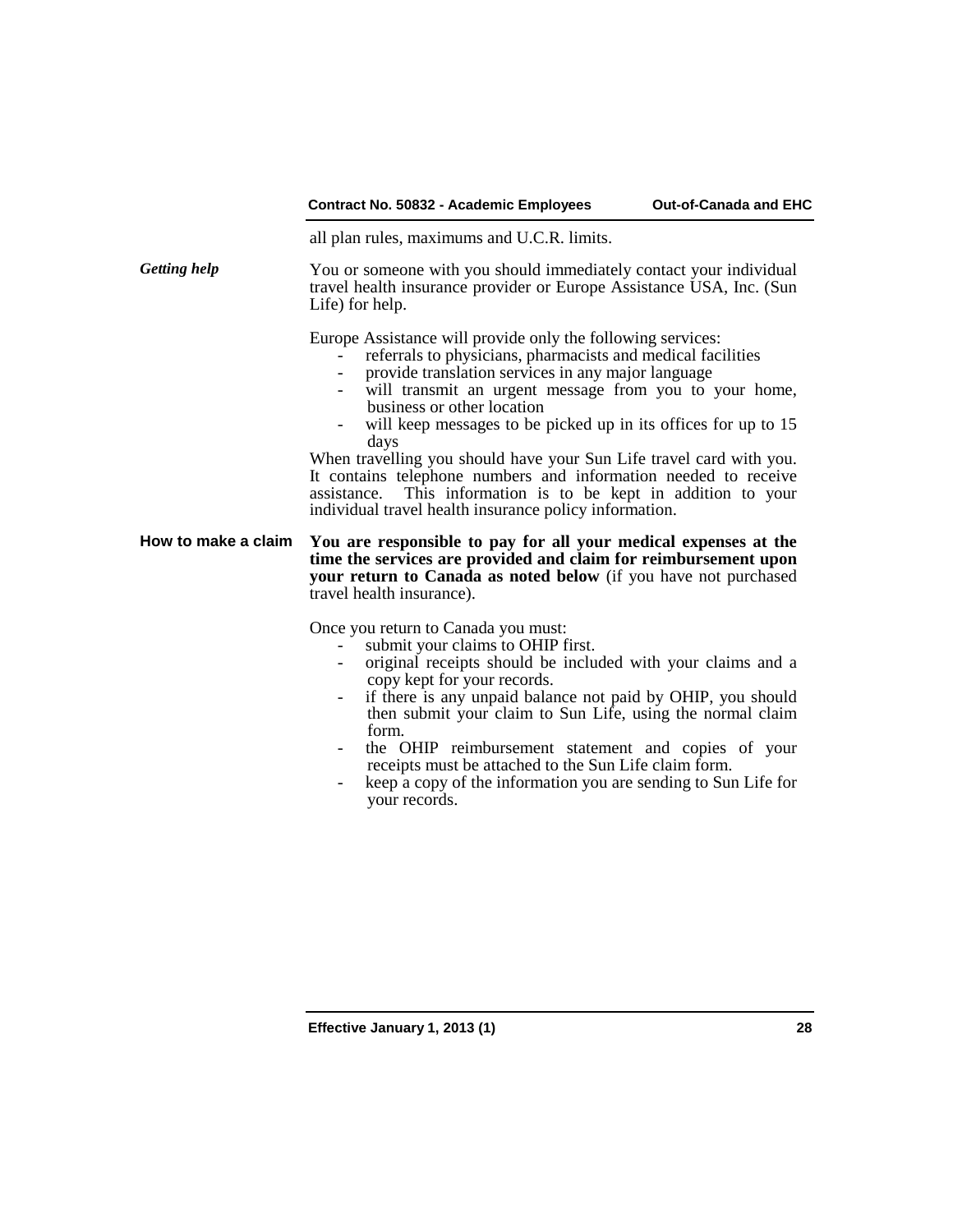all plan rules, maximums and U.C.R. limits.

***Getting help***

You or someone with you should immediately contact your individual travel health insurance provider or Europe Assistance USA, Inc. (Sun Life) for help.

Europe Assistance will provide only the following services:

- referrals to physicians, pharmacists and medical facilities
- provide translation services in any major language
- will transmit an urgent message from you to your home, business or other location
- will keep messages to be picked up in its offices for up to 15 days

When travelling you should have your Sun Life travel card with you. It contains telephone numbers and information needed to receive assistance. This information is to be kept in addition to your individual travel health insurance policy information.

**How to make a claim**

**You are responsible to pay for all your medical expenses at the time the services are provided and claim for reimbursement upon your return to Canada as noted below** (if you have not purchased travel health insurance).

Once you return to Canada you must:

- submit your claims to OHIP first.
- original receipts should be included with your claims and a copy kept for your records.
- if there is any unpaid balance not paid by OHIP, you should then submit your claim to Sun Life, using the normal claim form.
- the OHIP reimbursement statement and copies of your receipts must be attached to the Sun Life claim form.
- keep a copy of the information you are sending to Sun Life for your records.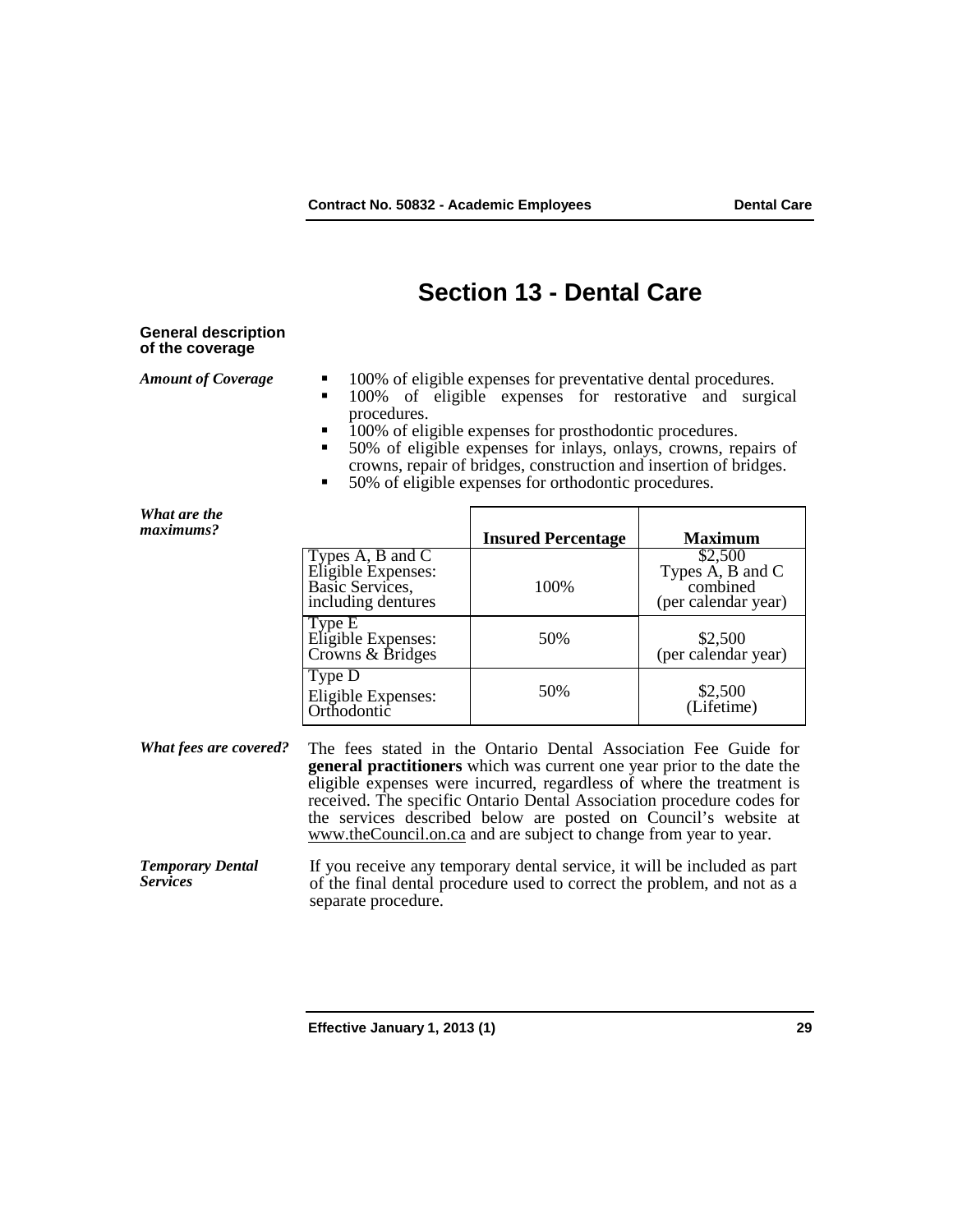# Section 13 - Dental Care

## General description of the coverage

***Amount of Coverage***

- 100% of eligible expenses for preventative dental procedures.
- 100% of eligible expenses for restorative and surgical procedures.
- 100% of eligible expenses for prosthodontic procedures.
- 50% of eligible expenses for inlays, onlays, crowns, repairs of crowns, repair of bridges, construction and insertion of bridges.
- 50% of eligible expenses for orthodontic procedures.

***What are the maximums?***

| | **Insured Percentage** | **Maximum** |
|---|---|---|
| Types A, B and C Eligible Expenses: Basic Services, including dentures | 100% | \$2,500 Types A, B and C combined (per calendar year) |
| Type E Eligible Expenses: Crowns & Bridges | 50% | \$2,500 (per calendar year) |
| Type D Eligible Expenses: Orthodontic | 50% | \$2,500 (Lifetime) |

***What fees are covered?***

The fees stated in the Ontario Dental Association Fee Guide for **general practitioners** which was current one year prior to the date the eligible expenses were incurred, regardless of where the treatment is received. The specific Ontario Dental Association procedure codes for the services described below are posted on Council's website at www.theCouncil.on.ca and are subject to change from year to year.

***Temporary Dental Services***

If you receive any temporary dental service, it will be included as part of the final dental procedure used to correct the problem, and not as a separate procedure.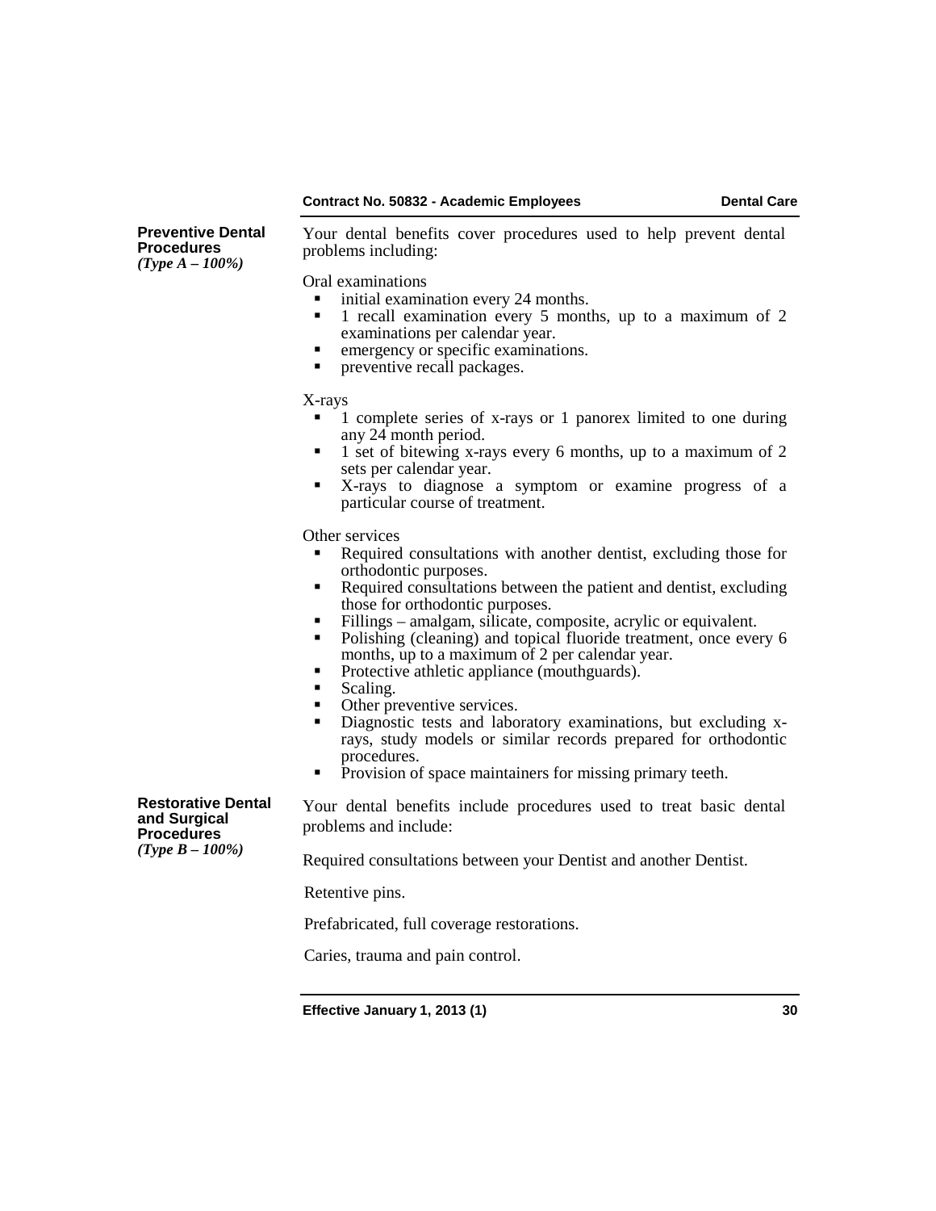### Preventive Dental Procedures
*(Type A – 100%)*

Your dental benefits cover procedures used to help prevent dental problems including:

Oral examinations

- initial examination every 24 months.
- 1 recall examination every 5 months, up to a maximum of 2 examinations per calendar year.
- emergency or specific examinations.
- preventive recall packages.

X-rays

- 1 complete series of x-rays or 1 panorex limited to one during any 24 month period.
- 1 set of bitewing x-rays every 6 months, up to a maximum of 2 sets per calendar year.
- X-rays to diagnose a symptom or examine progress of a particular course of treatment.

Other services

- Required consultations with another dentist, excluding those for orthodontic purposes.
- Required consultations between the patient and dentist, excluding those for orthodontic purposes.
- Fillings – amalgam, silicate, composite, acrylic or equivalent.
- Polishing (cleaning) and topical fluoride treatment, once every 6 months, up to a maximum of 2 per calendar year.
- Protective athletic appliance (mouthguards).
- Scaling.
- Other preventive services.
- Diagnostic tests and laboratory examinations, but excluding x-rays, study models or similar records prepared for orthodontic procedures.
- Provision of space maintainers for missing primary teeth.

### Restorative Dental and Surgical Procedures
*(Type B – 100%)*

Your dental benefits include procedures used to treat basic dental problems and include:

Required consultations between your Dentist and another Dentist.

Retentive pins.

Prefabricated, full coverage restorations.

Caries, trauma and pain control.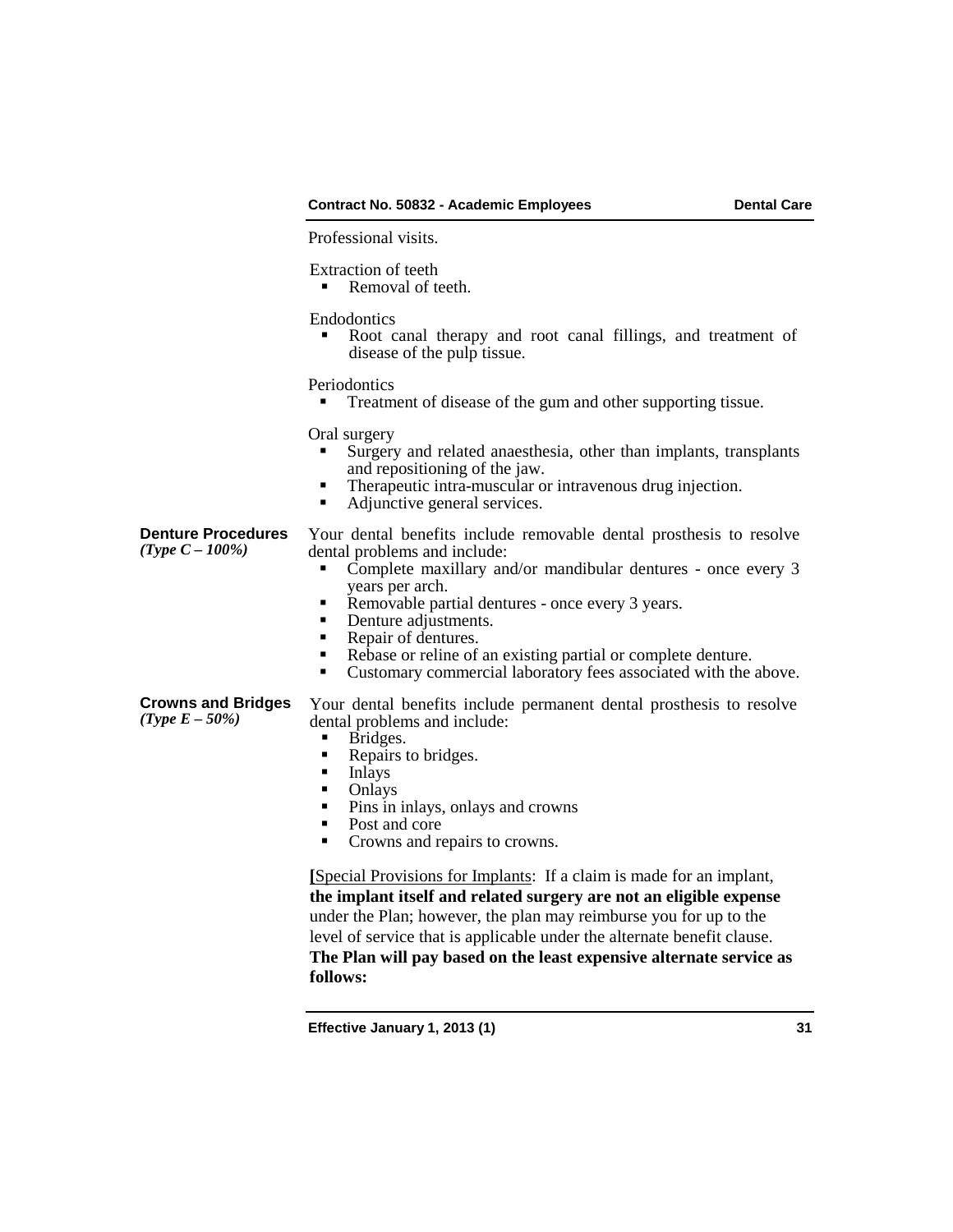Professional visits.

Extraction of teeth

- Removal of teeth.

Endodontics

- Root canal therapy and root canal fillings, and treatment of disease of the pulp tissue.

Periodontics

- Treatment of disease of the gum and other supporting tissue.

Oral surgery

- Surgery and related anaesthesia, other than implants, transplants and repositioning of the jaw.
- Therapeutic intra-muscular or intravenous drug injection.
- Adjunctive general services.

**Denture Procedures**
***(Type C – 100%)***

Your dental benefits include removable dental prosthesis to resolve dental problems and include:

- Complete maxillary and/or mandibular dentures - once every 3 years per arch.
- Removable partial dentures - once every 3 years.
- Denture adjustments.
- Repair of dentures.
- Rebase or reline of an existing partial or complete denture.
- Customary commercial laboratory fees associated with the above.

**Crowns and Bridges**
***(Type E – 50%)***

Your dental benefits include permanent dental prosthesis to resolve dental problems and include:

- Bridges.
- Repairs to bridges.
- Inlays
- Onlays
- Pins in inlays, onlays and crowns
- Post and core
- Crowns and repairs to crowns.

**[**Special Provisions for Implants: If a claim is made for an implant, **the implant itself and related surgery are not an eligible expense** under the Plan; however, the plan may reimburse you for up to the level of service that is applicable under the alternate benefit clause. **The Plan will pay based on the least expensive alternate service as follows:**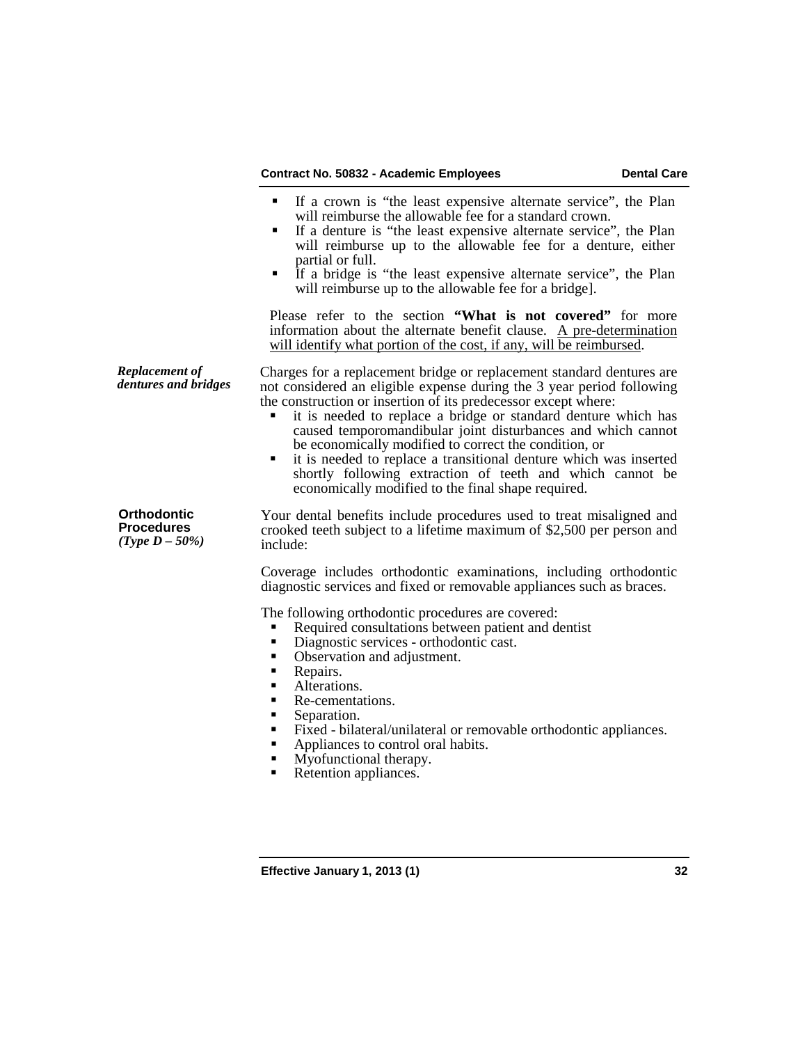- If a crown is "the least expensive alternate service", the Plan will reimburse the allowable fee for a standard crown.
- If a denture is "the least expensive alternate service", the Plan will reimburse up to the allowable fee for a denture, either partial or full.
- If a bridge is "the least expensive alternate service", the Plan will reimburse up to the allowable fee for a bridge].

Please refer to the section **"What is not covered"** for more information about the alternate benefit clause. <u>A pre-determination will identify what portion of the cost, if any, will be reimbursed</u>.

***Replacement of dentures and bridges***

Charges for a replacement bridge or replacement standard dentures are not considered an eligible expense during the 3 year period following the construction or insertion of its predecessor except where:

- it is needed to replace a bridge or standard denture which has caused temporomandibular joint disturbances and which cannot be economically modified to correct the condition, or
- it is needed to replace a transitional denture which was inserted shortly following extraction of teeth and which cannot be economically modified to the final shape required.

**Orthodontic Procedures**
***(Type D – 50%)***

Your dental benefits include procedures used to treat misaligned and crooked teeth subject to a lifetime maximum of $2,500 per person and include:

Coverage includes orthodontic examinations, including orthodontic diagnostic services and fixed or removable appliances such as braces.

The following orthodontic procedures are covered:

- Required consultations between patient and dentist
- Diagnostic services - orthodontic cast.
- Observation and adjustment.
- Repairs.
- Alterations.
- Re-cementations.
- Separation.
- Fixed - bilateral/unilateral or removable orthodontic appliances.
- Appliances to control oral habits.
- Myofunctional therapy.
- Retention appliances.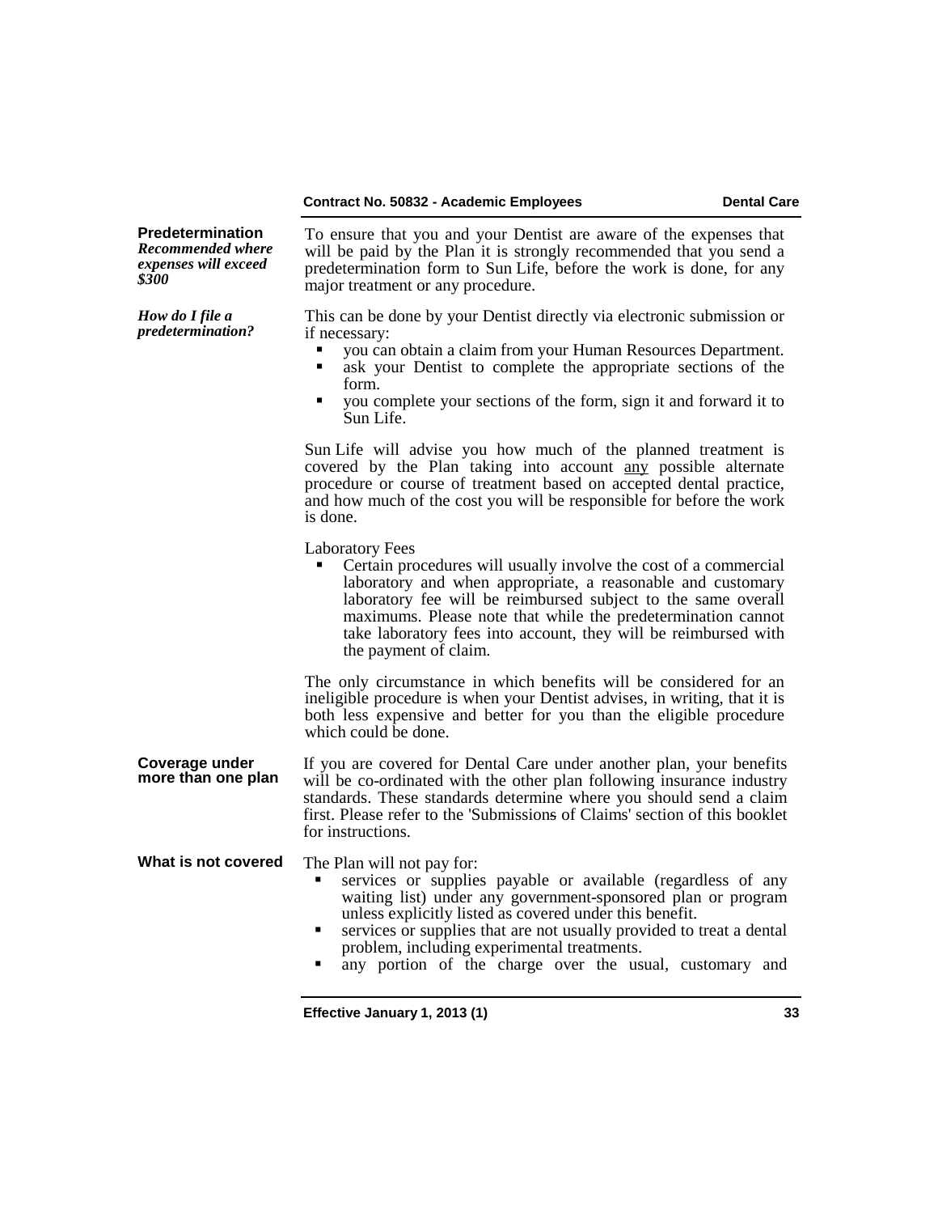**Predetermination**
*Recommended where expenses will exceed $300*

To ensure that you and your Dentist are aware of the expenses that will be paid by the Plan it is strongly recommended that you send a predetermination form to Sun Life, before the work is done, for any major treatment or any procedure.

*How do I file a predetermination?*

This can be done by your Dentist directly via electronic submission or if necessary:

- you can obtain a claim from your Human Resources Department.
- ask your Dentist to complete the appropriate sections of the form.
- you complete your sections of the form, sign it and forward it to Sun Life.

Sun Life will advise you how much of the planned treatment is covered by the Plan taking into account <u>any</u> possible alternate procedure or course of treatment based on accepted dental practice, and how much of the cost you will be responsible for before the work is done.

Laboratory Fees

- Certain procedures will usually involve the cost of a commercial laboratory and when appropriate, a reasonable and customary laboratory fee will be reimbursed subject to the same overall maximums. Please note that while the predetermination cannot take laboratory fees into account, they will be reimbursed with the payment of claim.

The only circumstance in which benefits will be considered for an ineligible procedure is when your Dentist advises, in writing, that it is both less expensive and better for you than the eligible procedure which could be done.

**Coverage under more than one plan**

If you are covered for Dental Care under another plan, your benefits will be co-ordinated with the other plan following insurance industry standards. These standards determine where you should send a claim first. Please refer to the 'Submissions of Claims' section of this booklet for instructions.

**What is not covered**

The Plan will not pay for:

- services or supplies payable or available (regardless of any waiting list) under any government-sponsored plan or program unless explicitly listed as covered under this benefit.
- services or supplies that are not usually provided to treat a dental problem, including experimental treatments.
- any portion of the charge over the usual, customary and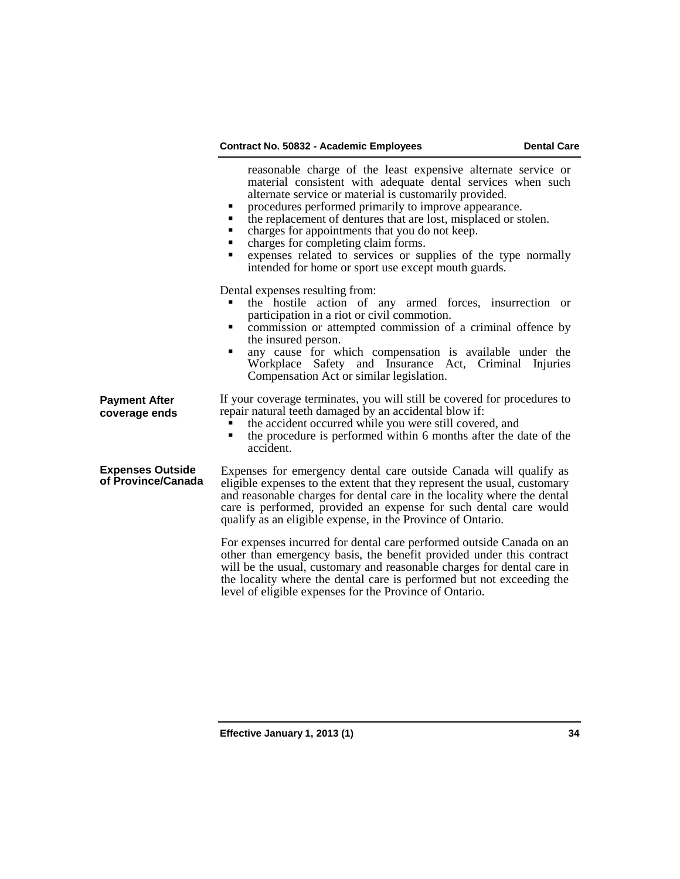reasonable charge of the least expensive alternate service or material consistent with adequate dental services when such alternate service or material is customarily provided.

- procedures performed primarily to improve appearance.
- the replacement of dentures that are lost, misplaced or stolen.
- charges for appointments that you do not keep.
- charges for completing claim forms.
- expenses related to services or supplies of the type normally intended for home or sport use except mouth guards.

Dental expenses resulting from:

- the hostile action of any armed forces, insurrection or participation in a riot or civil commotion.
- commission or attempted commission of a criminal offence by the insured person.
- any cause for which compensation is available under the Workplace Safety and Insurance Act, Criminal Injuries Compensation Act or similar legislation.

**Payment After coverage ends**

If your coverage terminates, you will still be covered for procedures to repair natural teeth damaged by an accidental blow if:

- the accident occurred while you were still covered, and
- the procedure is performed within 6 months after the date of the accident.

**Expenses Outside of Province/Canada**

Expenses for emergency dental care outside Canada will qualify as eligible expenses to the extent that they represent the usual, customary and reasonable charges for dental care in the locality where the dental care is performed, provided an expense for such dental care would qualify as an eligible expense, in the Province of Ontario.

For expenses incurred for dental care performed outside Canada on an other than emergency basis, the benefit provided under this contract will be the usual, customary and reasonable charges for dental care in the locality where the dental care is performed but not exceeding the level of eligible expenses for the Province of Ontario.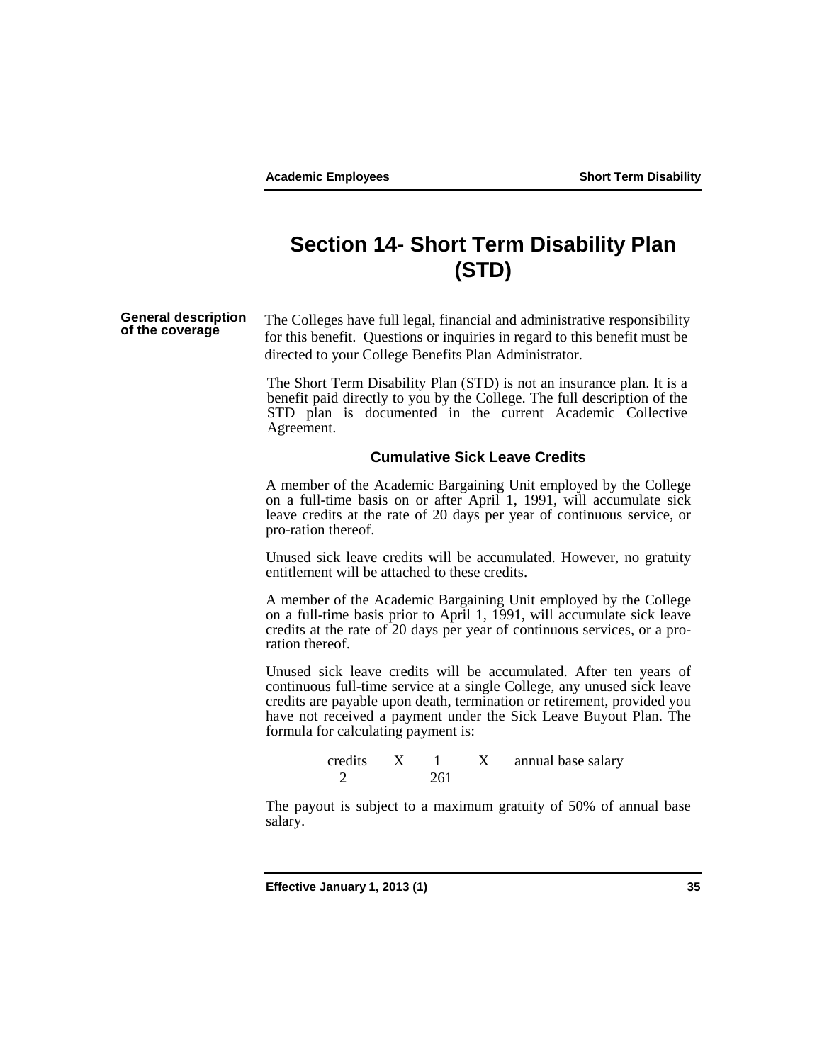# Section 14- Short Term Disability Plan (STD)

**General description of the coverage**

The Colleges have full legal, financial and administrative responsibility for this benefit. Questions or inquiries in regard to this benefit must be directed to your College Benefits Plan Administrator.

The Short Term Disability Plan (STD) is not an insurance plan. It is a benefit paid directly to you by the College. The full description of the STD plan is documented in the current Academic Collective Agreement.

### Cumulative Sick Leave Credits

A member of the Academic Bargaining Unit employed by the College on a full-time basis on or after April 1, 1991, will accumulate sick leave credits at the rate of 20 days per year of continuous service, or pro-ration thereof.

Unused sick leave credits will be accumulated. However, no gratuity entitlement will be attached to these credits.

A member of the Academic Bargaining Unit employed by the College on a full-time basis prior to April 1, 1991, will accumulate sick leave credits at the rate of 20 days per year of continuous services, or a pro-ration thereof.

Unused sick leave credits will be accumulated. After ten years of continuous full-time service at a single College, any unused sick leave credits are payable upon death, termination or retirement, provided you have not received a payment under the Sick Leave Buyout Plan. The formula for calculating payment is:

$$\frac{\text{credits}}{2} \times \frac{1}{261} \times \text{annual base salary}$$

The payout is subject to a maximum gratuity of 50% of annual base salary.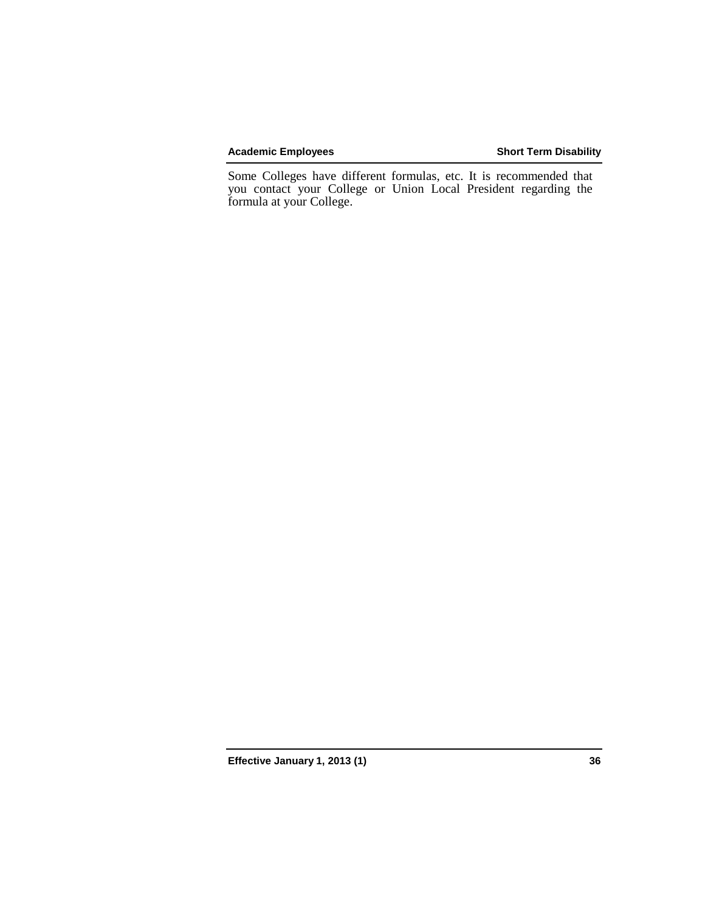Some Colleges have different formulas, etc. It is recommended that you contact your College or Union Local President regarding the formula at your College.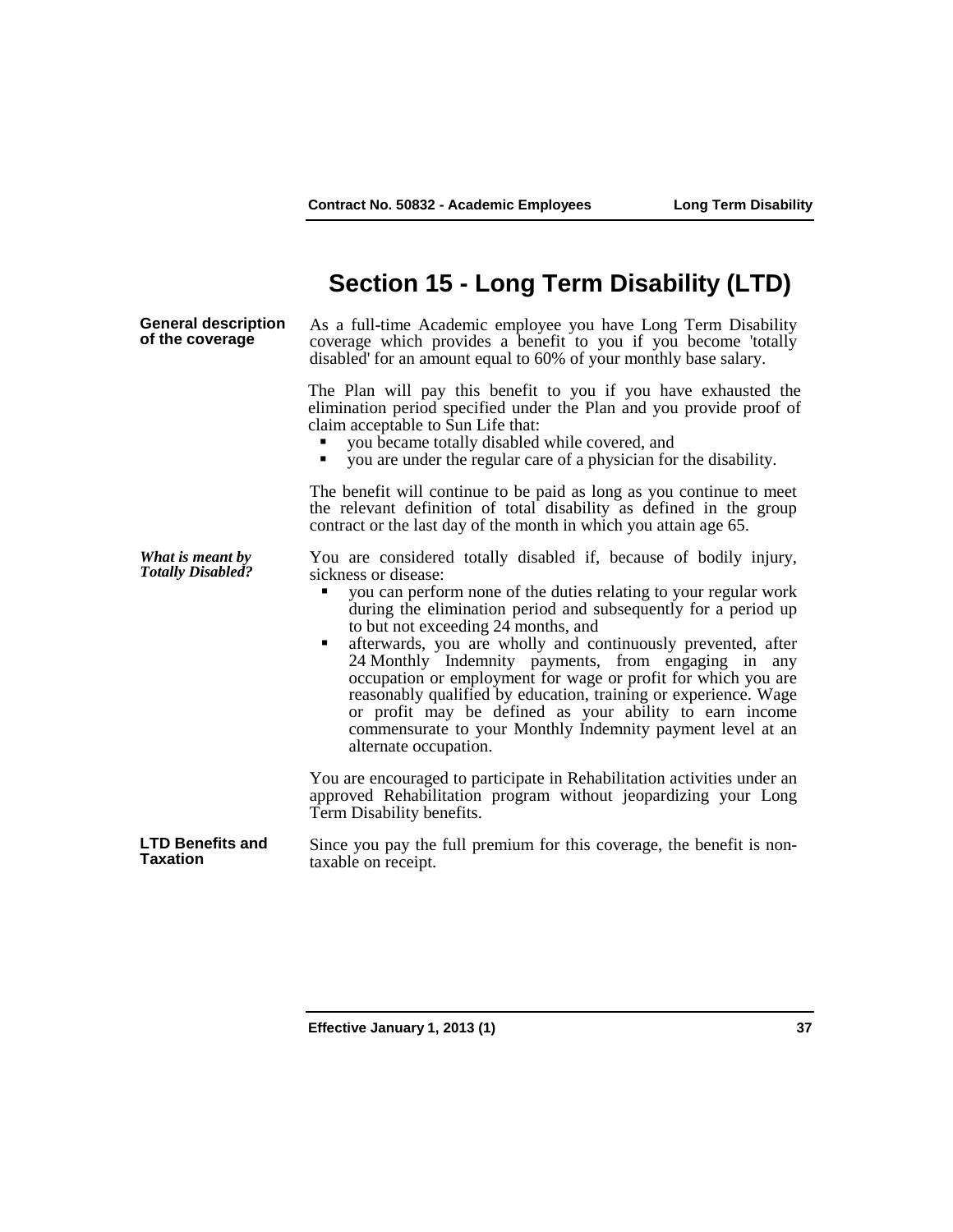# Section 15 - Long Term Disability (LTD)

**General description of the coverage**

As a full-time Academic employee you have Long Term Disability coverage which provides a benefit to you if you become 'totally disabled' for an amount equal to 60% of your monthly base salary.

The Plan will pay this benefit to you if you have exhausted the elimination period specified under the Plan and you provide proof of claim acceptable to Sun Life that:

- you became totally disabled while covered, and
- you are under the regular care of a physician for the disability.

The benefit will continue to be paid as long as you continue to meet the relevant definition of total disability as defined in the group contract or the last day of the month in which you attain age 65.

***What is meant by Totally Disabled?***

You are considered totally disabled if, because of bodily injury, sickness or disease:

- you can perform none of the duties relating to your regular work during the elimination period and subsequently for a period up to but not exceeding 24 months, and
- afterwards, you are wholly and continuously prevented, after 24 Monthly Indemnity payments, from engaging in any occupation or employment for wage or profit for which you are reasonably qualified by education, training or experience. Wage or profit may be defined as your ability to earn income commensurate to your Monthly Indemnity payment level at an alternate occupation.

You are encouraged to participate in Rehabilitation activities under an approved Rehabilitation program without jeopardizing your Long Term Disability benefits.

**LTD Benefits and Taxation**

Since you pay the full premium for this coverage, the benefit is non-taxable on receipt.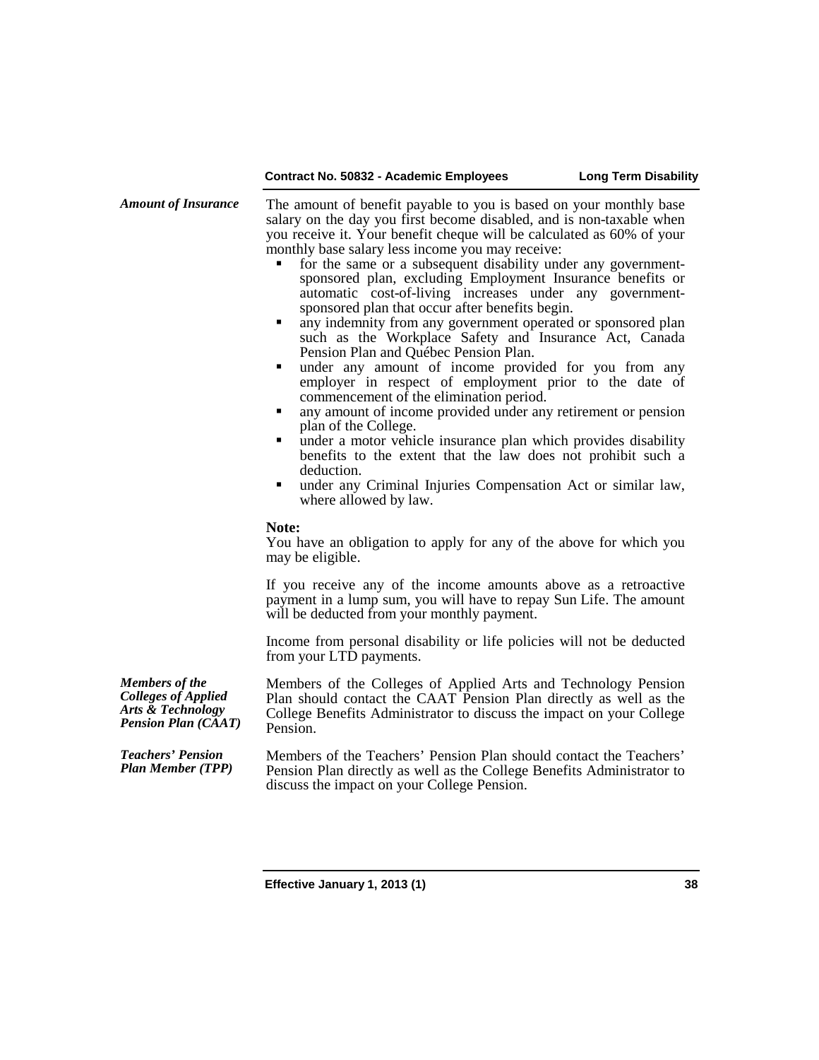### *Amount of Insurance*

The amount of benefit payable to you is based on your monthly base salary on the day you first become disabled, and is non-taxable when you receive it. Your benefit cheque will be calculated as 60% of your monthly base salary less income you may receive:

- for the same or a subsequent disability under any government-sponsored plan, excluding Employment Insurance benefits or automatic cost-of-living increases under any government-sponsored plan that occur after benefits begin.
- any indemnity from any government operated or sponsored plan such as the Workplace Safety and Insurance Act, Canada Pension Plan and Québec Pension Plan.
- under any amount of income provided for you from any employer in respect of employment prior to the date of commencement of the elimination period.
- any amount of income provided under any retirement or pension plan of the College.
- under a motor vehicle insurance plan which provides disability benefits to the extent that the law does not prohibit such a deduction.
- under any Criminal Injuries Compensation Act or similar law, where allowed by law.

**Note:**
You have an obligation to apply for any of the above for which you may be eligible.

If you receive any of the income amounts above as a retroactive payment in a lump sum, you will have to repay Sun Life. The amount will be deducted from your monthly payment.

Income from personal disability or life policies will not be deducted from your LTD payments.

### *Members of the Colleges of Applied Arts & Technology Pension Plan (CAAT)*

Members of the Colleges of Applied Arts and Technology Pension Plan should contact the CAAT Pension Plan directly as well as the College Benefits Administrator to discuss the impact on your College Pension.

### *Teachers' Pension Plan Member (TPP)*

Members of the Teachers' Pension Plan should contact the Teachers' Pension Plan directly as well as the College Benefits Administrator to discuss the impact on your College Pension.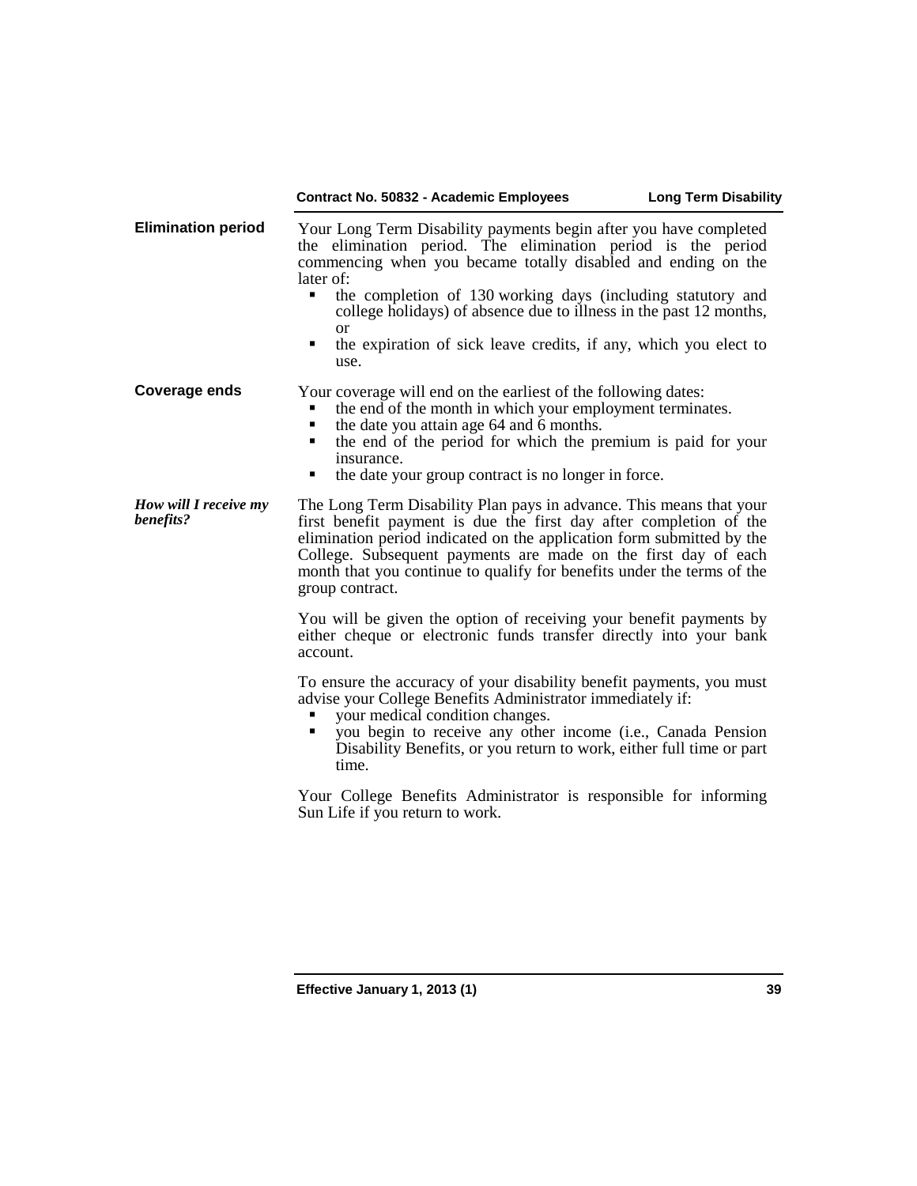### Elimination period

Your Long Term Disability payments begin after you have completed the elimination period. The elimination period is the period commencing when you became totally disabled and ending on the later of:

- the completion of 130 working days (including statutory and college holidays) of absence due to illness in the past 12 months, or
- the expiration of sick leave credits, if any, which you elect to use.

### Coverage ends

Your coverage will end on the earliest of the following dates:

- the end of the month in which your employment terminates.
- the date you attain age 64 and 6 months.
- the end of the period for which the premium is paid for your insurance.
- the date your group contract is no longer in force.

### *How will I receive my benefits?*

The Long Term Disability Plan pays in advance. This means that your first benefit payment is due the first day after completion of the elimination period indicated on the application form submitted by the College. Subsequent payments are made on the first day of each month that you continue to qualify for benefits under the terms of the group contract.

You will be given the option of receiving your benefit payments by either cheque or electronic funds transfer directly into your bank account.

To ensure the accuracy of your disability benefit payments, you must advise your College Benefits Administrator immediately if:

- your medical condition changes.
- you begin to receive any other income (i.e., Canada Pension Disability Benefits, or you return to work, either full time or part time.

Your College Benefits Administrator is responsible for informing Sun Life if you return to work.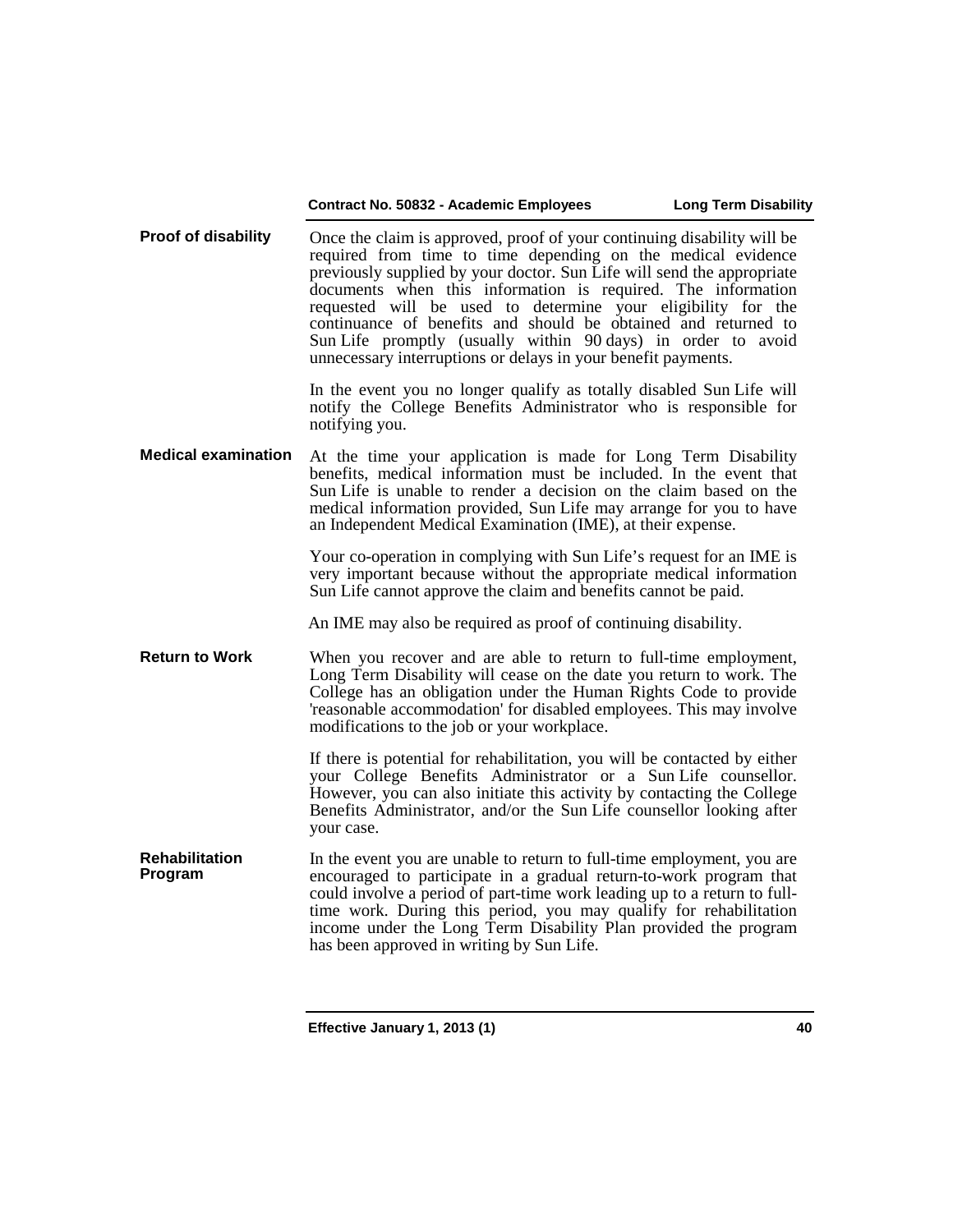**Proof of disability**

Once the claim is approved, proof of your continuing disability will be required from time to time depending on the medical evidence previously supplied by your doctor. Sun Life will send the appropriate documents when this information is required. The information requested will be used to determine your eligibility for the continuance of benefits and should be obtained and returned to Sun Life promptly (usually within 90 days) in order to avoid unnecessary interruptions or delays in your benefit payments.

In the event you no longer qualify as totally disabled Sun Life will notify the College Benefits Administrator who is responsible for notifying you.

**Medical examination**

At the time your application is made for Long Term Disability benefits, medical information must be included. In the event that Sun Life is unable to render a decision on the claim based on the medical information provided, Sun Life may arrange for you to have an Independent Medical Examination (IME), at their expense.

Your co-operation in complying with Sun Life's request for an IME is very important because without the appropriate medical information Sun Life cannot approve the claim and benefits cannot be paid.

An IME may also be required as proof of continuing disability.

**Return to Work**

When you recover and are able to return to full-time employment, Long Term Disability will cease on the date you return to work. The College has an obligation under the Human Rights Code to provide 'reasonable accommodation' for disabled employees. This may involve modifications to the job or your workplace.

If there is potential for rehabilitation, you will be contacted by either your College Benefits Administrator or a Sun Life counsellor. However, you can also initiate this activity by contacting the College Benefits Administrator, and/or the Sun Life counsellor looking after your case.

**Rehabilitation Program**

In the event you are unable to return to full-time employment, you are encouraged to participate in a gradual return-to-work program that could involve a period of part-time work leading up to a return to full-time work. During this period, you may qualify for rehabilitation income under the Long Term Disability Plan provided the program has been approved in writing by Sun Life.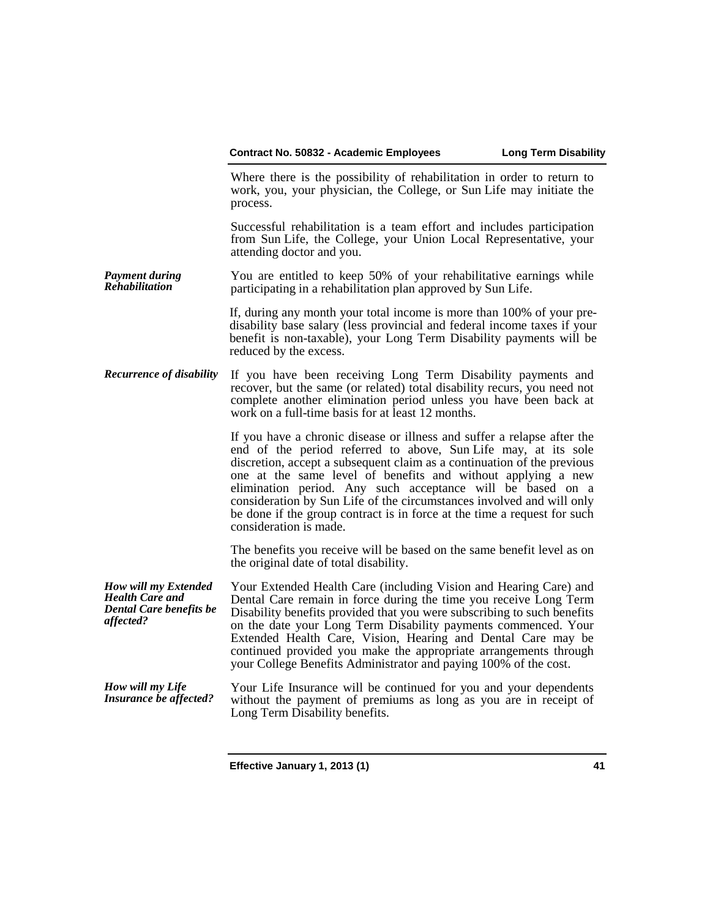Where there is the possibility of rehabilitation in order to return to work, you, your physician, the College, or Sun Life may initiate the process.

Successful rehabilitation is a team effort and includes participation from Sun Life, the College, your Union Local Representative, your attending doctor and you.

***Payment during Rehabilitation***

You are entitled to keep 50% of your rehabilitative earnings while participating in a rehabilitation plan approved by Sun Life.

If, during any month your total income is more than 100% of your pre-disability base salary (less provincial and federal income taxes if your benefit is non-taxable), your Long Term Disability payments will be reduced by the excess.

***Recurrence of disability***

If you have been receiving Long Term Disability payments and recover, but the same (or related) total disability recurs, you need not complete another elimination period unless you have been back at work on a full-time basis for at least 12 months.

If you have a chronic disease or illness and suffer a relapse after the end of the period referred to above, Sun Life may, at its sole discretion, accept a subsequent claim as a continuation of the previous one at the same level of benefits and without applying a new elimination period. Any such acceptance will be based on a consideration by Sun Life of the circumstances involved and will only be done if the group contract is in force at the time a request for such consideration is made.

The benefits you receive will be based on the same benefit level as on the original date of total disability.

***How will my Extended Health Care and Dental Care benefits be affected?***

Your Extended Health Care (including Vision and Hearing Care) and Dental Care remain in force during the time you receive Long Term Disability benefits provided that you were subscribing to such benefits on the date your Long Term Disability payments commenced. Your Extended Health Care, Vision, Hearing and Dental Care may be continued provided you make the appropriate arrangements through your College Benefits Administrator and paying 100% of the cost.

***How will my Life Insurance be affected?***

Your Life Insurance will be continued for you and your dependents without the payment of premiums as long as you are in receipt of Long Term Disability benefits.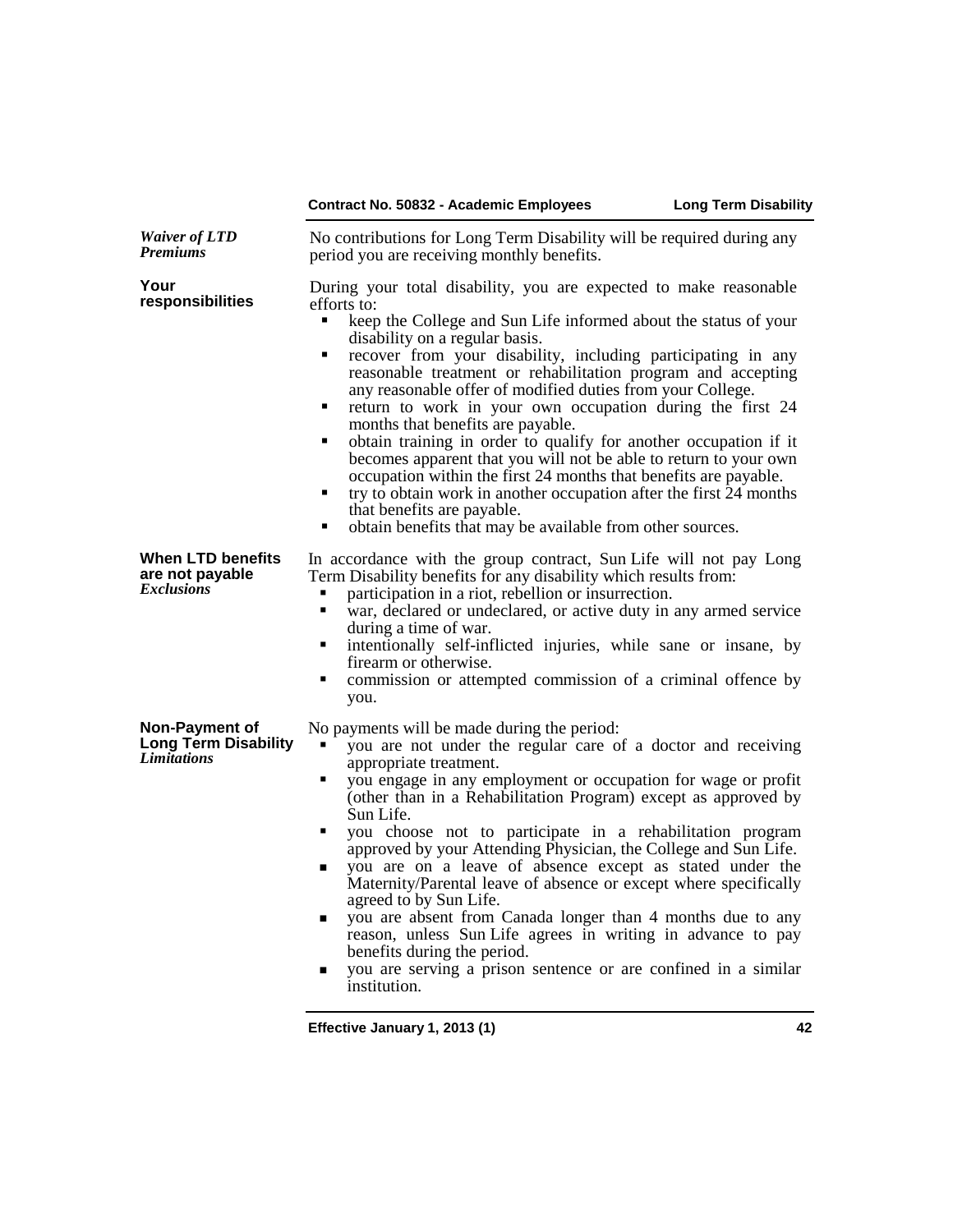### *Waiver of LTD Premiums*

No contributions for Long Term Disability will be required during any period you are receiving monthly benefits.

### Your responsibilities

During your total disability, you are expected to make reasonable efforts to:

- keep the College and Sun Life informed about the status of your disability on a regular basis.
- recover from your disability, including participating in any reasonable treatment or rehabilitation program and accepting any reasonable offer of modified duties from your College.
- return to work in your own occupation during the first 24 months that benefits are payable.
- obtain training in order to qualify for another occupation if it becomes apparent that you will not be able to return to your own occupation within the first 24 months that benefits are payable.
- try to obtain work in another occupation after the first 24 months that benefits are payable.
- obtain benefits that may be available from other sources.

### When LTD benefits are not payable
*Exclusions*

In accordance with the group contract, Sun Life will not pay Long Term Disability benefits for any disability which results from:

- participation in a riot, rebellion or insurrection.
- war, declared or undeclared, or active duty in any armed service during a time of war.
- intentionally self-inflicted injuries, while sane or insane, by firearm or otherwise.
- commission or attempted commission of a criminal offence by you.

### Non-Payment of Long Term Disability
*Limitations*

No payments will be made during the period:

- you are not under the regular care of a doctor and receiving appropriate treatment.
- you engage in any employment or occupation for wage or profit (other than in a Rehabilitation Program) except as approved by Sun Life.
- you choose not to participate in a rehabilitation program approved by your Attending Physician, the College and Sun Life.
- you are on a leave of absence except as stated under the Maternity/Parental leave of absence or except where specifically agreed to by Sun Life.
- you are absent from Canada longer than 4 months due to any reason, unless Sun Life agrees in writing in advance to pay benefits during the period.
- you are serving a prison sentence or are confined in a similar institution.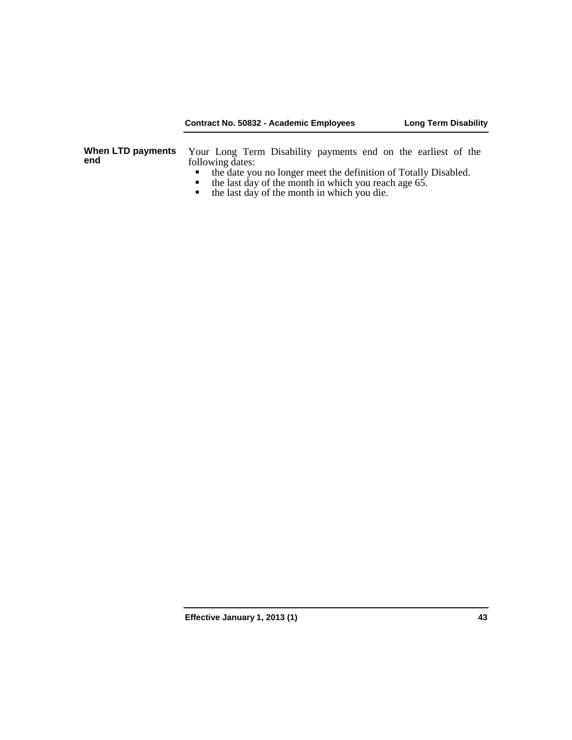**When LTD payments end**

Your Long Term Disability payments end on the earliest of the following dates:

- the date you no longer meet the definition of Totally Disabled.
- the last day of the month in which you reach age 65.
- the last day of the month in which you die.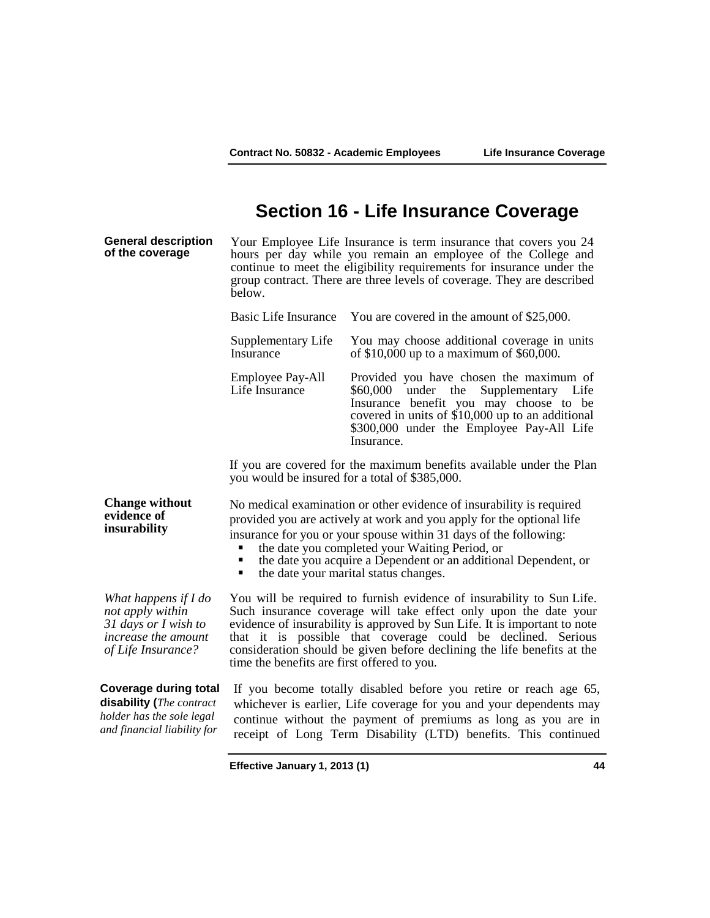# Section 16 - Life Insurance Coverage

**General description of the coverage**

Your Employee Life Insurance is term insurance that covers you 24 hours per day while you remain an employee of the College and continue to meet the eligibility requirements for insurance under the group contract. There are three levels of coverage. They are described below.

| | |
|---|---|
| Basic Life Insurance | You are covered in the amount of $25,000. |
| Supplementary Life Insurance | You may choose additional coverage in units of $10,000 up to a maximum of $60,000. |
| Employee Pay-All Life Insurance | Provided you have chosen the maximum of $60,000 under the Supplementary Life Insurance benefit you may choose to be covered in units of $10,000 up to an additional $300,000 under the Employee Pay-All Life Insurance. |

If you are covered for the maximum benefits available under the Plan you would be insured for a total of $385,000.

**Change without evidence of insurability**

No medical examination or other evidence of insurability is required provided you are actively at work and you apply for the optional life insurance for you or your spouse within 31 days of the following:

- the date you completed your Waiting Period, or
- the date you acquire a Dependent or an additional Dependent, or
- the date your marital status changes.

*What happens if I do not apply within 31 days or I wish to increase the amount of Life Insurance?*

You will be required to furnish evidence of insurability to Sun Life. Such insurance coverage will take effect only upon the date your evidence of insurability is approved by Sun Life. It is important to note that it is possible that coverage could be declined. Serious consideration should be given before declining the life benefits at the time the benefits are first offered to you.

**Coverage during total disability (***The contract holder has the sole legal and financial liability for*

If you become totally disabled before you retire or reach age 65, whichever is earlier, Life coverage for you and your dependents may continue without the payment of premiums as long as you are in receipt of Long Term Disability (LTD) benefits. This continued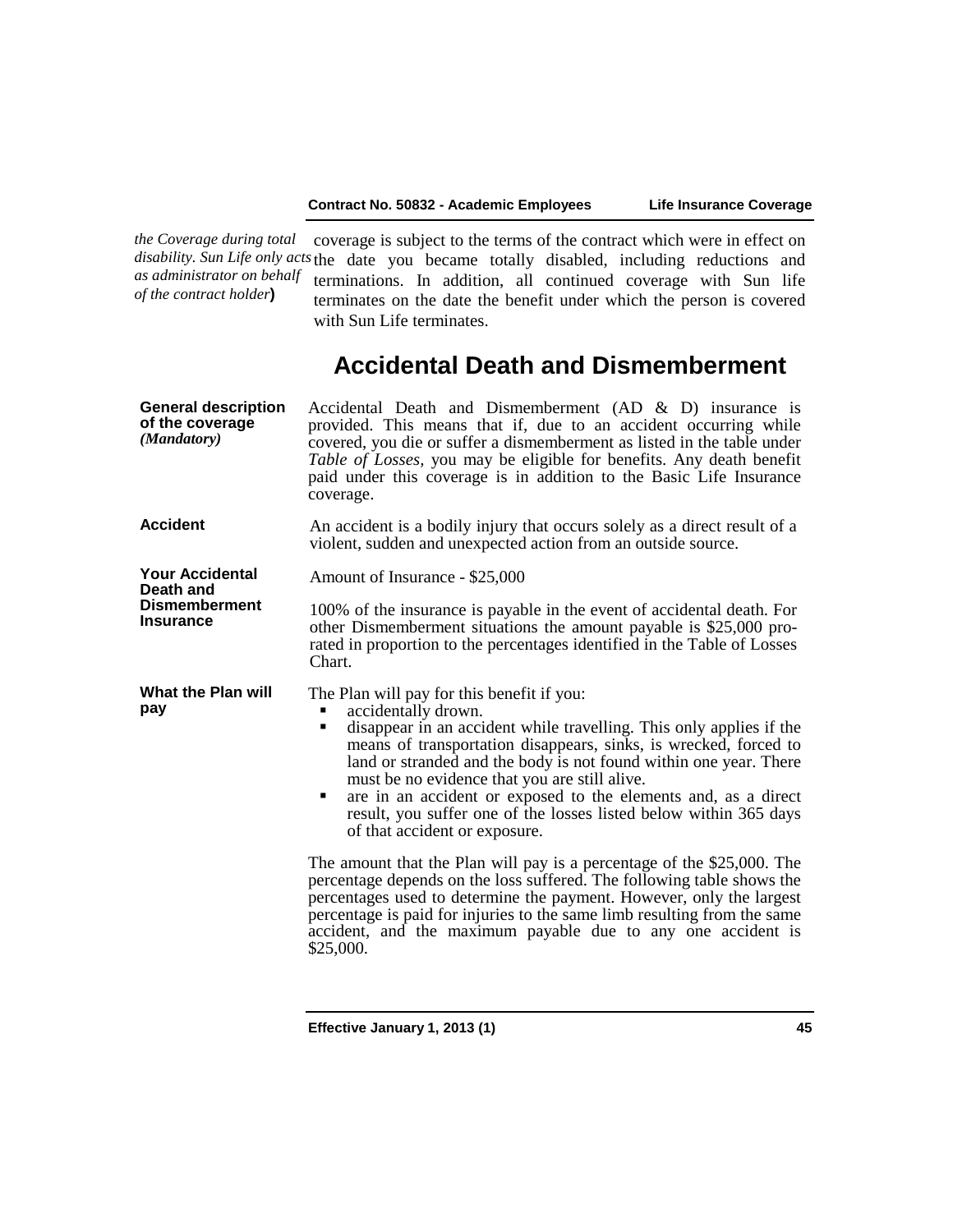*the Coverage during total disability. Sun Life only acts as administrator on behalf of the contract holder***)**

coverage is subject to the terms of the contract which were in effect on the date you became totally disabled, including reductions and terminations. In addition, all continued coverage with Sun life terminates on the date the benefit under which the person is covered with Sun Life terminates.

## Accidental Death and Dismemberment

**General description of the coverage** ***(Mandatory)***

Accidental Death and Dismemberment (AD & D) insurance is provided. This means that if, due to an accident occurring while covered, you die or suffer a dismemberment as listed in the table under *Table of Losses*, you may be eligible for benefits. Any death benefit paid under this coverage is in addition to the Basic Life Insurance coverage.

**Accident**

An accident is a bodily injury that occurs solely as a direct result of a violent, sudden and unexpected action from an outside source.

**Your Accidental Death and Dismemberment Insurance**

Amount of Insurance - $25,000

100% of the insurance is payable in the event of accidental death. For other Dismemberment situations the amount payable is $25,000 pro-rated in proportion to the percentages identified in the Table of Losses Chart.

**What the Plan will pay**

The Plan will pay for this benefit if you:

- accidentally drown.
- disappear in an accident while travelling. This only applies if the means of transportation disappears, sinks, is wrecked, forced to land or stranded and the body is not found within one year. There must be no evidence that you are still alive.
- are in an accident or exposed to the elements and, as a direct result, you suffer one of the losses listed below within 365 days of that accident or exposure.

The amount that the Plan will pay is a percentage of the $25,000. The percentage depends on the loss suffered. The following table shows the percentages used to determine the payment. However, only the largest percentage is paid for injuries to the same limb resulting from the same accident, and the maximum payable due to any one accident is $25,000.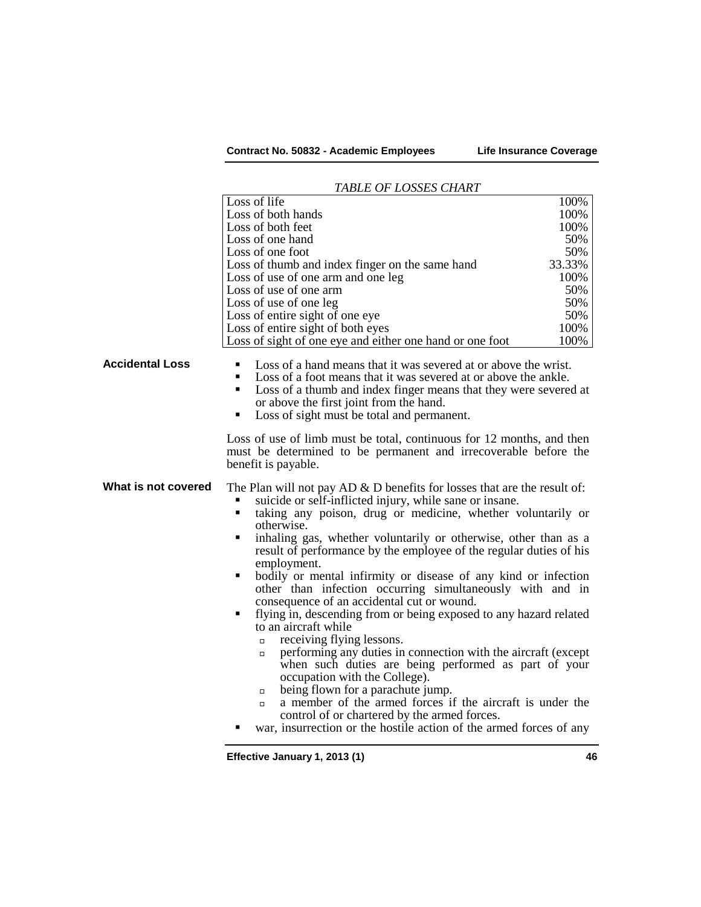*TABLE OF LOSSES CHART*

| Loss | Percentage |
|---|---|
| Loss of life | 100% |
| Loss of both hands | 100% |
| Loss of both feet | 100% |
| Loss of one hand | 50% |
| Loss of one foot | 50% |
| Loss of thumb and index finger on the same hand | 33.33% |
| Loss of use of one arm and one leg | 100% |
| Loss of use of one arm | 50% |
| Loss of use of one leg | 50% |
| Loss of entire sight of one eye | 50% |
| Loss of entire sight of both eyes | 100% |
| Loss of sight of one eye and either one hand or one foot | 100% |

**Accidental Loss**

- Loss of a hand means that it was severed at or above the wrist.
- Loss of a foot means that it was severed at or above the ankle.
- Loss of a thumb and index finger means that they were severed at or above the first joint from the hand.
- Loss of sight must be total and permanent.

Loss of use of limb must be total, continuous for 12 months, and then must be determined to be permanent and irrecoverable before the benefit is payable.

**What is not covered**

The Plan will not pay AD & D benefits for losses that are the result of:

- suicide or self-inflicted injury, while sane or insane.
- taking any poison, drug or medicine, whether voluntarily or otherwise.
- inhaling gas, whether voluntarily or otherwise, other than as a result of performance by the employee of the regular duties of his employment.
- bodily or mental infirmity or disease of any kind or infection other than infection occurring simultaneously with and in consequence of an accidental cut or wound.
- flying in, descending from or being exposed to any hazard related to an aircraft while
  - receiving flying lessons.
  - performing any duties in connection with the aircraft (except when such duties are being performed as part of your occupation with the College).
  - being flown for a parachute jump.
  - a member of the armed forces if the aircraft is under the control of or chartered by the armed forces.
- war, insurrection or the hostile action of the armed forces of any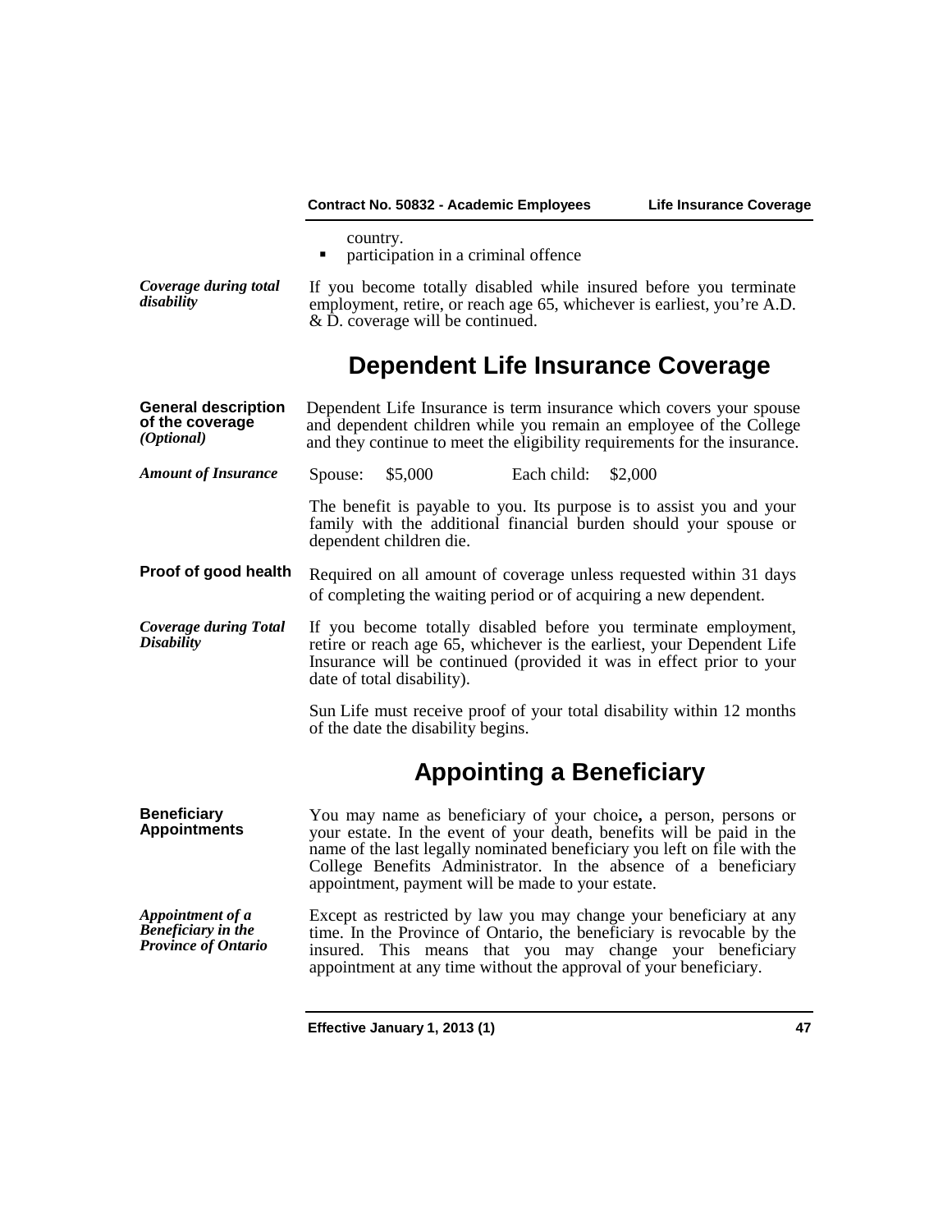country.

- participation in a criminal offence

***Coverage during total disability***

If you become totally disabled while insured before you terminate employment, retire, or reach age 65, whichever is earliest, you're A.D. & D. coverage will be continued.

## Dependent Life Insurance Coverage

**General description of the coverage *(Optional)***

Dependent Life Insurance is term insurance which covers your spouse and dependent children while you remain an employee of the College and they continue to meet the eligibility requirements for the insurance.

***Amount of Insurance***

Spouse: $5,000 Each child: $2,000

The benefit is payable to you. Its purpose is to assist you and your family with the additional financial burden should your spouse or dependent children die.

**Proof of good health**

Required on all amount of coverage unless requested within 31 days of completing the waiting period or of acquiring a new dependent.

***Coverage during Total Disability***

If you become totally disabled before you terminate employment, retire or reach age 65, whichever is the earliest, your Dependent Life Insurance will be continued (provided it was in effect prior to your date of total disability).

Sun Life must receive proof of your total disability within 12 months of the date the disability begins.

## Appointing a Beneficiary

**Beneficiary Appointments**

You may name as beneficiary of your choice**,** a person, persons or your estate. In the event of your death, benefits will be paid in the name of the last legally nominated beneficiary you left on file with the College Benefits Administrator. In the absence of a beneficiary appointment, payment will be made to your estate.

***Appointment of a Beneficiary in the Province of Ontario***

Except as restricted by law you may change your beneficiary at any time. In the Province of Ontario, the beneficiary is revocable by the insured. This means that you may change your beneficiary appointment at any time without the approval of your beneficiary.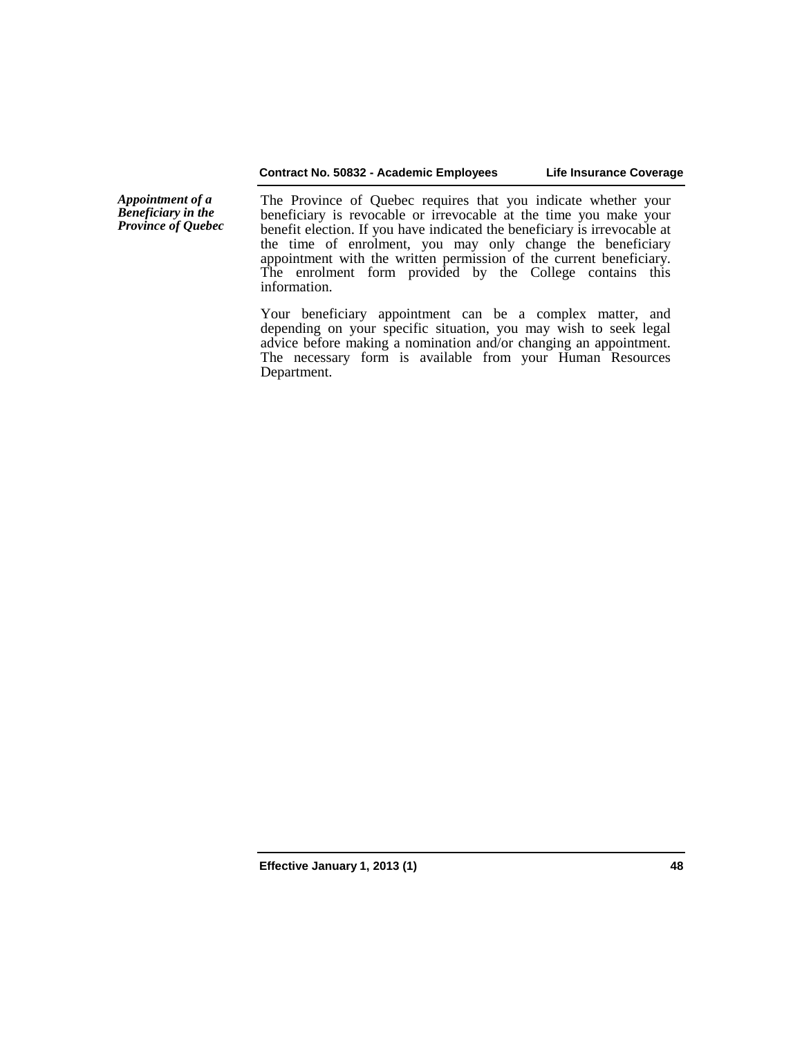***Appointment of a Beneficiary in the Province of Quebec***

The Province of Quebec requires that you indicate whether your beneficiary is revocable or irrevocable at the time you make your benefit election. If you have indicated the beneficiary is irrevocable at the time of enrolment, you may only change the beneficiary appointment with the written permission of the current beneficiary. The enrolment form provided by the College contains this information.

Your beneficiary appointment can be a complex matter, and depending on your specific situation, you may wish to seek legal advice before making a nomination and/or changing an appointment. The necessary form is available from your Human Resources Department.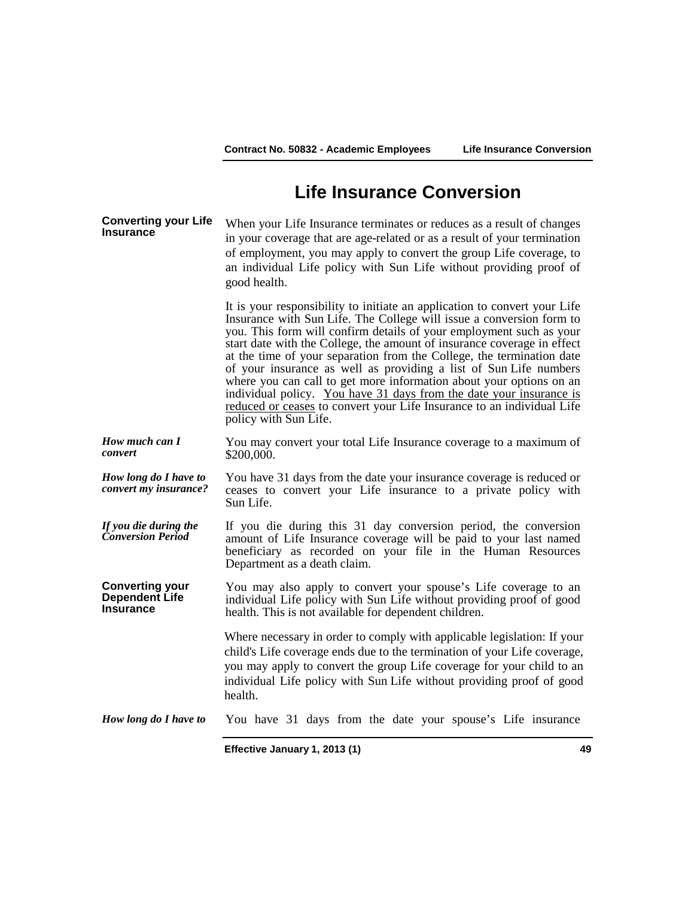# Life Insurance Conversion

**Converting your Life Insurance**

When your Life Insurance terminates or reduces as a result of changes in your coverage that are age-related or as a result of your termination of employment, you may apply to convert the group Life coverage, to an individual Life policy with Sun Life without providing proof of good health.

It is your responsibility to initiate an application to convert your Life Insurance with Sun Life. The College will issue a conversion form to you. This form will confirm details of your employment such as your start date with the College, the amount of insurance coverage in effect at the time of your separation from the College, the termination date of your insurance as well as providing a list of Sun Life numbers where you can call to get more information about your options on an individual policy. <u>You have 31 days from the date your insurance is reduced or ceases</u> to convert your Life Insurance to an individual Life policy with Sun Life.

***How much can I convert***

You may convert your total Life Insurance coverage to a maximum of $200,000.

***How long do I have to convert my insurance?***

You have 31 days from the date your insurance coverage is reduced or ceases to convert your Life insurance to a private policy with Sun Life.

***If you die during the Conversion Period***

If you die during this 31 day conversion period, the conversion amount of Life Insurance coverage will be paid to your last named beneficiary as recorded on your file in the Human Resources Department as a death claim.

**Converting your Dependent Life Insurance**

You may also apply to convert your spouse's Life coverage to an individual Life policy with Sun Life without providing proof of good health. This is not available for dependent children.

Where necessary in order to comply with applicable legislation: If your child's Life coverage ends due to the termination of your Life coverage, you may apply to convert the group Life coverage for your child to an individual Life policy with Sun Life without providing proof of good health.

***How long do I have to***

You have 31 days from the date your spouse's Life insurance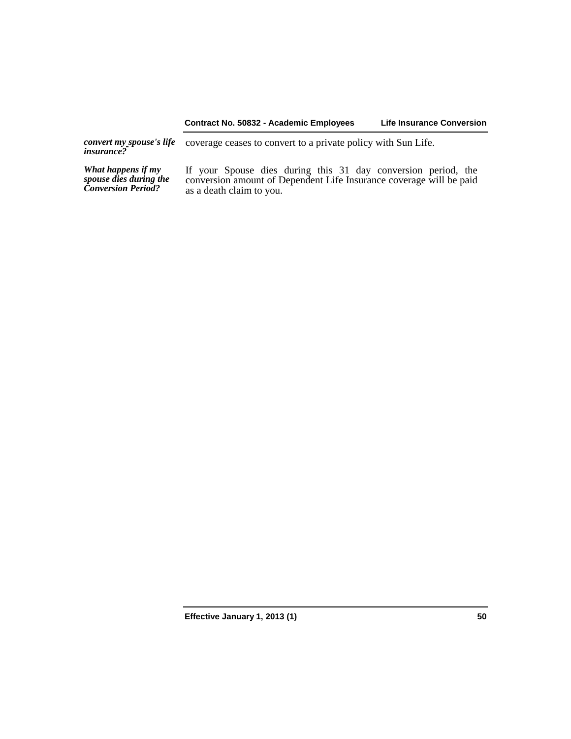***convert my spouse's life insurance?***

coverage ceases to convert to a private policy with Sun Life.

***What happens if my spouse dies during the Conversion Period?***

If your Spouse dies during this 31 day conversion period, the conversion amount of Dependent Life Insurance coverage will be paid as a death claim to you.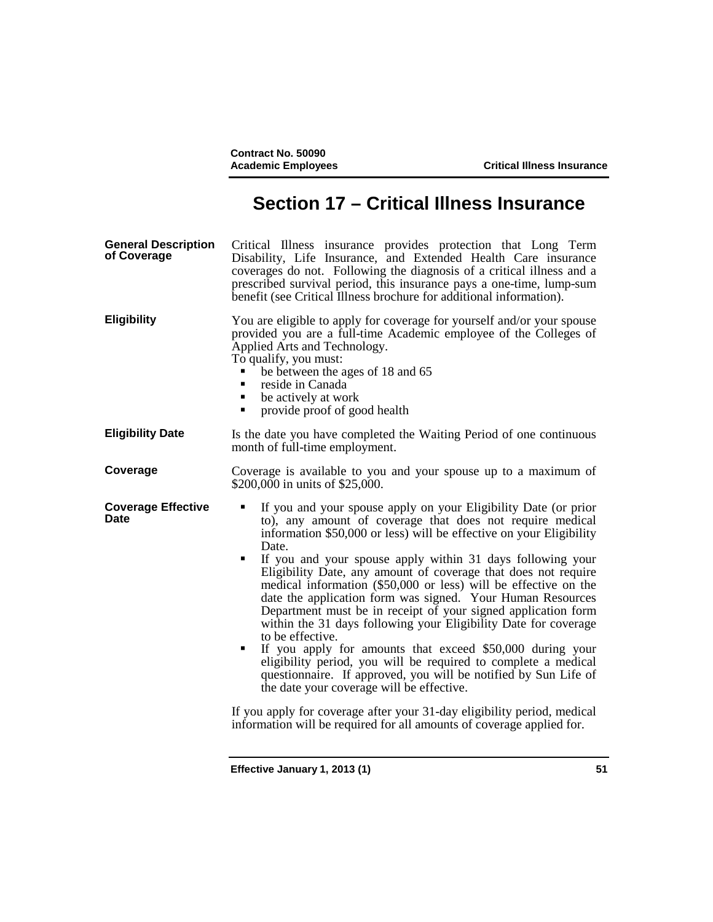# Section 17 – Critical Illness Insurance

**General Description of Coverage**

Critical Illness insurance provides protection that Long Term Disability, Life Insurance, and Extended Health Care insurance coverages do not. Following the diagnosis of a critical illness and a prescribed survival period, this insurance pays a one-time, lump-sum benefit (see Critical Illness brochure for additional information).

**Eligibility**

You are eligible to apply for coverage for yourself and/or your spouse provided you are a full-time Academic employee of the Colleges of Applied Arts and Technology.

To qualify, you must:

- be between the ages of 18 and 65
- reside in Canada
- be actively at work
- provide proof of good health

**Eligibility Date**

Is the date you have completed the Waiting Period of one continuous month of full-time employment.

**Coverage**

Coverage is available to you and your spouse up to a maximum of $200,000 in units of $25,000.

**Coverage Effective Date**

- If you and your spouse apply on your Eligibility Date (or prior to), any amount of coverage that does not require medical information $50,000 or less) will be effective on your Eligibility Date.
- If you and your spouse apply within 31 days following your Eligibility Date, any amount of coverage that does not require medical information ($50,000 or less) will be effective on the date the application form was signed. Your Human Resources Department must be in receipt of your signed application form within the 31 days following your Eligibility Date for coverage to be effective.
- If you apply for amounts that exceed $50,000 during your eligibility period, you will be required to complete a medical questionnaire. If approved, you will be notified by Sun Life of the date your coverage will be effective.

If you apply for coverage after your 31-day eligibility period, medical information will be required for all amounts of coverage applied for.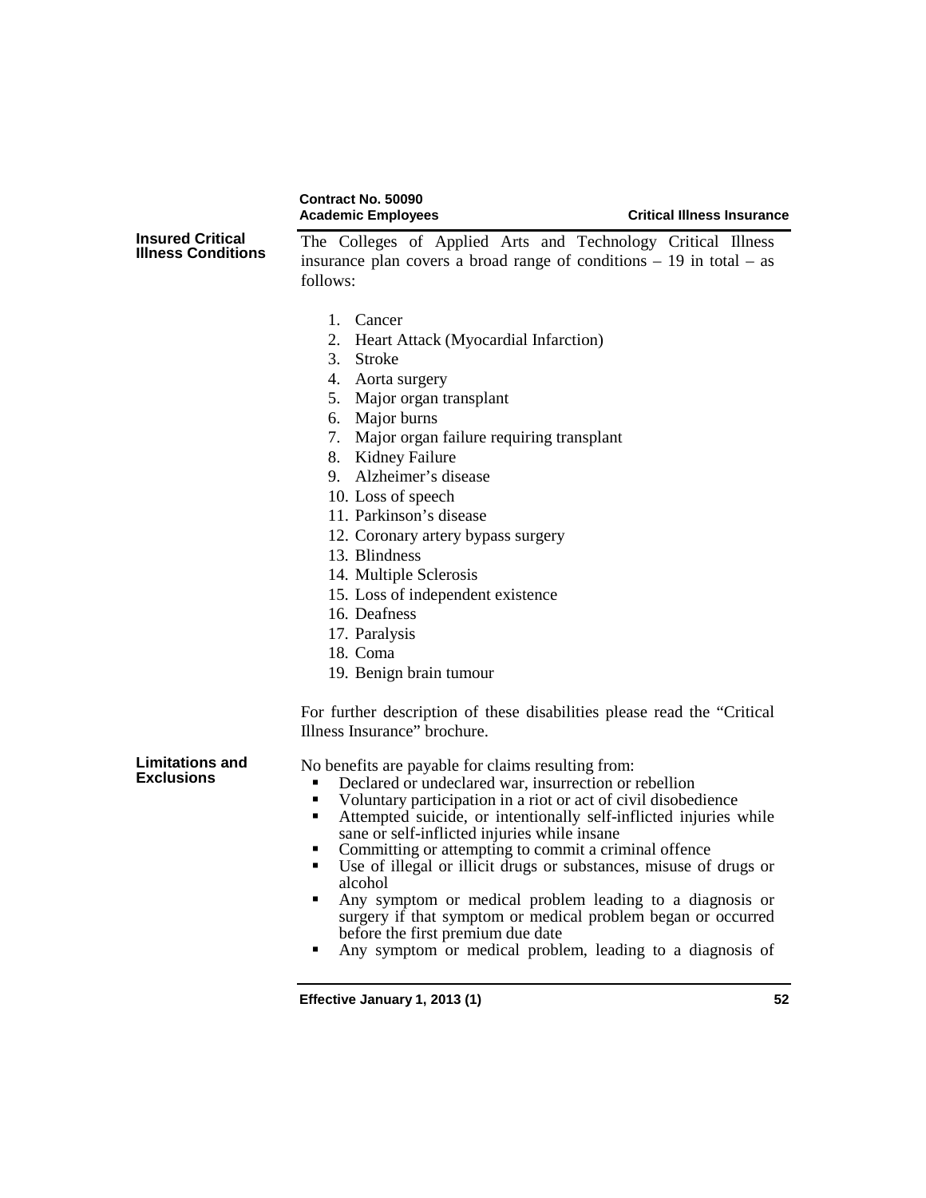### Insured Critical Illness Conditions

The Colleges of Applied Arts and Technology Critical Illness insurance plan covers a broad range of conditions – 19 in total – as follows:

1. Cancer
2. Heart Attack (Myocardial Infarction)
3. Stroke
4. Aorta surgery
5. Major organ transplant
6. Major burns
7. Major organ failure requiring transplant
8. Kidney Failure
9. Alzheimer's disease
10. Loss of speech
11. Parkinson's disease
12. Coronary artery bypass surgery
13. Blindness
14. Multiple Sclerosis
15. Loss of independent existence
16. Deafness
17. Paralysis
18. Coma
19. Benign brain tumour

For further description of these disabilities please read the "Critical Illness Insurance" brochure.

### Limitations and Exclusions

No benefits are payable for claims resulting from:

- Declared or undeclared war, insurrection or rebellion
- Voluntary participation in a riot or act of civil disobedience
- Attempted suicide, or intentionally self-inflicted injuries while sane or self-inflicted injuries while insane
- Committing or attempting to commit a criminal offence
- Use of illegal or illicit drugs or substances, misuse of drugs or alcohol
- Any symptom or medical problem leading to a diagnosis or surgery if that symptom or medical problem began or occurred before the first premium due date
- Any symptom or medical problem, leading to a diagnosis of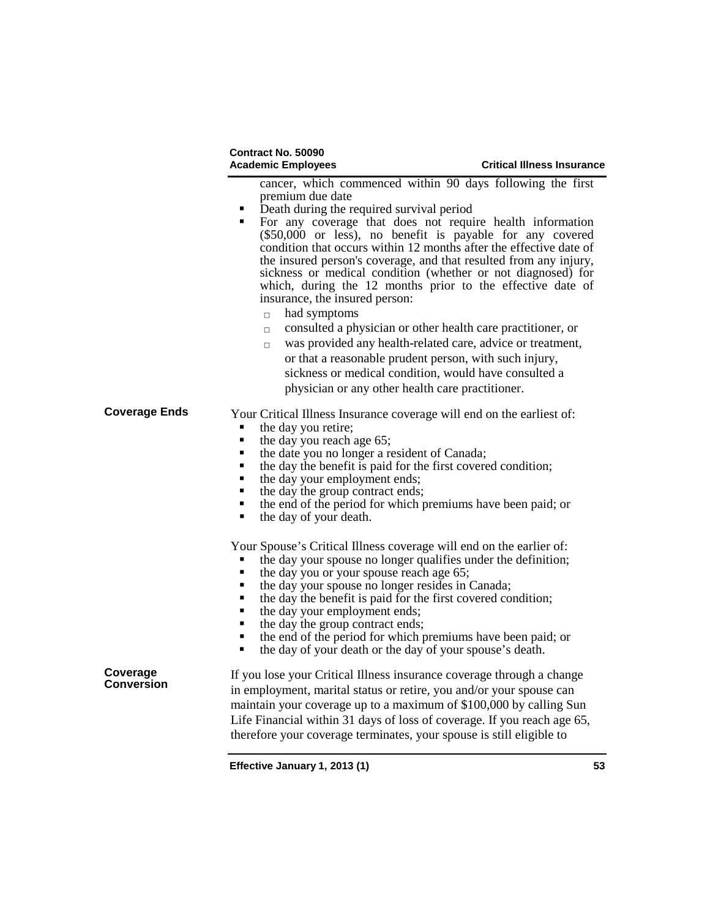cancer, which commenced within 90 days following the first premium due date

- Death during the required survival period
- For any coverage that does not require health information ($50,000 or less), no benefit is payable for any covered condition that occurs within 12 months after the effective date of the insured person's coverage, and that resulted from any injury, sickness or medical condition (whether or not diagnosed) for which, during the 12 months prior to the effective date of insurance, the insured person:
  - had symptoms
  - consulted a physician or other health care practitioner, or
  - was provided any health-related care, advice or treatment, or that a reasonable prudent person, with such injury, sickness or medical condition, would have consulted a physician or any other health care practitioner.

**Coverage Ends**

Your Critical Illness Insurance coverage will end on the earliest of:

- the day you retire;
- the day you reach age 65;
- the date you no longer a resident of Canada;
- the day the benefit is paid for the first covered condition;
- the day your employment ends;
- the day the group contract ends;
- the end of the period for which premiums have been paid; or
- the day of your death.

Your Spouse's Critical Illness coverage will end on the earlier of:

- the day your spouse no longer qualifies under the definition;
- the day you or your spouse reach age 65;
- the day your spouse no longer resides in Canada;
- the day the benefit is paid for the first covered condition;
- the day your employment ends;
- the day the group contract ends;
- the end of the period for which premiums have been paid; or
- the day of your death or the day of your spouse's death.

**Coverage Conversion**

If you lose your Critical Illness insurance coverage through a change in employment, marital status or retire, you and/or your spouse can maintain your coverage up to a maximum of $100,000 by calling Sun Life Financial within 31 days of loss of coverage. If you reach age 65, therefore your coverage terminates, your spouse is still eligible to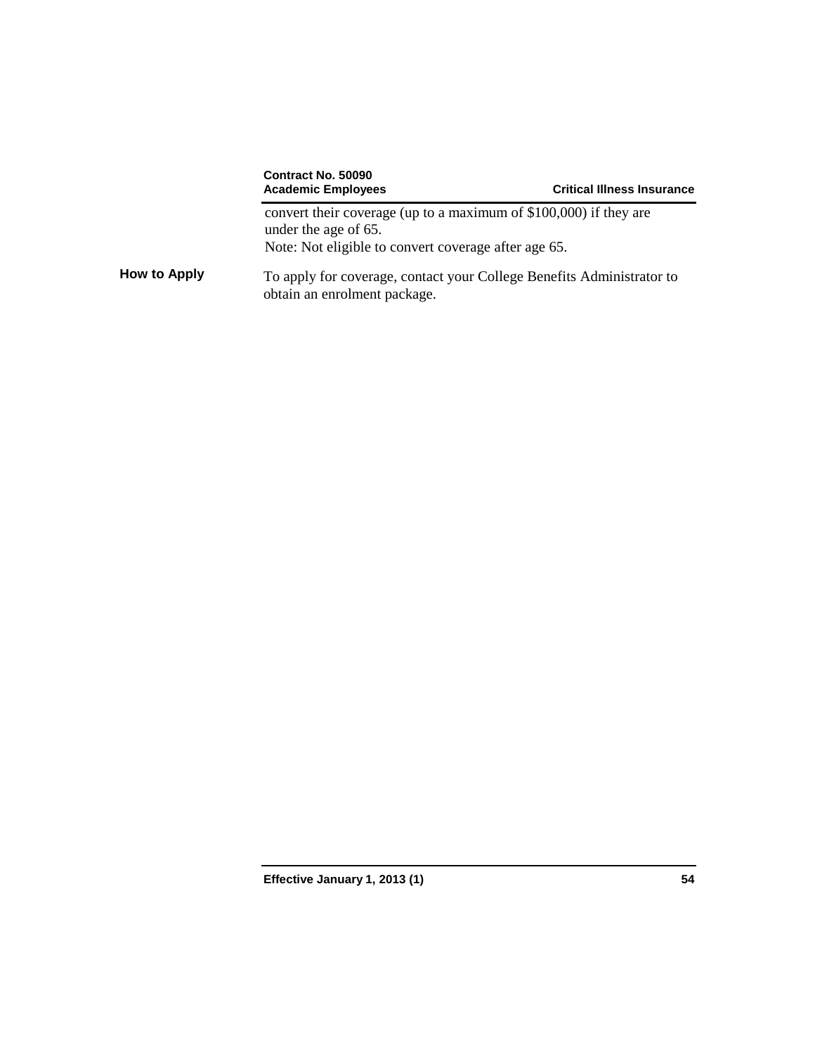convert their coverage (up to a maximum of $100,000) if they are under the age of 65.

Note: Not eligible to convert coverage after age 65.

**How to Apply**

To apply for coverage, contact your College Benefits Administrator to obtain an enrolment package.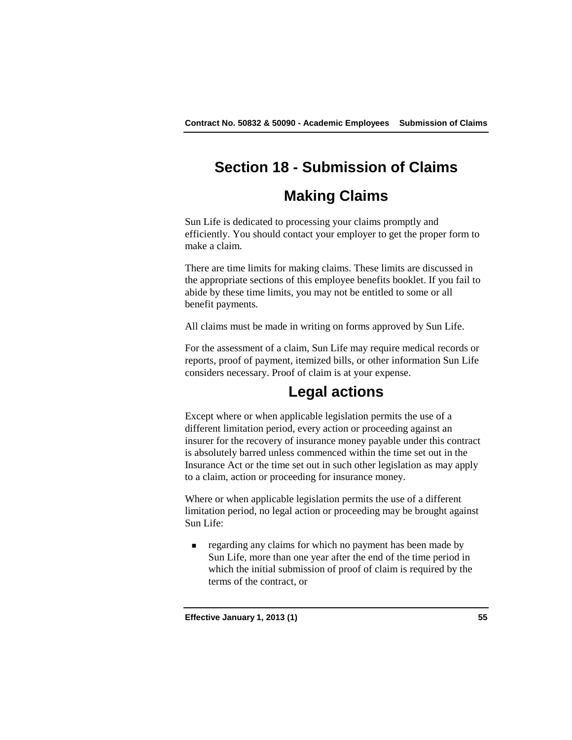# Section 18 - Submission of Claims

## Making Claims

Sun Life is dedicated to processing your claims promptly and efficiently. You should contact your employer to get the proper form to make a claim.

There are time limits for making claims. These limits are discussed in the appropriate sections of this employee benefits booklet. If you fail to abide by these time limits, you may not be entitled to some or all benefit payments.

All claims must be made in writing on forms approved by Sun Life.

For the assessment of a claim, Sun Life may require medical records or reports, proof of payment, itemized bills, or other information Sun Life considers necessary. Proof of claim is at your expense.

## Legal actions

Except where or when applicable legislation permits the use of a different limitation period, every action or proceeding against an insurer for the recovery of insurance money payable under this contract is absolutely barred unless commenced within the time set out in the Insurance Act or the time set out in such other legislation as may apply to a claim, action or proceeding for insurance money.

Where or when applicable legislation permits the use of a different limitation period, no legal action or proceeding may be brought against Sun Life:

- regarding any claims for which no payment has been made by Sun Life, more than one year after the end of the time period in which the initial submission of proof of claim is required by the terms of the contract, or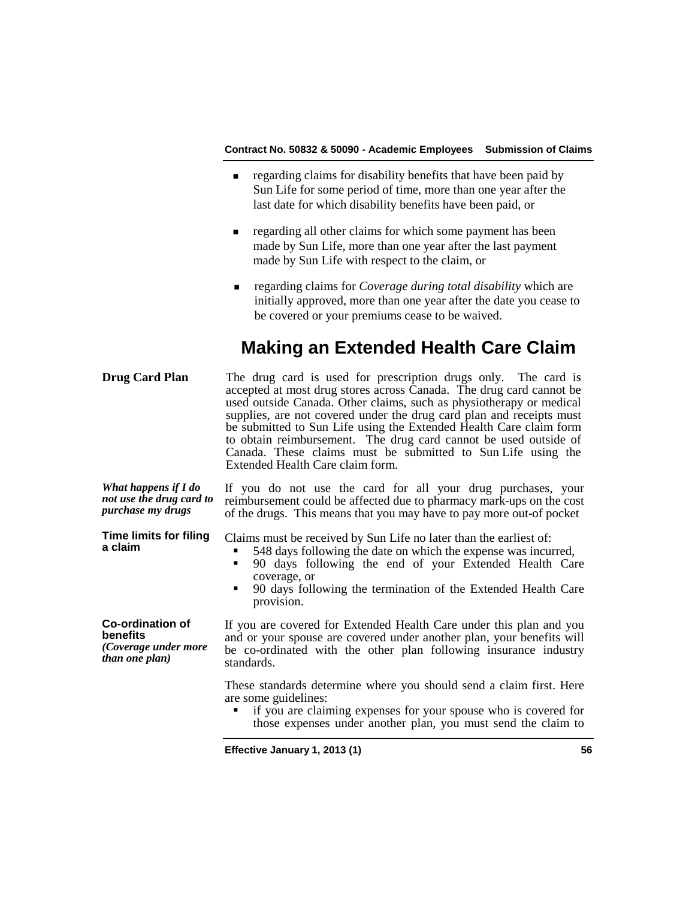- regarding claims for disability benefits that have been paid by Sun Life for some period of time, more than one year after the last date for which disability benefits have been paid, or
- regarding all other claims for which some payment has been made by Sun Life, more than one year after the last payment made by Sun Life with respect to the claim, or
- regarding claims for *Coverage during total disability* which are initially approved, more than one year after the date you cease to be covered or your premiums cease to be waived.

## Making an Extended Health Care Claim

**Drug Card Plan**

The drug card is used for prescription drugs only. The card is accepted at most drug stores across Canada. The drug card cannot be used outside Canada. Other claims, such as physiotherapy or medical supplies, are not covered under the drug card plan and receipts must be submitted to Sun Life using the Extended Health Care claim form to obtain reimbursement. The drug card cannot be used outside of Canada. These claims must be submitted to Sun Life using the Extended Health Care claim form.

***What happens if I do not use the drug card to purchase my drugs***

If you do not use the card for all your drug purchases, your reimbursement could be affected due to pharmacy mark-ups on the cost of the drugs. This means that you may have to pay more out-of pocket

**Time limits for filing a claim**

Claims must be received by Sun Life no later than the earliest of:

- 548 days following the date on which the expense was incurred,
- 90 days following the end of your Extended Health Care coverage, or
- 90 days following the termination of the Extended Health Care provision.

**Co-ordination of benefits** *(Coverage under more than one plan)*

If you are covered for Extended Health Care under this plan and you and or your spouse are covered under another plan, your benefits will be co-ordinated with the other plan following insurance industry standards.

These standards determine where you should send a claim first. Here are some guidelines:

- if you are claiming expenses for your spouse who is covered for those expenses under another plan, you must send the claim to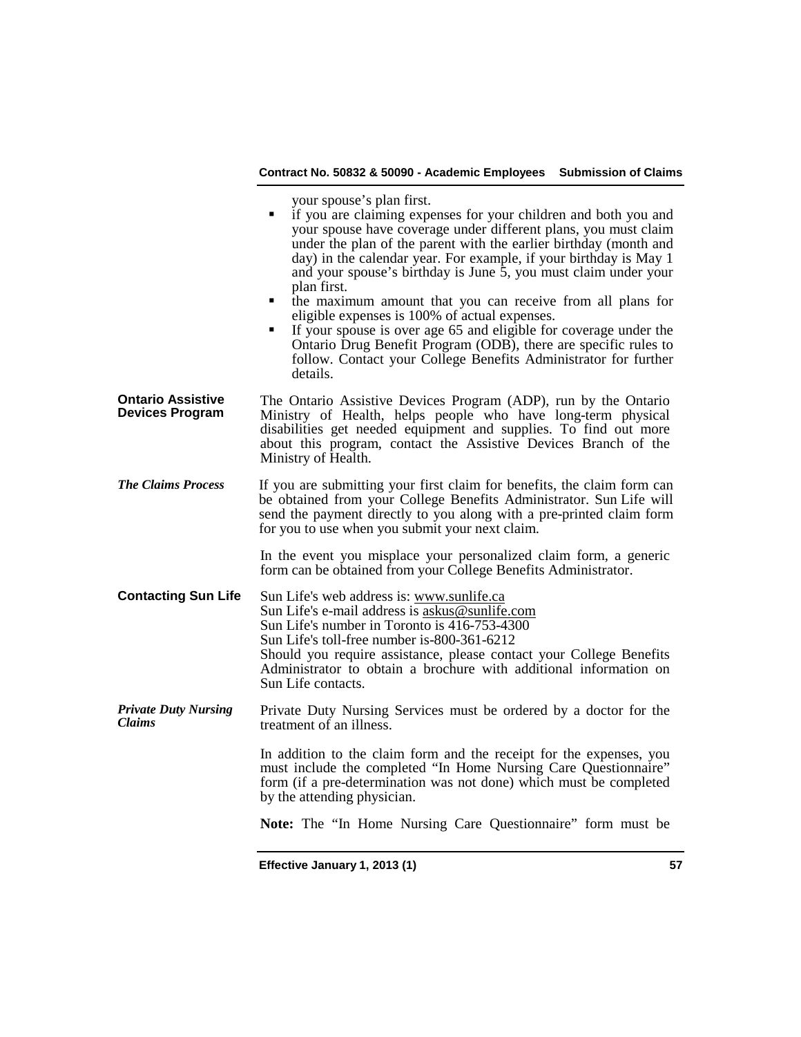your spouse's plan first.

- if you are claiming expenses for your children and both you and your spouse have coverage under different plans, you must claim under the plan of the parent with the earlier birthday (month and day) in the calendar year. For example, if your birthday is May 1 and your spouse's birthday is June 5, you must claim under your plan first.
- the maximum amount that you can receive from all plans for eligible expenses is 100% of actual expenses.
- If your spouse is over age 65 and eligible for coverage under the Ontario Drug Benefit Program (ODB), there are specific rules to follow. Contact your College Benefits Administrator for further details.

**Ontario Assistive Devices Program**

The Ontario Assistive Devices Program (ADP), run by the Ontario Ministry of Health, helps people who have long-term physical disabilities get needed equipment and supplies. To find out more about this program, contact the Assistive Devices Branch of the Ministry of Health.

***The Claims Process***

If you are submitting your first claim for benefits, the claim form can be obtained from your College Benefits Administrator. Sun Life will send the payment directly to you along with a pre-printed claim form for you to use when you submit your next claim.

In the event you misplace your personalized claim form, a generic form can be obtained from your College Benefits Administrator.

**Contacting Sun Life**

Sun Life's web address is: www.sunlife.ca
Sun Life's e-mail address is askus@sunlife.com
Sun Life's number in Toronto is 416-753-4300
Sun Life's toll-free number is-800-361-6212
Should you require assistance, please contact your College Benefits Administrator to obtain a brochure with additional information on Sun Life contacts.

***Private Duty Nursing Claims***

Private Duty Nursing Services must be ordered by a doctor for the treatment of an illness.

In addition to the claim form and the receipt for the expenses, you must include the completed "In Home Nursing Care Questionnaire" form (if a pre-determination was not done) which must be completed by the attending physician.

**Note:** The "In Home Nursing Care Questionnaire" form must be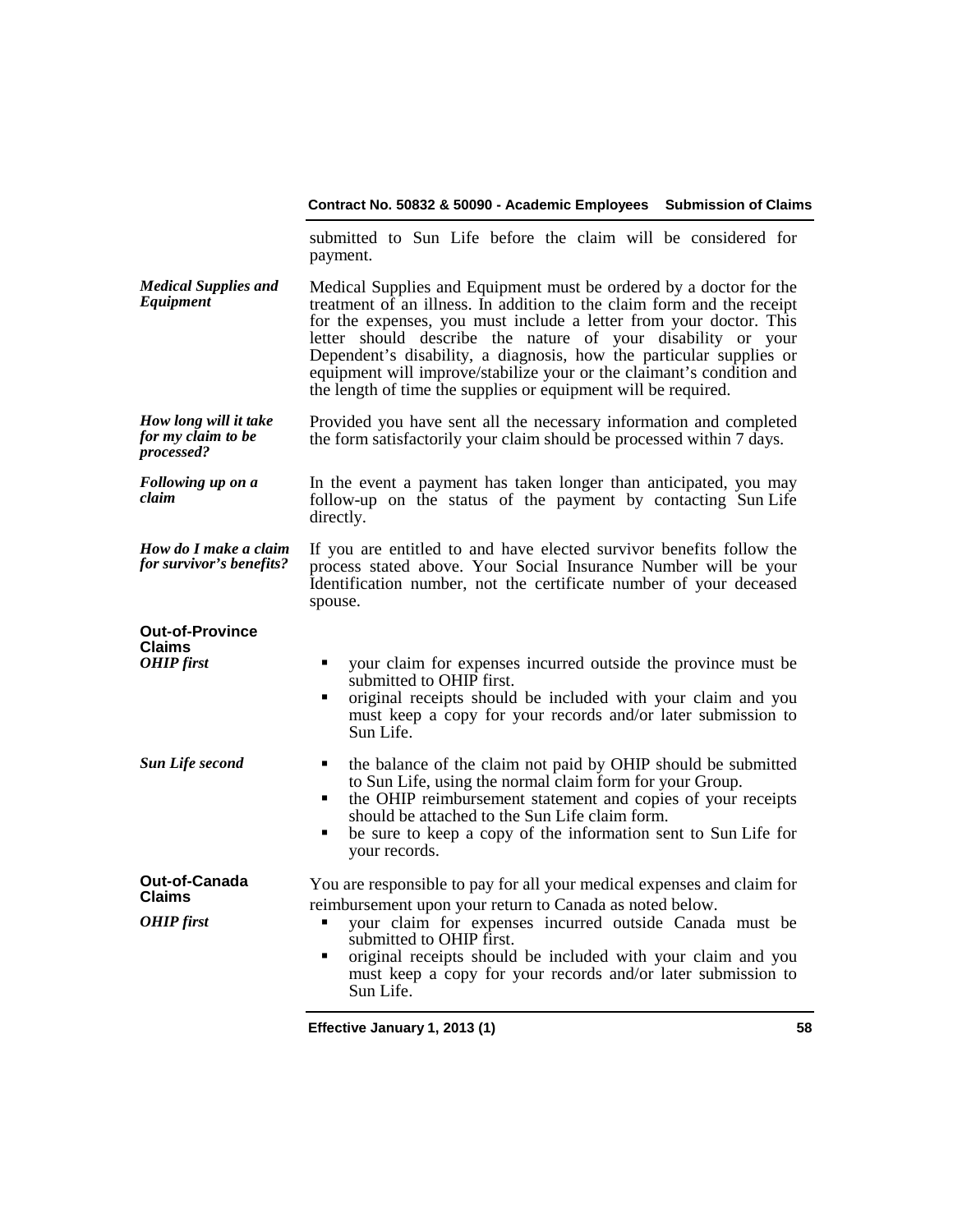submitted to Sun Life before the claim will be considered for payment.

***Medical Supplies and Equipment***

Medical Supplies and Equipment must be ordered by a doctor for the treatment of an illness. In addition to the claim form and the receipt for the expenses, you must include a letter from your doctor. This letter should describe the nature of your disability or your Dependent's disability, a diagnosis, how the particular supplies or equipment will improve/stabilize your or the claimant's condition and the length of time the supplies or equipment will be required.

***How long will it take for my claim to be processed?***

Provided you have sent all the necessary information and completed the form satisfactorily your claim should be processed within 7 days.

***Following up on a claim***

In the event a payment has taken longer than anticipated, you may follow-up on the status of the payment by contacting Sun Life directly.

***How do I make a claim for survivor's benefits?***

If you are entitled to and have elected survivor benefits follow the process stated above. Your Social Insurance Number will be your Identification number, not the certificate number of your deceased spouse.

## Out-of-Province Claims

***OHIP first***

- your claim for expenses incurred outside the province must be submitted to OHIP first.
- original receipts should be included with your claim and you must keep a copy for your records and/or later submission to Sun Life.

***Sun Life second***

- the balance of the claim not paid by OHIP should be submitted to Sun Life, using the normal claim form for your Group.
- the OHIP reimbursement statement and copies of your receipts should be attached to the Sun Life claim form.
- be sure to keep a copy of the information sent to Sun Life for your records.

## Out-of-Canada Claims

You are responsible to pay for all your medical expenses and claim for reimbursement upon your return to Canada as noted below.

***OHIP first***

- your claim for expenses incurred outside Canada must be submitted to OHIP first.
- original receipts should be included with your claim and you must keep a copy for your records and/or later submission to Sun Life.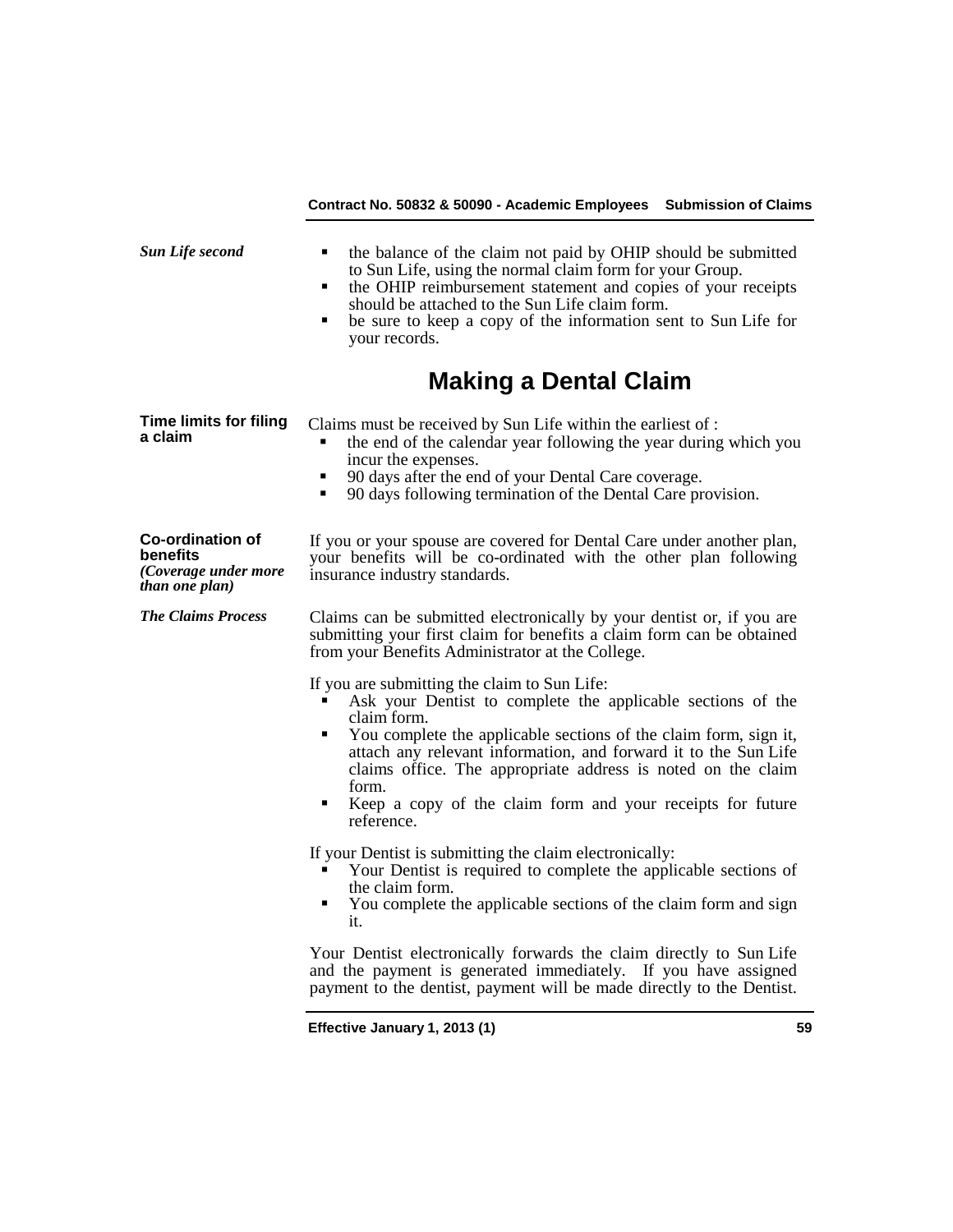*Sun Life second*

- the balance of the claim not paid by OHIP should be submitted to Sun Life, using the normal claim form for your Group.
- the OHIP reimbursement statement and copies of your receipts should be attached to the Sun Life claim form.
- be sure to keep a copy of the information sent to Sun Life for your records.

## Making a Dental Claim

**Time limits for filing a claim**

Claims must be received by Sun Life within the earliest of :

- the end of the calendar year following the year during which you incur the expenses.
- 90 days after the end of your Dental Care coverage.
- 90 days following termination of the Dental Care provision.

**Co-ordination of benefits**
***(Coverage under more than one plan)***

If you or your spouse are covered for Dental Care under another plan, your benefits will be co-ordinated with the other plan following insurance industry standards.

***The Claims Process***

Claims can be submitted electronically by your dentist or, if you are submitting your first claim for benefits a claim form can be obtained from your Benefits Administrator at the College.

If you are submitting the claim to Sun Life:

- Ask your Dentist to complete the applicable sections of the claim form.
- You complete the applicable sections of the claim form, sign it, attach any relevant information, and forward it to the Sun Life claims office. The appropriate address is noted on the claim form.
- Keep a copy of the claim form and your receipts for future reference.

If your Dentist is submitting the claim electronically:

- Your Dentist is required to complete the applicable sections of the claim form.
- You complete the applicable sections of the claim form and sign it.

Your Dentist electronically forwards the claim directly to Sun Life and the payment is generated immediately. If you have assigned payment to the dentist, payment will be made directly to the Dentist.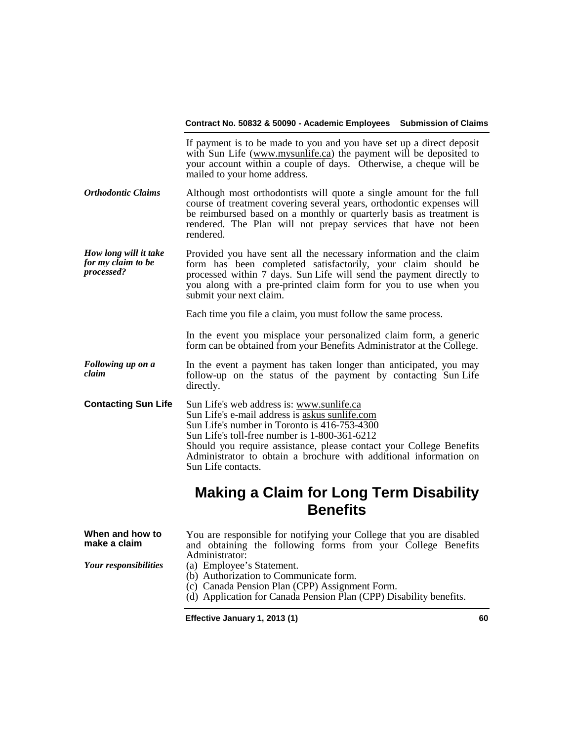If payment is to be made to you and you have set up a direct deposit with Sun Life (www.mysunlife.ca) the payment will be deposited to your account within a couple of days. Otherwise, a cheque will be mailed to your home address.

***Orthodontic Claims***

Although most orthodontists will quote a single amount for the full course of treatment covering several years, orthodontic expenses will be reimbursed based on a monthly or quarterly basis as treatment is rendered. The Plan will not prepay services that have not been rendered.

***How long will it take for my claim to be processed?***

Provided you have sent all the necessary information and the claim form has been completed satisfactorily, your claim should be processed within 7 days. Sun Life will send the payment directly to you along with a pre-printed claim form for you to use when you submit your next claim.

Each time you file a claim, you must follow the same process.

In the event you misplace your personalized claim form, a generic form can be obtained from your Benefits Administrator at the College.

***Following up on a claim***

In the event a payment has taken longer than anticipated, you may follow-up on the status of the payment by contacting Sun Life directly.

**Contacting Sun Life**

Sun Life's web address is: www.sunlife.ca
Sun Life's e-mail address is askus sunlife.com
Sun Life's number in Toronto is 416-753-4300
Sun Life's toll-free number is 1-800-361-6212
Should you require assistance, please contact your College Benefits Administrator to obtain a brochure with additional information on Sun Life contacts.

# Making a Claim for Long Term Disability Benefits

**When and how to make a claim**

***Your responsibilities***

You are responsible for notifying your College that you are disabled and obtaining the following forms from your College Benefits Administrator:

(a) Employee's Statement.
(b) Authorization to Communicate form.
(c) Canada Pension Plan (CPP) Assignment Form.
(d) Application for Canada Pension Plan (CPP) Disability benefits.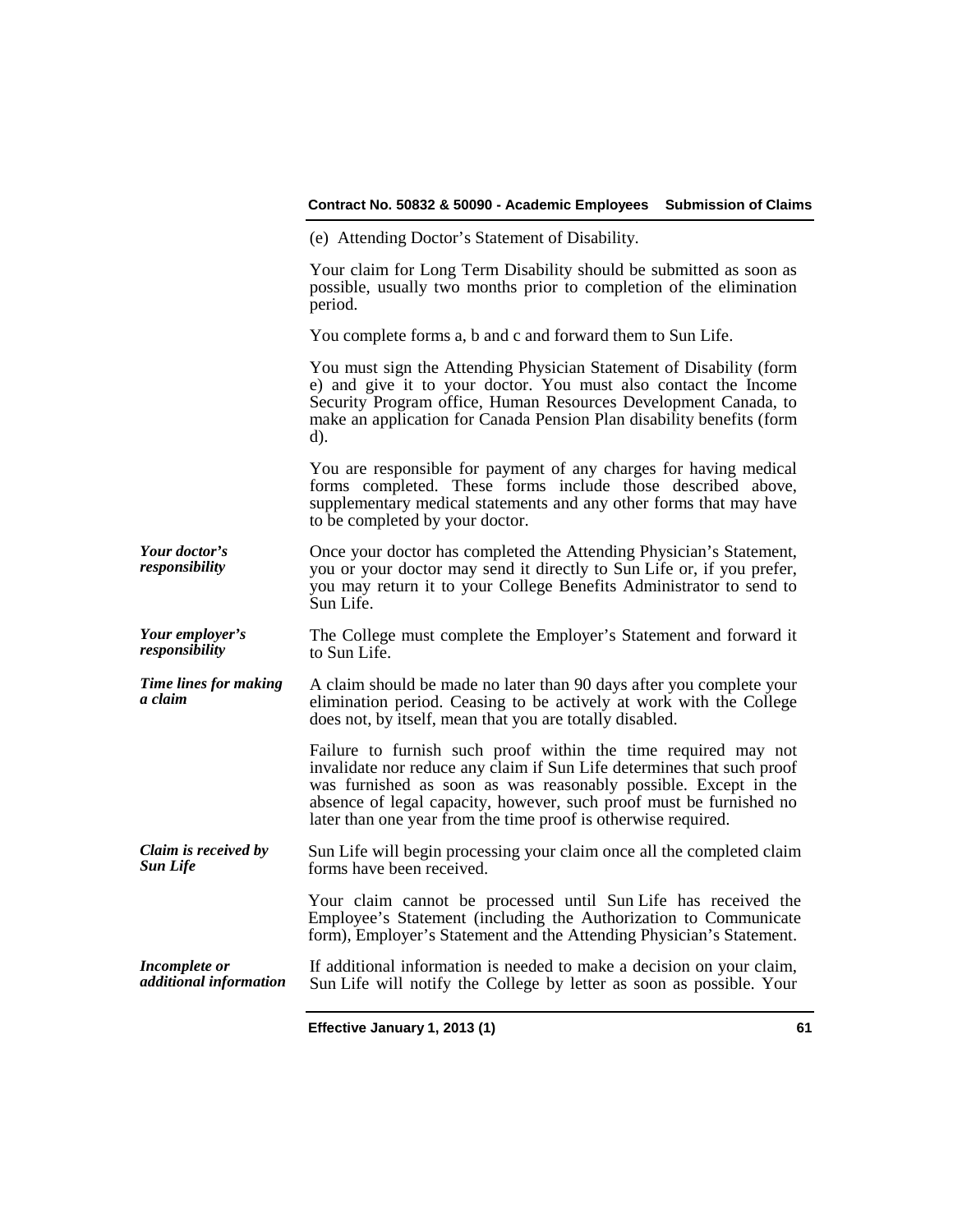(e) Attending Doctor's Statement of Disability.

Your claim for Long Term Disability should be submitted as soon as possible, usually two months prior to completion of the elimination period.

You complete forms a, b and c and forward them to Sun Life.

You must sign the Attending Physician Statement of Disability (form e) and give it to your doctor. You must also contact the Income Security Program office, Human Resources Development Canada, to make an application for Canada Pension Plan disability benefits (form d).

You are responsible for payment of any charges for having medical forms completed. These forms include those described above, supplementary medical statements and any other forms that may have to be completed by your doctor.

***Your doctor's responsibility***

Once your doctor has completed the Attending Physician's Statement, you or your doctor may send it directly to Sun Life or, if you prefer, you may return it to your College Benefits Administrator to send to Sun Life.

***Your employer's responsibility***

The College must complete the Employer's Statement and forward it to Sun Life.

***Time lines for making a claim***

A claim should be made no later than 90 days after you complete your elimination period. Ceasing to be actively at work with the College does not, by itself, mean that you are totally disabled.

Failure to furnish such proof within the time required may not invalidate nor reduce any claim if Sun Life determines that such proof was furnished as soon as was reasonably possible. Except in the absence of legal capacity, however, such proof must be furnished no later than one year from the time proof is otherwise required.

***Claim is received by Sun Life***

Sun Life will begin processing your claim once all the completed claim forms have been received.

Your claim cannot be processed until Sun Life has received the Employee's Statement (including the Authorization to Communicate form), Employer's Statement and the Attending Physician's Statement.

***Incomplete or additional information***

If additional information is needed to make a decision on your claim, Sun Life will notify the College by letter as soon as possible. Your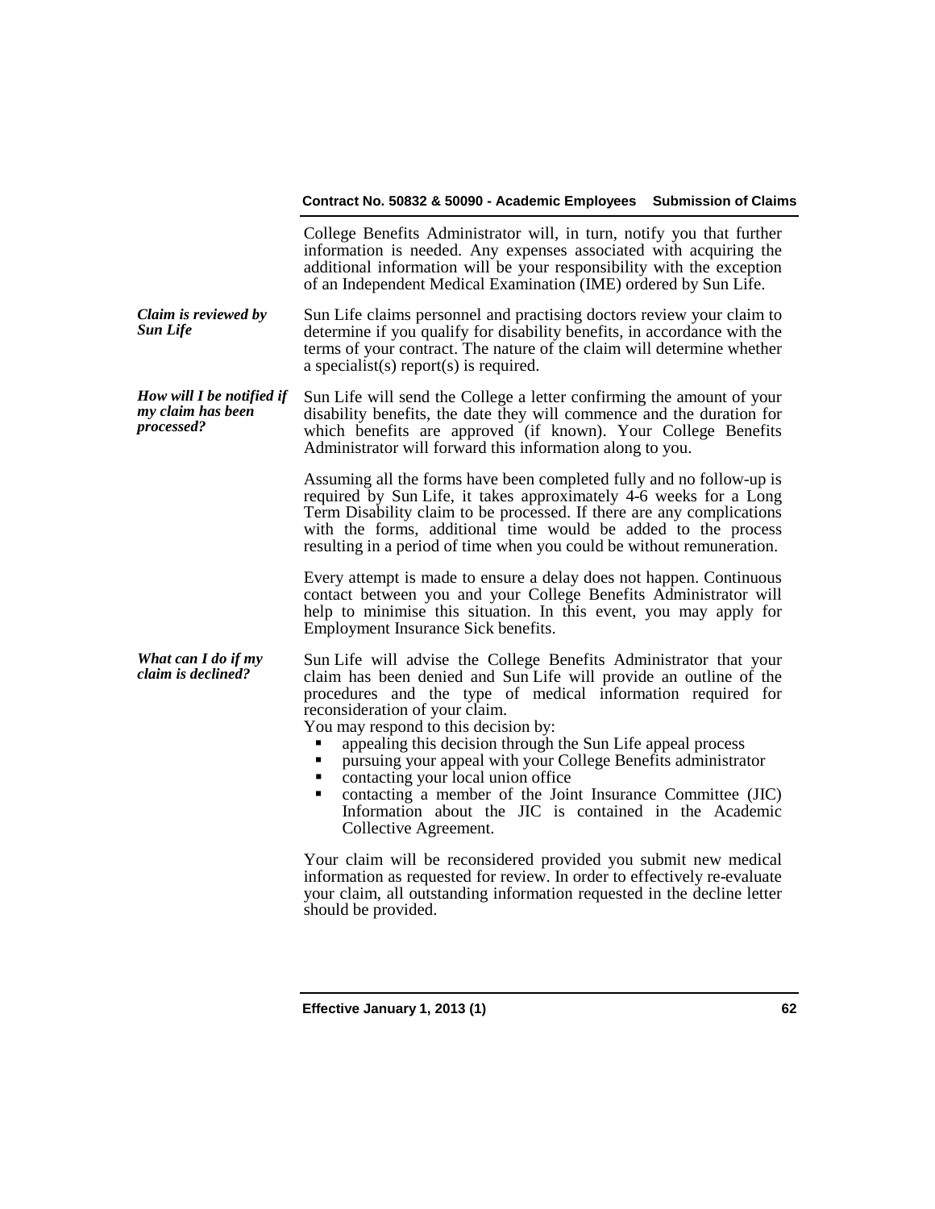College Benefits Administrator will, in turn, notify you that further information is needed. Any expenses associated with acquiring the additional information will be your responsibility with the exception of an Independent Medical Examination (IME) ordered by Sun Life.

***Claim is reviewed by Sun Life***

Sun Life claims personnel and practising doctors review your claim to determine if you qualify for disability benefits, in accordance with the terms of your contract. The nature of the claim will determine whether a specialist(s) report(s) is required.

***How will I be notified if my claim has been processed?***

Sun Life will send the College a letter confirming the amount of your disability benefits, the date they will commence and the duration for which benefits are approved (if known). Your College Benefits Administrator will forward this information along to you.

Assuming all the forms have been completed fully and no follow-up is required by Sun Life, it takes approximately 4-6 weeks for a Long Term Disability claim to be processed. If there are any complications with the forms, additional time would be added to the process resulting in a period of time when you could be without remuneration.

Every attempt is made to ensure a delay does not happen. Continuous contact between you and your College Benefits Administrator will help to minimise this situation. In this event, you may apply for Employment Insurance Sick benefits.

***What can I do if my claim is declined?***

Sun Life will advise the College Benefits Administrator that your claim has been denied and Sun Life will provide an outline of the procedures and the type of medical information required for reconsideration of your claim.

You may respond to this decision by:

- appealing this decision through the Sun Life appeal process
- pursuing your appeal with your College Benefits administrator
- contacting your local union office
- contacting a member of the Joint Insurance Committee (JIC) Information about the JIC is contained in the Academic Collective Agreement.

Your claim will be reconsidered provided you submit new medical information as requested for review. In order to effectively re-evaluate your claim, all outstanding information requested in the decline letter should be provided.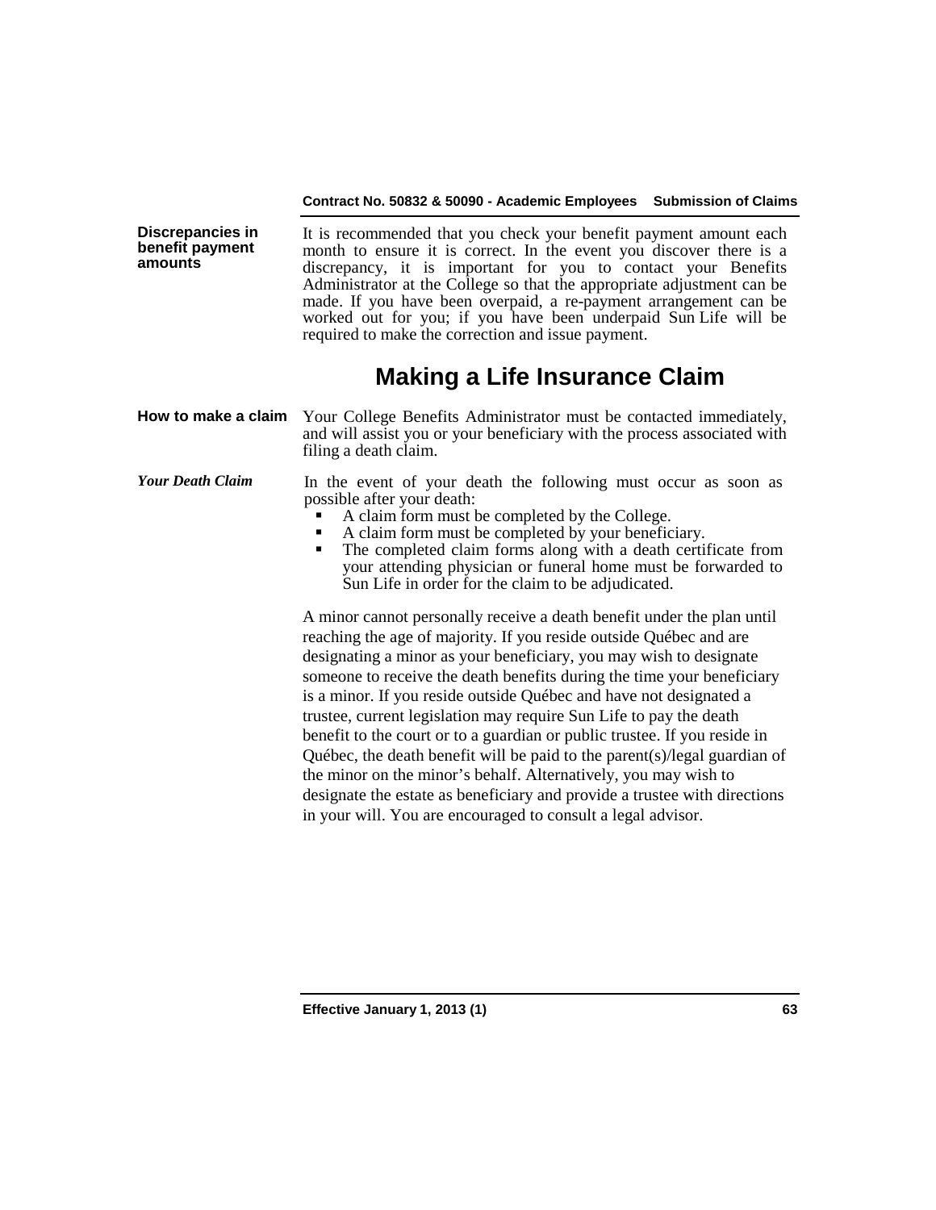**Discrepancies in benefit payment amounts**

It is recommended that you check your benefit payment amount each month to ensure it is correct. In the event you discover there is a discrepancy, it is important for you to contact your Benefits Administrator at the College so that the appropriate adjustment can be made. If you have been overpaid, a re-payment arrangement can be worked out for you; if you have been underpaid Sun Life will be required to make the correction and issue payment.

## Making a Life Insurance Claim

**How to make a claim**

Your College Benefits Administrator must be contacted immediately, and will assist you or your beneficiary with the process associated with filing a death claim.

***Your Death Claim***

In the event of your death the following must occur as soon as possible after your death:

- A claim form must be completed by the College.
- A claim form must be completed by your beneficiary.
- The completed claim forms along with a death certificate from your attending physician or funeral home must be forwarded to Sun Life in order for the claim to be adjudicated.

A minor cannot personally receive a death benefit under the plan until reaching the age of majority. If you reside outside Québec and are designating a minor as your beneficiary, you may wish to designate someone to receive the death benefits during the time your beneficiary is a minor. If you reside outside Québec and have not designated a trustee, current legislation may require Sun Life to pay the death benefit to the court or to a guardian or public trustee. If you reside in Québec, the death benefit will be paid to the parent(s)/legal guardian of the minor on the minor's behalf. Alternatively, you may wish to designate the estate as beneficiary and provide a trustee with directions in your will. You are encouraged to consult a legal advisor.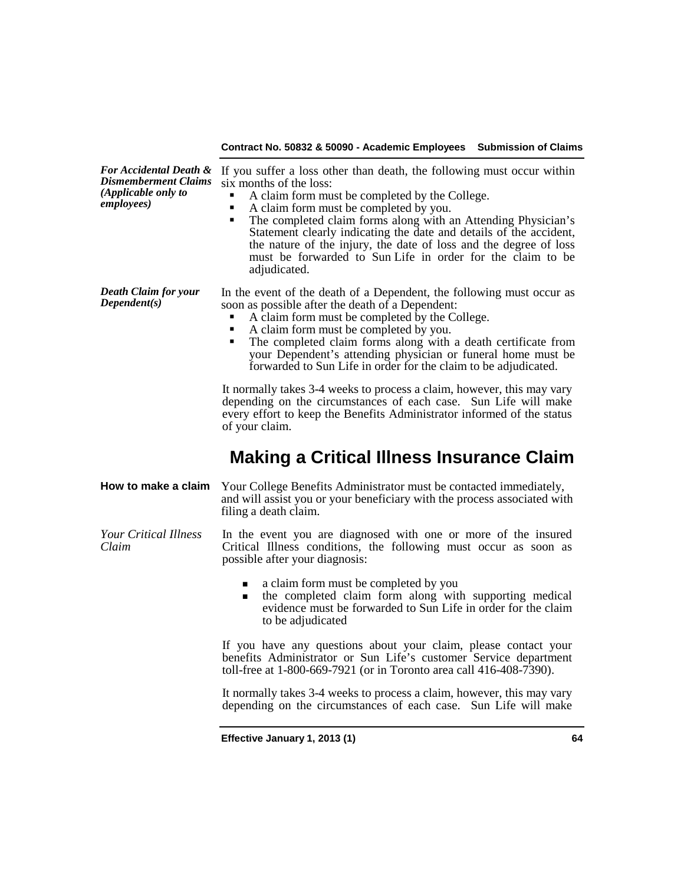***For Accidental Death & Dismemberment Claims (Applicable only to employees)***

If you suffer a loss other than death, the following must occur within six months of the loss:

- A claim form must be completed by the College.
- A claim form must be completed by you.
- The completed claim forms along with an Attending Physician's Statement clearly indicating the date and details of the accident, the nature of the injury, the date of loss and the degree of loss must be forwarded to Sun Life in order for the claim to be adjudicated.

***Death Claim for your Dependent(s)***

In the event of the death of a Dependent, the following must occur as soon as possible after the death of a Dependent:

- A claim form must be completed by the College.
- A claim form must be completed by you.
- The completed claim forms along with a death certificate from your Dependent's attending physician or funeral home must be forwarded to Sun Life in order for the claim to be adjudicated.

It normally takes 3-4 weeks to process a claim, however, this may vary depending on the circumstances of each case. Sun Life will make every effort to keep the Benefits Administrator informed of the status of your claim.

## Making a Critical Illness Insurance Claim

**How to make a claim**

Your College Benefits Administrator must be contacted immediately, and will assist you or your beneficiary with the process associated with filing a death claim.

*Your Critical Illness Claim*

In the event you are diagnosed with one or more of the insured Critical Illness conditions, the following must occur as soon as possible after your diagnosis:

- a claim form must be completed by you
- the completed claim form along with supporting medical evidence must be forwarded to Sun Life in order for the claim to be adjudicated

If you have any questions about your claim, please contact your benefits Administrator or Sun Life's customer Service department toll-free at 1-800-669-7921 (or in Toronto area call 416-408-7390).

It normally takes 3-4 weeks to process a claim, however, this may vary depending on the circumstances of each case. Sun Life will make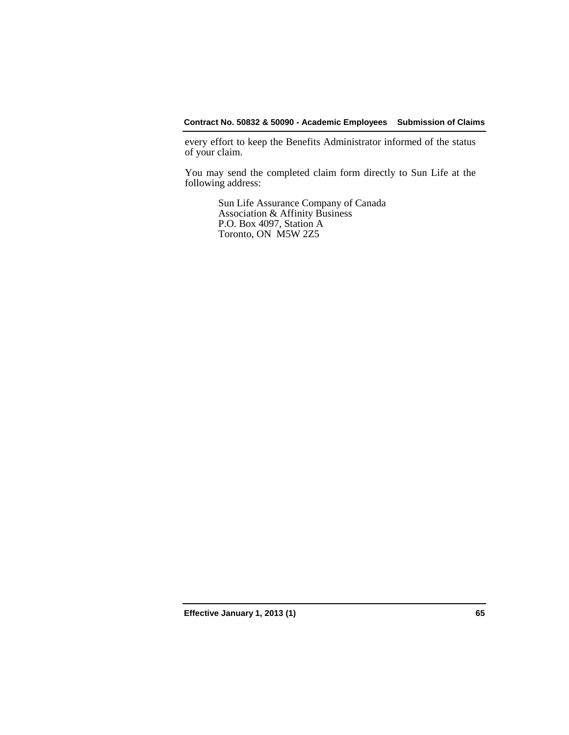every effort to keep the Benefits Administrator informed of the status of your claim.

You may send the completed claim form directly to Sun Life at the following address:

> Sun Life Assurance Company of Canada
> Association & Affinity Business
> P.O. Box 4097, Station A
> Toronto, ON  M5W 2Z5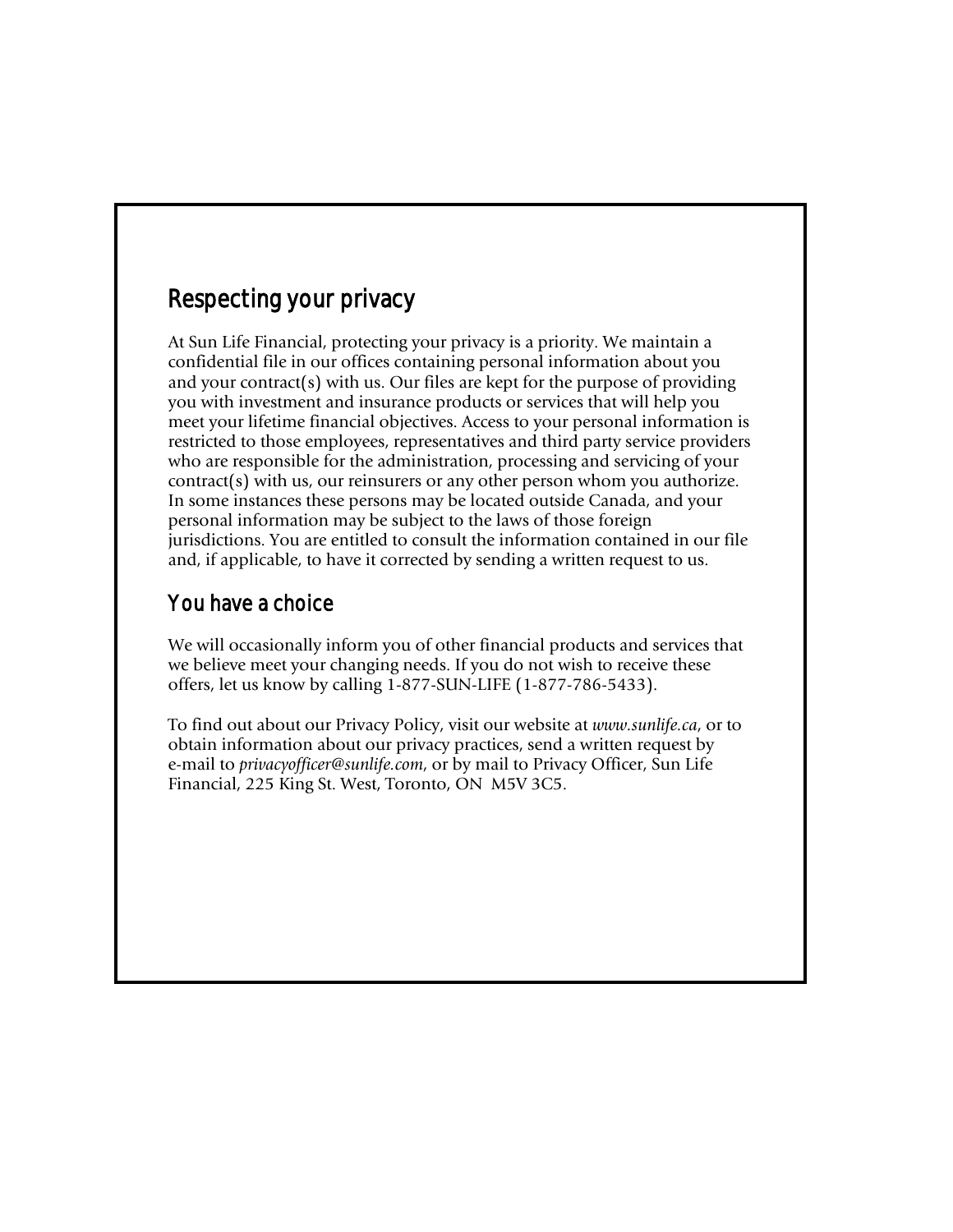## Respecting your privacy

At Sun Life Financial, protecting your privacy is a priority. We maintain a confidential file in our offices containing personal information about you and your contract(s) with us. Our files are kept for the purpose of providing you with investment and insurance products or services that will help you meet your lifetime financial objectives. Access to your personal information is restricted to those employees, representatives and third party service providers who are responsible for the administration, processing and servicing of your contract(s) with us, our reinsurers or any other person whom you authorize. In some instances these persons may be located outside Canada, and your personal information may be subject to the laws of those foreign jurisdictions. You are entitled to consult the information contained in our file and, if applicable, to have it corrected by sending a written request to us.

## You have a choice

We will occasionally inform you of other financial products and services that we believe meet your changing needs. If you do not wish to receive these offers, let us know by calling 1-877-SUN-LIFE (1-877-786-5433).

To find out about our Privacy Policy, visit our website at *www.sunlife.ca*, or to obtain information about our privacy practices, send a written request by e-mail to *privacyofficer@sunlife.com*, or by mail to Privacy Officer, Sun Life Financial, 225 King St. West, Toronto, ON M5V 3C5.